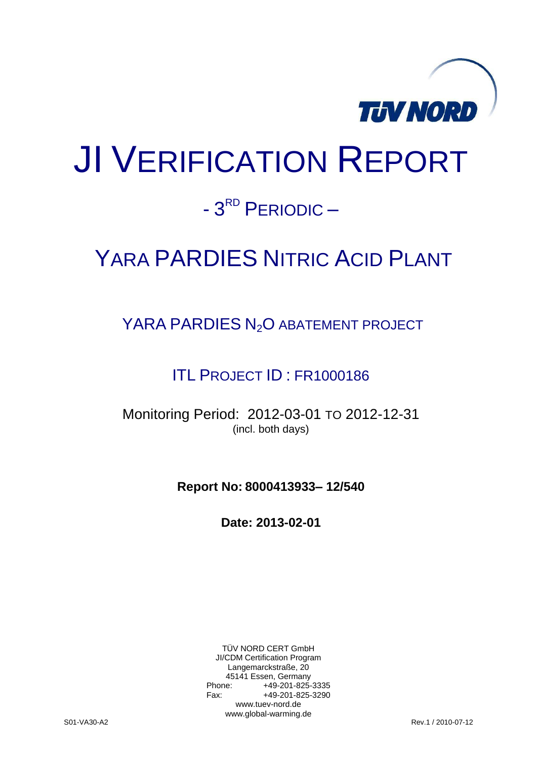TÜV NORD

# JI VERIFICATION REPORT

## - 3RD PERIODIC –

# YARA PARDIES NITRIC ACID PLANT

## YARA PARDIES $N_2O$ ABATEMENT PROJECT

## ITL PROJECT ID : FR1000186

Monitoring Period: 2012-03-01 TO 2012-12-31
(incl. both days)

**Report No: 8000413933– 12/540**

**Date: 2013-02-01**

TÜV NORD CERT GmbH
JI/CDM Certification Program
Langemarckstraße, 20
45141 Essen, Germany
Phone: +49-201-825-3335
Fax: +49-201-825-3290
www.tuev-nord.de
www.global-warming.de

S01-VA30-A2 Rev.1 / 2010-07-12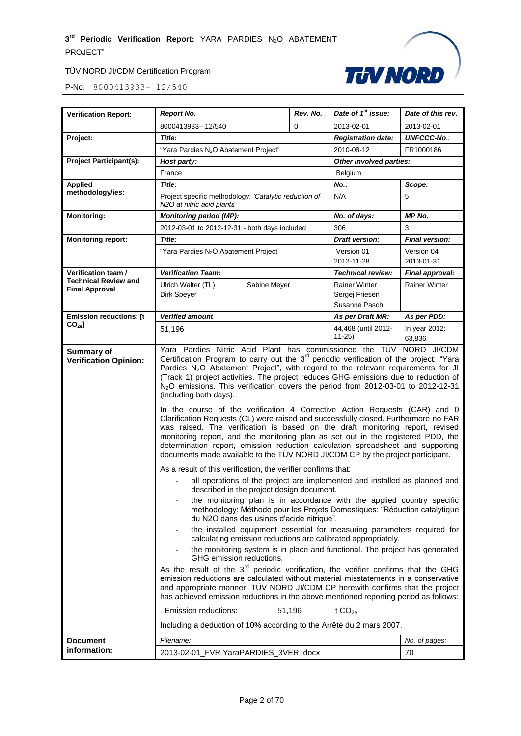| Verification Report: | *Report No.* | *Rev. No.* | *Date of 1st issue:* | *Date of this rev.* |
|---|---|---|---|---|
| | 8000413933– 12/540 | 0 | 2013-02-01 | 2013-02-01 |
| **Project:** | *Title:* | | *Registration date:* | *UNFCCC-No.:* |
| | "Yara Pardies $N_2O$ Abatement Project" | | 2010-08-12 | FR1000186 |
| **Project Participant(s):** | *Host party:* | | *Other involved parties:* | |
| | France | | Belgium | |
| **Applied methodology/ies:** | *Title:* | | *No.:* | *Scope:* |
| | Project specific methodology: *'Catalytic reduction of N2O at nitric acid plants'* | | N/A | 5 |
| **Monitoring:** | *Monitoring period (MP):* | | *No. of days:* | *MP No.* |
| | 2012-03-01 to 2012-12-31 - both days included | | 306 | 3 |
| **Monitoring report:** | *Title:* | | *Draft version:* | *Final version:* |
| | "Yara Pardies $N_2O$ Abatement Project" | | Version 01<br>2012-11-28 | Version 04<br>2013-01-31 |
| **Verification team / Technical Review and Final Approval** | *Verification Team:* | | *Technical review:* | *Final approval:* |
| | Ulrich Walter (TL) Sabine Meyer<br>Dirk Speyer | | Rainer Winter<br>Sergej Friesen<br>Susanne Pasch | Rainer Winter |
| **Emission reductions: [t $CO_{2e}$]** | *Verified amount* | | *As per Draft MR:* | *As per PDD:* |
| | 51,196 | | 44,468 (until 2012-11-25) | In year 2012: 63,836 |
| **Summary of Verification Opinion:** | Yara Pardies Nitric Acid Plant has commissioned the TÜV NORD JI/CDM Certification Program to carry out the 3rd periodic verification of the project: "Yara Pardies $N_2O$ Abatement Project", with regard to the relevant requirements for JI (Track 1) project activities. The project reduces GHG emissions due to reduction of $N_2O$ emissions. This verification covers the period from 2012-03-01 to 2012-12-31 (including both days).<br><br>In the course of the verification 4 Corrective Action Requests (CAR) and 0 Clarification Requests (CL) were raised and successfully closed. Furthermore no FAR was raised. The verification is based on the draft monitoring report, revised monitoring report, and the monitoring plan as set out in the registered PDD, the determination report, emission reduction calculation spreadsheet and supporting documents made available to the TÜV NORD JI/CDM CP by the project participant.<br><br>As a result of this verification, the verifier confirms that:<br>- all operations of the project are implemented and installed as planned and described in the project design document.<br>- the monitoring plan is in accordance with the applied country specific methodology: Méthode pour les Projets Domestiques: "Réduction catalytique du N2O dans des usines d'acide nitrique".<br>- the installed equipment essential for measuring parameters required for calculating emission reductions are calibrated appropriately.<br>- the monitoring system is in place and functional. The project has generated GHG emission reductions.<br><br>As the result of the 3rd periodic verification, the verifier confirms that the GHG emission reductions are calculated without material misstatements in a conservative and appropriate manner. TÜV NORD JI/CDM CP herewith confirms that the project has achieved emission reductions in the above mentioned reporting period as follows:<br><br>Emission reductions: 51,196 t $CO_{2e}$<br><br>Including a deduction of 10% according to the Arrêté du 2 mars 2007. | | | |
| **Document information:** | *Filename:* | | | *No. of pages:* |
| | 2013-02-01_FVR YaraPARDIES_3VER .docx | | | 70 |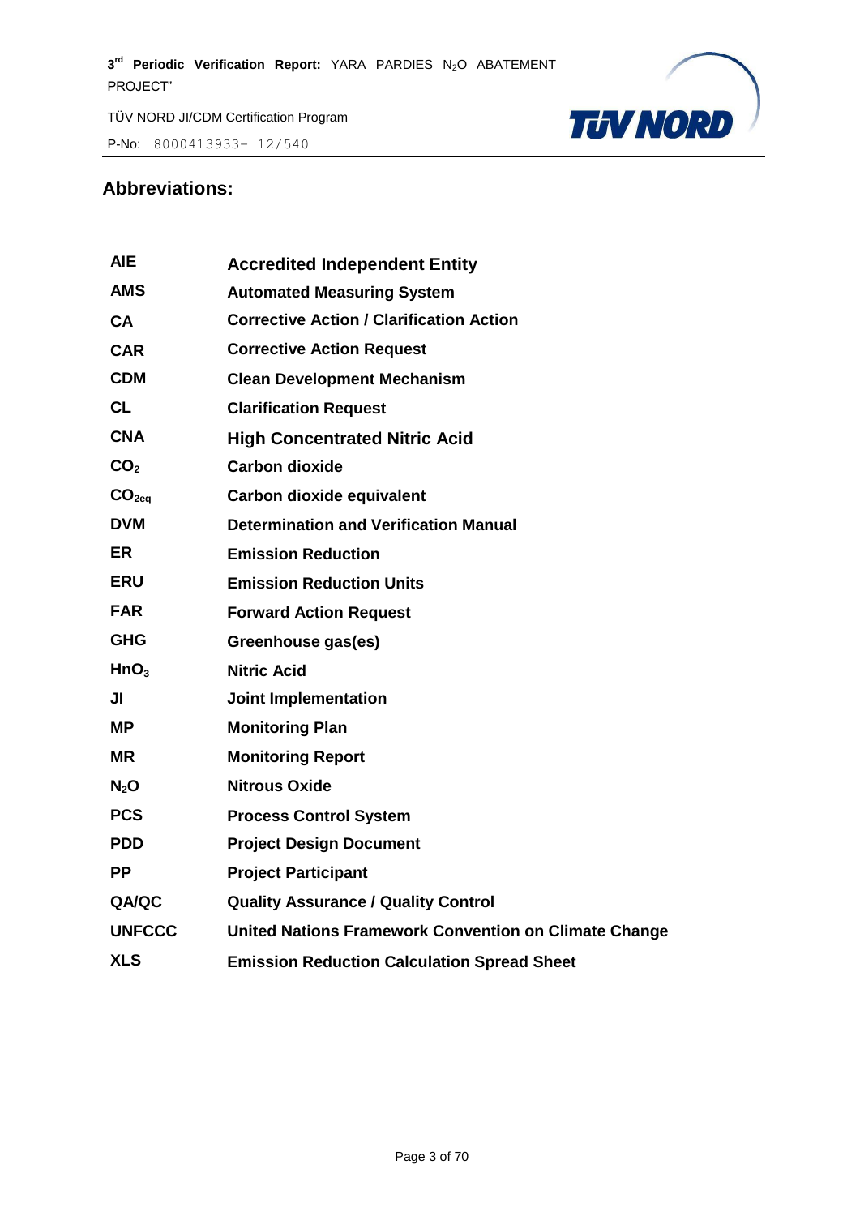## Abbreviations:

| | |
|---|---|
| **AIE** | **Accredited Independent Entity** |
| **AMS** | **Automated Measuring System** |
| **CA** | **Corrective Action / Clarification Action** |
| **CAR** | **Corrective Action Request** |
| **CDM** | **Clean Development Mechanism** |
| **CL** | **Clarification Request** |
| **CNA** | **High Concentrated Nitric Acid** |
| **$CO_2$** | **Carbon dioxide** |
| **$CO_{2eq}$** | **Carbon dioxide equivalent** |
| **DVM** | **Determination and Verification Manual** |
| **ER** | **Emission Reduction** |
| **ERU** | **Emission Reduction Units** |
| **FAR** | **Forward Action Request** |
| **GHG** | **Greenhouse gas(es)** |
| **$HnO_3$** | **Nitric Acid** |
| **JI** | **Joint Implementation** |
| **MP** | **Monitoring Plan** |
| **MR** | **Monitoring Report** |
| **$N_2O$** | **Nitrous Oxide** |
| **PCS** | **Process Control System** |
| **PDD** | **Project Design Document** |
| **PP** | **Project Participant** |
| **QA/QC** | **Quality Assurance / Quality Control** |
| **UNFCCC** | **United Nations Framework Convention on Climate Change** |
| **XLS** | **Emission Reduction Calculation Spread Sheet** |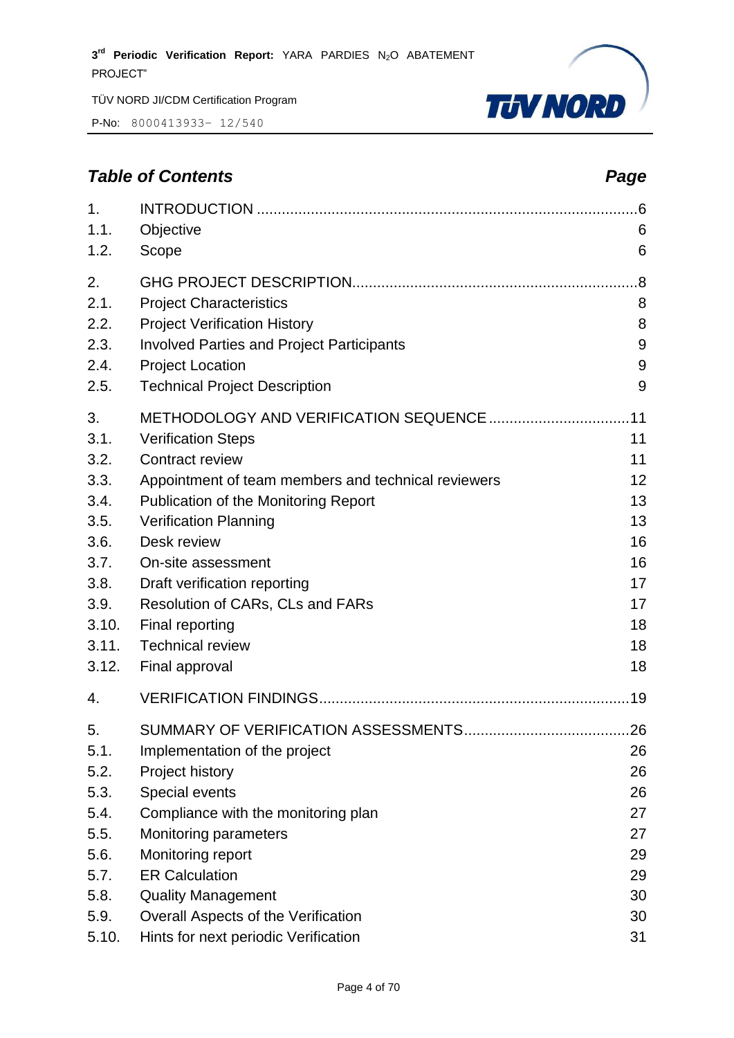## *Table of Contents* *Page*

| | | |
|---|---|---|
| 1. | INTRODUCTION | 6 |
| 1.1. | Objective | 6 |
| 1.2. | Scope | 6 |
| 2. | GHG PROJECT DESCRIPTION | 8 |
| 2.1. | Project Characteristics | 8 |
| 2.2. | Project Verification History | 8 |
| 2.3. | Involved Parties and Project Participants | 9 |
| 2.4. | Project Location | 9 |
| 2.5. | Technical Project Description | 9 |
| 3. | METHODOLOGY AND VERIFICATION SEQUENCE | 11 |
| 3.1. | Verification Steps | 11 |
| 3.2. | Contract review | 11 |
| 3.3. | Appointment of team members and technical reviewers | 12 |
| 3.4. | Publication of the Monitoring Report | 13 |
| 3.5. | Verification Planning | 13 |
| 3.6. | Desk review | 16 |
| 3.7. | On-site assessment | 16 |
| 3.8. | Draft verification reporting | 17 |
| 3.9. | Resolution of CARs, CLs and FARs | 17 |
| 3.10. | Final reporting | 18 |
| 3.11. | Technical review | 18 |
| 3.12. | Final approval | 18 |
| 4. | VERIFICATION FINDINGS | 19 |
| 5. | SUMMARY OF VERIFICATION ASSESSMENTS | 26 |
| 5.1. | Implementation of the project | 26 |
| 5.2. | Project history | 26 |
| 5.3. | Special events | 26 |
| 5.4. | Compliance with the monitoring plan | 27 |
| 5.5. | Monitoring parameters | 27 |
| 5.6. | Monitoring report | 29 |
| 5.7. | ER Calculation | 29 |
| 5.8. | Quality Management | 30 |
| 5.9. | Overall Aspects of the Verification | 30 |
| 5.10. | Hints for next periodic Verification | 31 |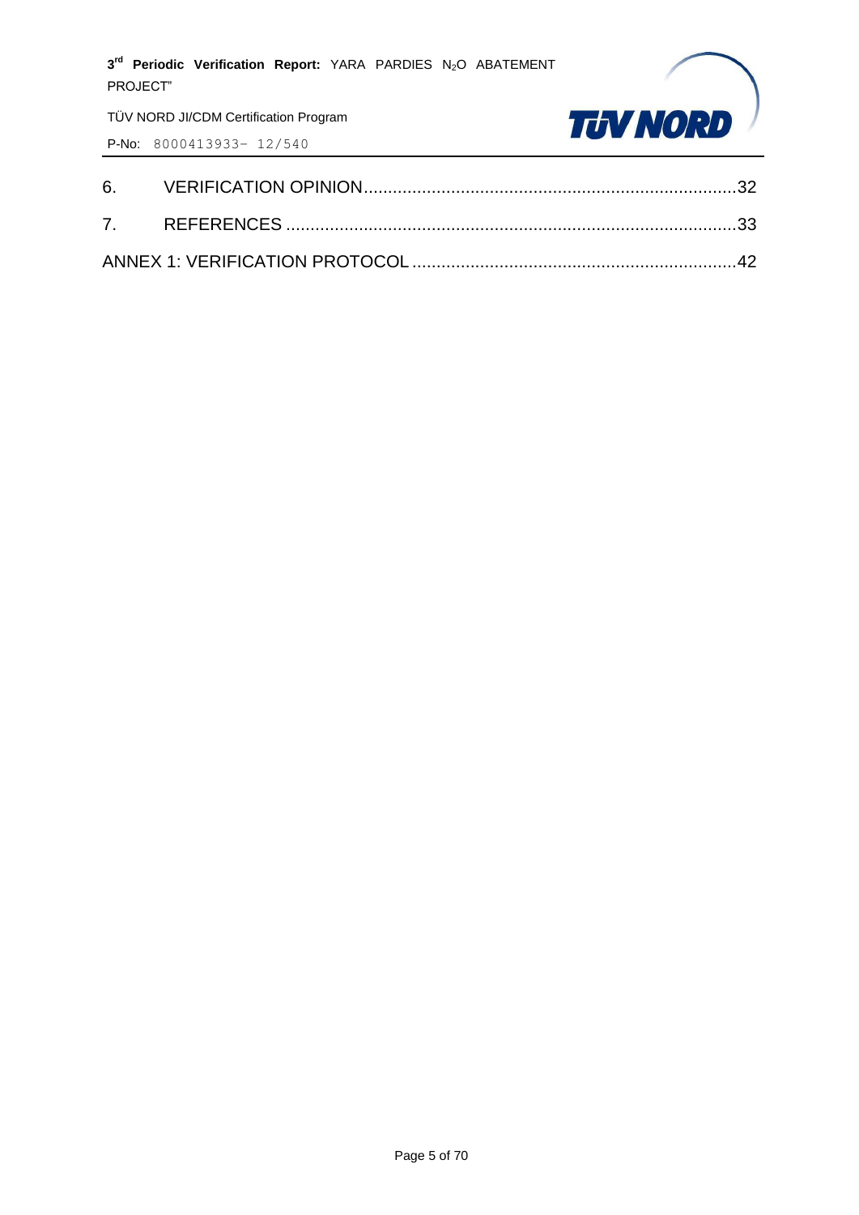6. VERIFICATION OPINION....32

7. REFERENCES ....33

ANNEX 1: VERIFICATION PROTOCOL....42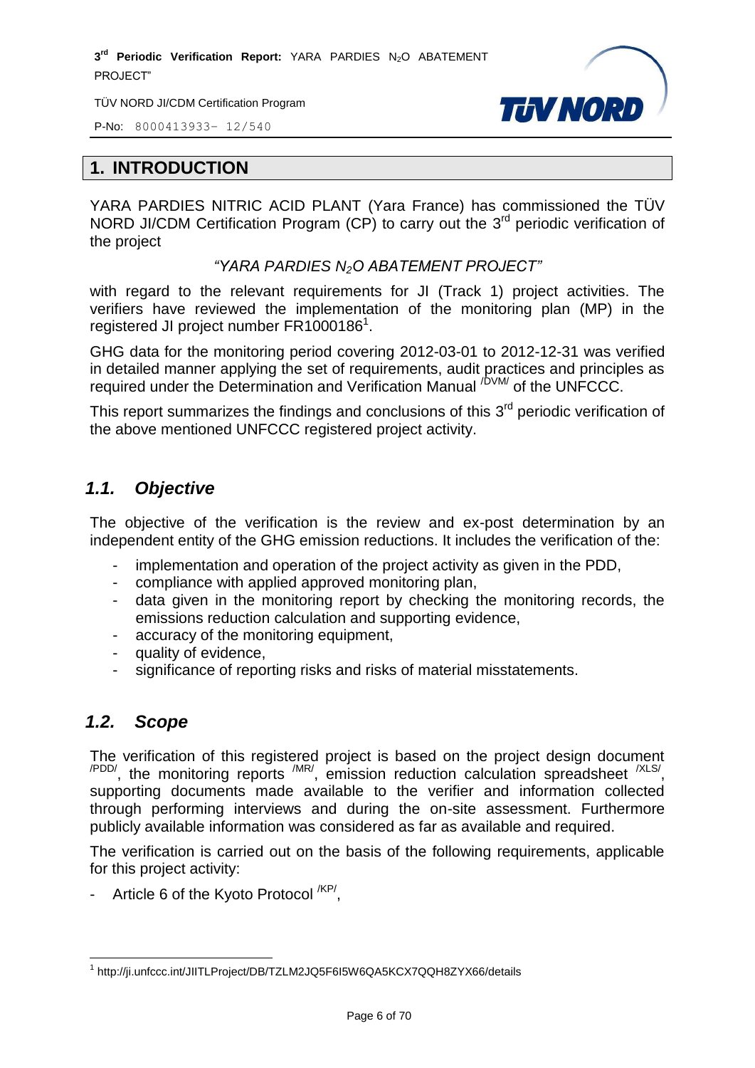# 1. INTRODUCTION

YARA PARDIES NITRIC ACID PLANT (Yara France) has commissioned the TÜV NORD JI/CDM Certification Program (CP) to carry out the 3rd periodic verification of the project

*"YARA PARDIES $N_2O$ ABATEMENT PROJECT"*

with regard to the relevant requirements for JI (Track 1) project activities. The verifiers have reviewed the implementation of the monitoring plan (MP) in the registered JI project number FR1000186[1].

GHG data for the monitoring period covering 2012-03-01 to 2012-12-31 was verified in detailed manner applying the set of requirements, audit practices and principles as required under the Determination and Verification Manual /DVM/ of the UNFCCC.

This report summarizes the findings and conclusions of this 3rd periodic verification of the above mentioned UNFCCC registered project activity.

## *1.1. Objective*

The objective of the verification is the review and ex-post determination by an independent entity of the GHG emission reductions. It includes the verification of the:

- implementation and operation of the project activity as given in the PDD,
- compliance with applied approved monitoring plan,
- data given in the monitoring report by checking the monitoring records, the emissions reduction calculation and supporting evidence,
- accuracy of the monitoring equipment,
- quality of evidence,
- significance of reporting risks and risks of material misstatements.

## *1.2. Scope*

The verification of this registered project is based on the project design document /PDD/, the monitoring reports /MR/, emission reduction calculation spreadsheet /XLS/, supporting documents made available to the verifier and information collected through performing interviews and during the on-site assessment. Furthermore publicly available information was considered as far as available and required.

The verification is carried out on the basis of the following requirements, applicable for this project activity:

- Article 6 of the Kyoto Protocol /KP/,

[1] http://ji.unfccc.int/JIITLProject/DB/TZLM2JQ5F6I5W6QA5KCX7QQH8ZYX66/details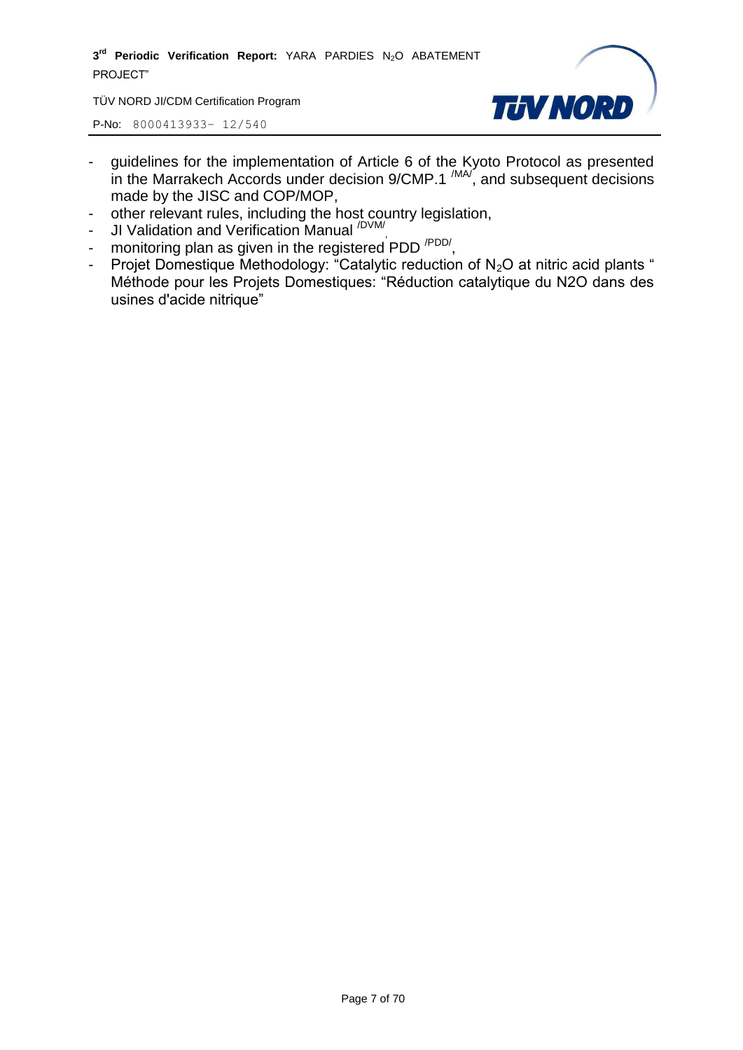- guidelines for the implementation of Article 6 of the Kyoto Protocol as presented in the Marrakech Accords under decision 9/CMP.1 /MA/, and subsequent decisions made by the JISC and COP/MOP,
- other relevant rules, including the host country legislation,
- JI Validation and Verification Manual /DVM/,
- monitoring plan as given in the registered PDD /PDD/,
- Projet Domestique Methodology: "Catalytic reduction of $N_2O$ at nitric acid plants " Méthode pour les Projets Domestiques: "Réduction catalytique du N2O dans des usines d'acide nitrique"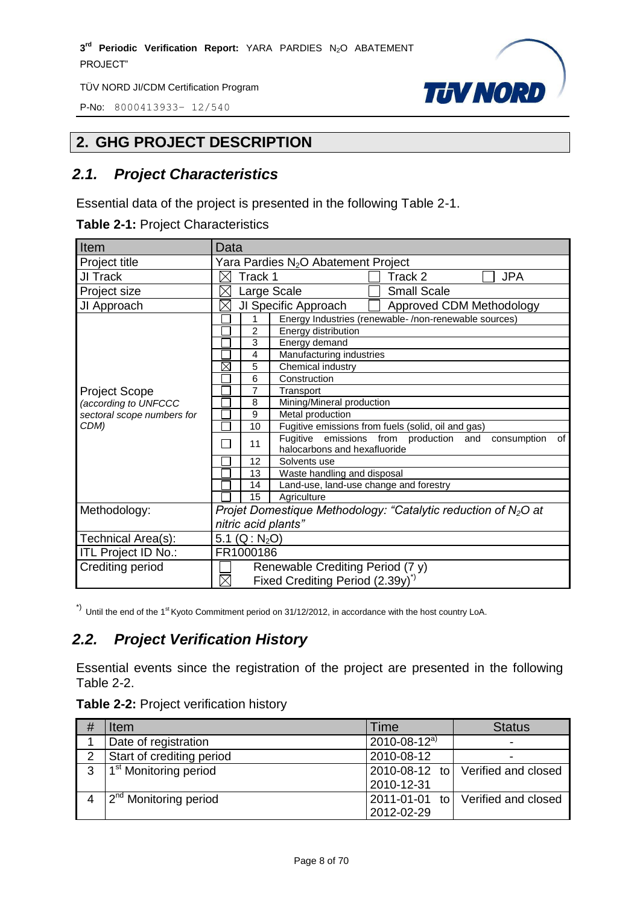## 2. GHG PROJECT DESCRIPTION

### 2.1. Project Characteristics

Essential data of the project is presented in the following Table 2-1.

**Table 2-1:** Project Characteristics

| Item | Data |
|---|---|
| Project title | Yara Pardies $N_2O$ Abatement Project |
| JI Track | ☒ Track 1 ☐ Track 2 ☐ JPA |
| Project size | ☒ Large Scale ☐ Small Scale |
| JI Approach | ☒ JI Specific Approach ☐ Approved CDM Methodology |
| Project Scope *(according to UNFCCC sectoral scope numbers for CDM)* | ☐ 1 Energy Industries (renewable- /non-renewable sources)<br>☐ 2 Energy distribution<br>☐ 3 Energy demand<br>☐ 4 Manufacturing industries<br>☒ 5 Chemical industry<br>☐ 6 Construction<br>☐ 7 Transport<br>☐ 8 Mining/Mineral production<br>☐ 9 Metal production<br>☐ 10 Fugitive emissions from fuels (solid, oil and gas)<br>☐ 11 Fugitive emissions from production and consumption of halocarbons and hexafluoride<br>☐ 12 Solvents use<br>☐ 13 Waste handling and disposal<br>☐ 14 Land-use, land-use change and forestry<br>☐ 15 Agriculture |
| Methodology: | *Projet Domestique Methodology: "Catalytic reduction of $N_2O$ at nitric acid plants"* |
| Technical Area(s): | 5.1 (Q : $N_2O$) |
| ITL Project ID No.: | FR1000186 |
| Crediting period | ☐ Renewable Crediting Period (7 y)<br>☒ Fixed Crediting Period (2.39y)[*)] |

[*)] Until the end of the 1st Kyoto Commitment period on 31/12/2012, in accordance with the host country LoA.

### 2.2. Project Verification History

Essential events since the registration of the project are presented in the following Table 2-2.

**Table 2-2:** Project verification history

| # | Item | Time | Status |
|---|---|---|---|
| 1 | Date of registration | 2010-08-12[a)] | - |
| 2 | Start of crediting period | 2010-08-12 | - |
| 3 | 1st Monitoring period | 2010-08-12 to 2010-12-31 | Verified and closed |
| 4 | 2nd Monitoring period | 2011-01-01 to 2012-02-29 | Verified and closed |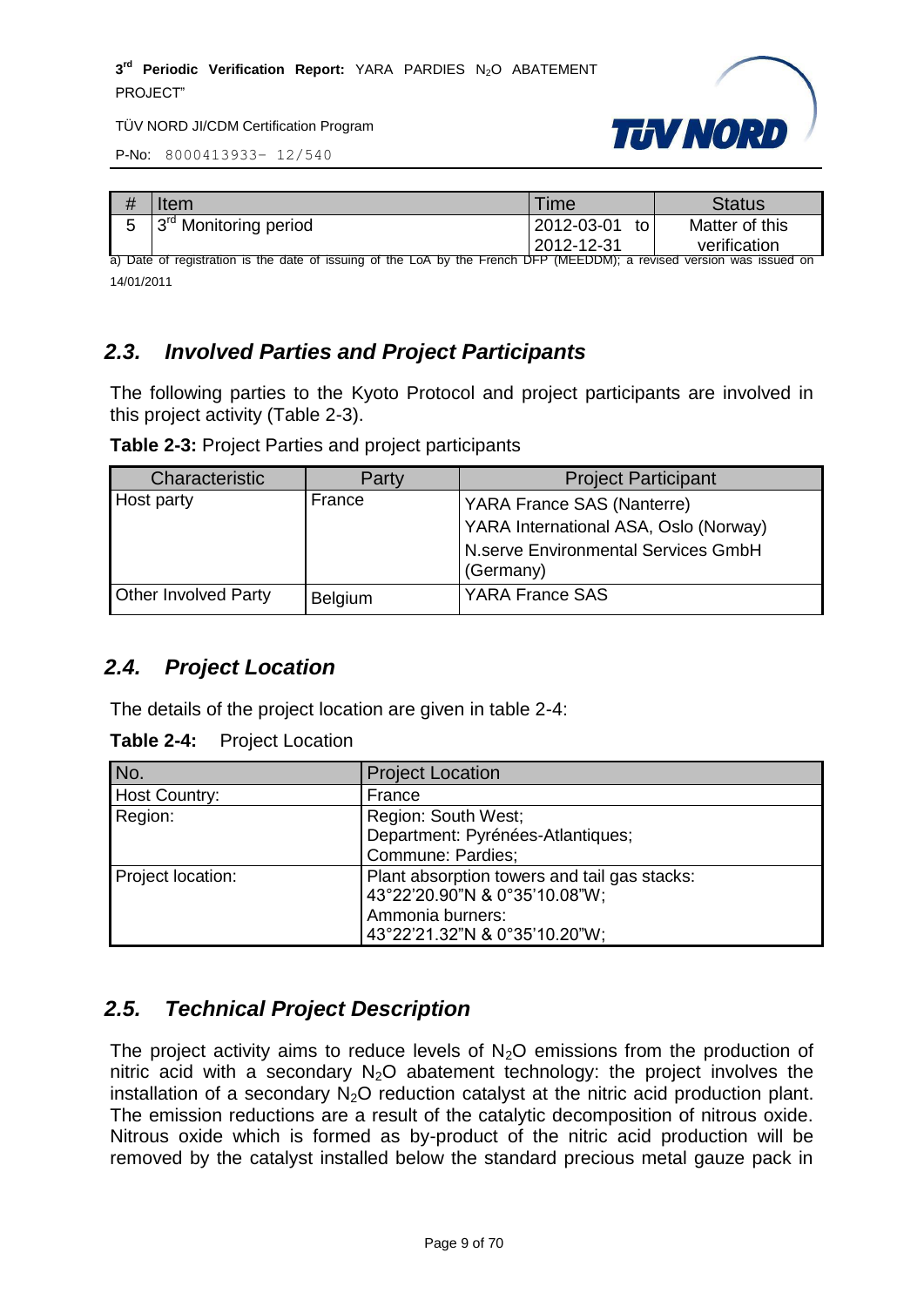| # | Item | Time | Status |
|---|---|---|---|
| 5 | 3rd Monitoring period | 2012-03-01 to 2012-12-31 | Matter of this verification |

a) Date of registration is the date of issuing of the LoA by the French DFP (MEEDDM); a revised version was issued on 14/01/2011

## 2.3. Involved Parties and Project Participants

The following parties to the Kyoto Protocol and project participants are involved in this project activity (Table 2-3).

**Table 2-3:** Project Parties and project participants

| Characteristic | Party | Project Participant |
|---|---|---|
| Host party | France | YARA France SAS (Nanterre)<br>YARA International ASA, Oslo (Norway)<br>N.serve Environmental Services GmbH (Germany) |
| Other Involved Party | Belgium | YARA France SAS |

## 2.4. Project Location

The details of the project location are given in table 2-4:

**Table 2-4:** Project Location

| No. | Project Location |
|---|---|
| Host Country: | France |
| Region: | Region: South West;<br>Department: Pyrénées-Atlantiques;<br>Commune: Pardies; |
| Project location: | Plant absorption towers and tail gas stacks:<br>43°22'20.90"N & 0°35'10.08"W;<br>Ammonia burners:<br>43°22'21.32"N & 0°35'10.20"W; |

## 2.5. Technical Project Description

The project activity aims to reduce levels of $N_2O$ emissions from the production of nitric acid with a secondary $N_2O$ abatement technology: the project involves the installation of a secondary $N_2O$ reduction catalyst at the nitric acid production plant. The emission reductions are a result of the catalytic decomposition of nitrous oxide. Nitrous oxide which is formed as by-product of the nitric acid production will be removed by the catalyst installed below the standard precious metal gauze pack in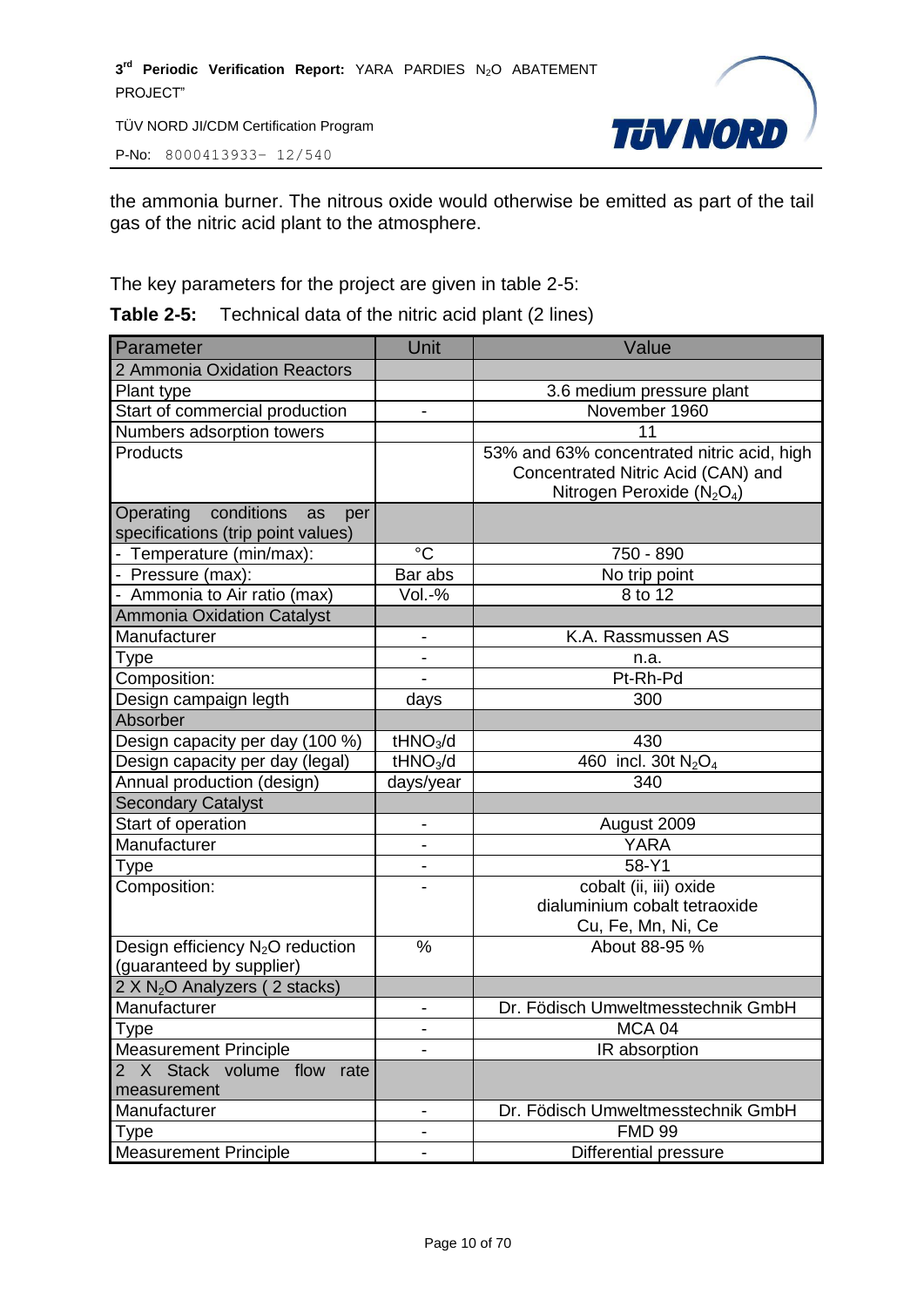the ammonia burner. The nitrous oxide would otherwise be emitted as part of the tail gas of the nitric acid plant to the atmosphere.

The key parameters for the project are given in table 2-5:

**Table 2-5:** Technical data of the nitric acid plant (2 lines)

| Parameter | Unit | Value |
|---|---|---|
| 2 Ammonia Oxidation Reactors | | |
| Plant type | | 3.6 medium pressure plant |
| Start of commercial production | - | November 1960 |
| Numbers adsorption towers | | 11 |
| Products | | 53% and 63% concentrated nitric acid, high Concentrated Nitric Acid (CAN) and Nitrogen Peroxide ($N_2O_4$) |
| Operating conditions as per specifications (trip point values) | | |
| - Temperature (min/max): | °C | 750 - 890 |
| - Pressure (max): | Bar abs | No trip point |
| - Ammonia to Air ratio (max) | Vol.-% | 8 to 12 |
| Ammonia Oxidation Catalyst | | |
| Manufacturer | - | K.A. Rassmussen AS |
| Type | - | n.a. |
| Composition: | - | Pt-Rh-Pd |
| Design campaign legth | days | 300 |
| Absorber | | |
| Design capacity per day (100 %) | $tHNO_3/d$ | 430 |
| Design capacity per day (legal) | $tHNO_3/d$ | 460 incl. 30t $N_2O_4$ |
| Annual production (design) | days/year | 340 |
| Secondary Catalyst | | |
| Start of operation | - | August 2009 |
| Manufacturer | - | YARA |
| Type | - | 58-Y1 |
| Composition: | - | cobalt (ii, iii) oxide<br>dialuminium cobalt tetraoxide<br>Cu, Fe, Mn, Ni, Ce |
| Design efficiency $N_2O$ reduction (guaranteed by supplier) | % | About 88-95 % |
| 2 X $N_2O$ Analyzers ( 2 stacks) | | |
| Manufacturer | - | Dr. Födisch Umweltmesstechnik GmbH |
| Type | - | MCA 04 |
| Measurement Principle | - | IR absorption |
| 2 X Stack volume flow rate measurement | | |
| Manufacturer | - | Dr. Födisch Umweltmesstechnik GmbH |
| Type | - | FMD 99 |
| Measurement Principle | - | Differential pressure |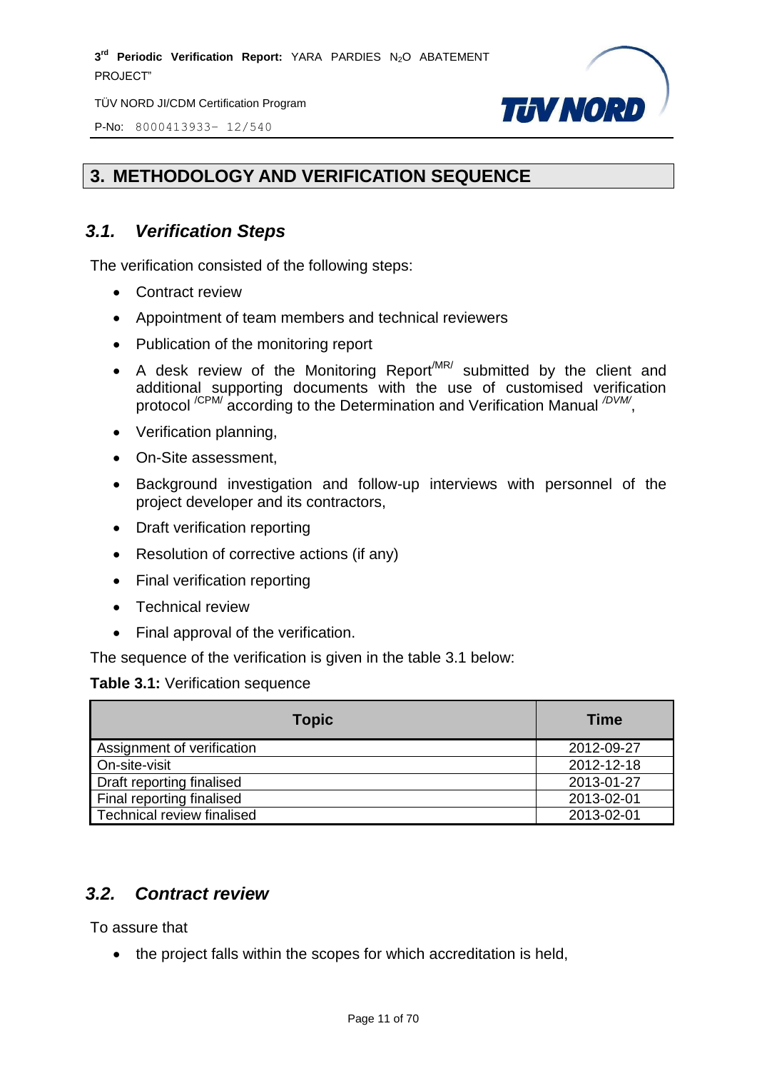# 3. METHODOLOGY AND VERIFICATION SEQUENCE

## 3.1. Verification Steps

The verification consisted of the following steps:

- Contract review
- Appointment of team members and technical reviewers
- Publication of the monitoring report
- A desk review of the Monitoring Report /MR/ submitted by the client and additional supporting documents with the use of customised verification protocol /CPM/ according to the Determination and Verification Manual /DVM/,
- Verification planning,
- On-Site assessment,
- Background investigation and follow-up interviews with personnel of the project developer and its contractors,
- Draft verification reporting
- Resolution of corrective actions (if any)
- Final verification reporting
- Technical review
- Final approval of the verification.

The sequence of the verification is given in the table 3.1 below:

**Table 3.1:** Verification sequence

| Topic | Time |
|---|---|
| Assignment of verification | 2012-09-27 |
| On-site-visit | 2012-12-18 |
| Draft reporting finalised | 2013-01-27 |
| Final reporting finalised | 2013-02-01 |
| Technical review finalised | 2013-02-01 |

## 3.2. Contract review

To assure that

- the project falls within the scopes for which accreditation is held,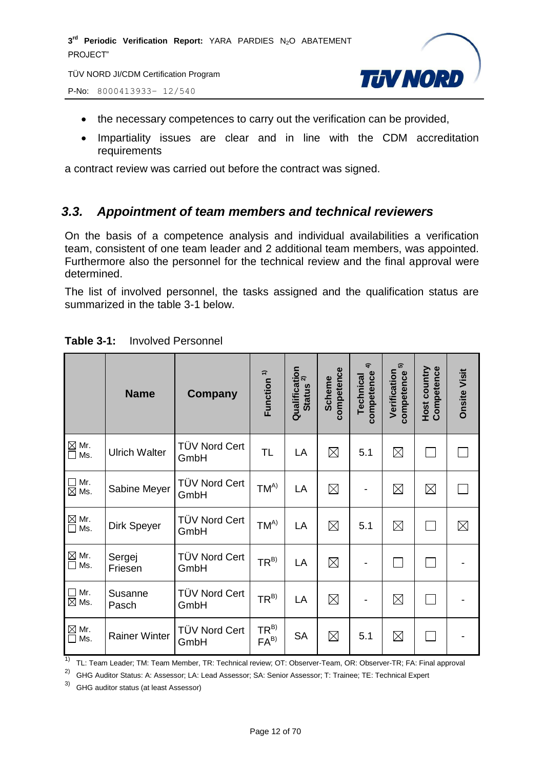- the necessary competences to carry out the verification can be provided,
- Impartiality issues are clear and in line with the CDM accreditation requirements

a contract review was carried out before the contract was signed.

## *3.3. Appointment of team members and technical reviewers*

On the basis of a competence analysis and individual availabilities a verification team, consistent of one team leader and 2 additional team members, was appointed. Furthermore also the personnel for the technical review and the final approval were determined.

The list of involved personnel, the tasks assigned and the qualification status are summarized in the table 3-1 below.

**Table 3-1:** Involved Personnel

| | Name | Company | Function [1] | Qualification Status [2] | Scheme competence | Technical competence [4] | Verification competence [5] | Host country Competence | Onsite Visit |
|---|---|---|---|---|---|---|---|---|---|
| ☒ Mr. ☐ Ms. | Ulrich Walter | TÜV Nord Cert GmbH | TL | LA | ☒ | 5.1 | ☒ | ☐ | ☐ |
| ☐ Mr. ☒ Ms. | Sabine Meyer | TÜV Nord Cert GmbH | TM[A)] | LA | ☒ | - | ☒ | ☒ | ☐ |
| ☒ Mr. ☐ Ms. | Dirk Speyer | TÜV Nord Cert GmbH | TM[A)] | LA | ☒ | 5.1 | ☒ | ☐ | ☒ |
| ☒ Mr. ☐ Ms. | Sergej Friesen | TÜV Nord Cert GmbH | TR[B)] | LA | ☒ | - | ☐ | ☐ | - |
| ☐ Mr. ☒ Ms. | Susanne Pasch | TÜV Nord Cert GmbH | TR[B)] | LA | ☒ | - | ☒ | ☐ | - |
| ☒ Mr. ☐ Ms. | Rainer Winter | TÜV Nord Cert GmbH | TR[B)] FA[B)] | SA | ☒ | 5.1 | ☒ | ☐ | - |

1) TL: Team Leader; TM: Team Member, TR: Technical review; OT: Observer-Team, OR: Observer-TR; FA: Final approval

2) GHG Auditor Status: A: Assessor; LA: Lead Assessor; SA: Senior Assessor; T: Trainee; TE: Technical Expert

3) GHG auditor status (at least Assessor)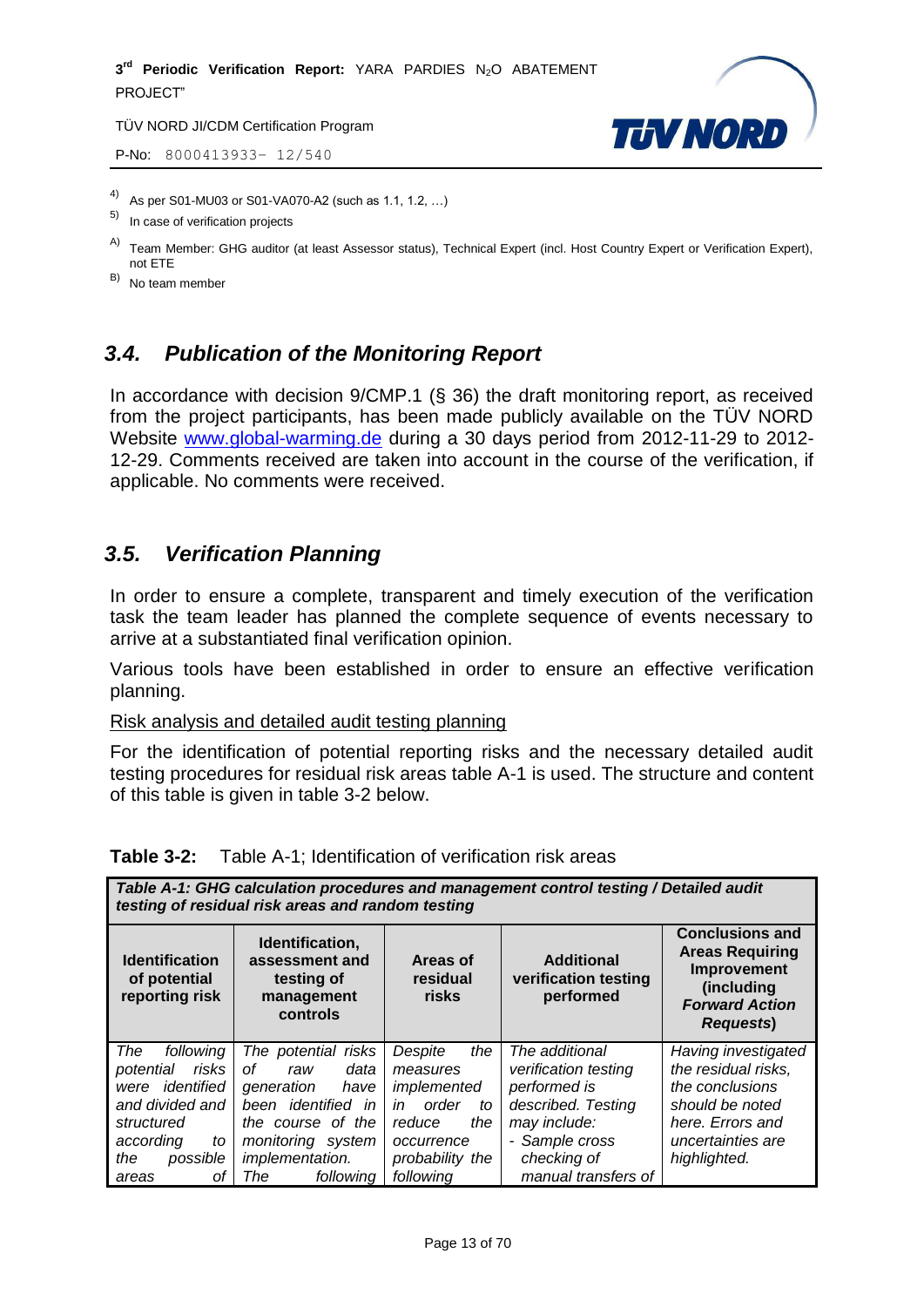[4] As per S01-MU03 or S01-VA070-A2 (such as 1.1, 1.2, …)

[5] In case of verification projects

[A] Team Member: GHG auditor (at least Assessor status), Technical Expert (incl. Host Country Expert or Verification Expert), not ETE

[B] No team member

## 3.4. Publication of the Monitoring Report

In accordance with decision 9/CMP.1 (§ 36) the draft monitoring report, as received from the project participants, has been made publicly available on the TÜV NORD Website www.global-warming.de during a 30 days period from 2012-11-29 to 2012-12-29. Comments received are taken into account in the course of the verification, if applicable. No comments were received.

## 3.5. Verification Planning

In order to ensure a complete, transparent and timely execution of the verification task the team leader has planned the complete sequence of events necessary to arrive at a substantiated final verification opinion.

Various tools have been established in order to ensure an effective verification planning.

Risk analysis and detailed audit testing planning

For the identification of potential reporting risks and the necessary detailed audit testing procedures for residual risk areas table A-1 is used. The structure and content of this table is given in table 3-2 below.

**Table 3-2:** Table A-1; Identification of verification risk areas

| ***Table A-1: GHG calculation procedures and management control testing / Detailed audit testing of residual risk areas and random testing*** | | | | |
|---|---|---|---|---|
| **Identification of potential reporting risk** | **Identification, assessment and testing of management controls** | **Areas of residual risks** | **Additional verification testing performed** | **Conclusions and Areas Requiring Improvement (including *Forward Action Requests*)** |
| *The following potential risks were identified and divided and structured according to the possible areas of* | *The potential risks of raw data generation have been identified in the course of the monitoring system implementation. The following* | *Despite the measures implemented in order to reduce the occurrence probability the following* | *The additional verification testing performed is described. Testing may include:*<br>*- Sample cross checking of manual transfers of* | *Having investigated the residual risks, the conclusions should be noted here. Errors and uncertainties are highlighted.* |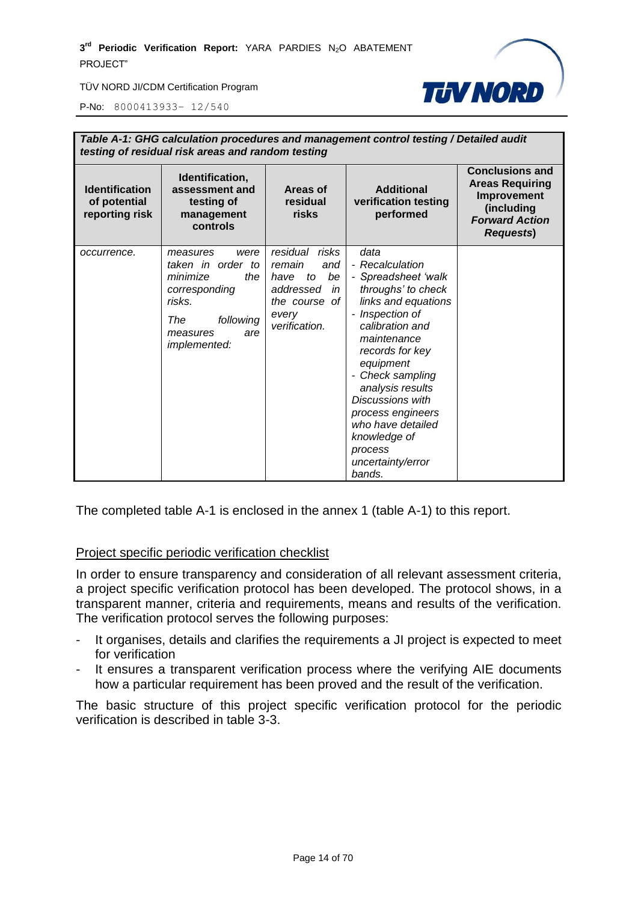| *Table A-1: GHG calculation procedures and management control testing / Detailed audit testing of residual risk areas and random testing* | | | | |
|---|---|---|---|---|
| **Identification of potential reporting risk** | **Identification, assessment and testing of management controls** | **Areas of residual risks** | **Additional verification testing performed** | **Conclusions and Areas Requiring Improvement (including *Forward Action Requests*)** |
| *occurrence.* | *measures were taken in order to minimize the corresponding risks.*<br>*The following measures are implemented:* | *residual risks remain and have to be addressed in the course of every verification.* | *data*<br>*- Recalculation*<br>*- Spreadsheet 'walk throughs' to check links and equations*<br>*- Inspection of calibration and maintenance records for key equipment*<br>*- Check sampling analysis results*<br>*Discussions with process engineers who have detailed knowledge of process uncertainty/error bands.* | |

The completed table A-1 is enclosed in the annex 1 (table A-1) to this report.

<u>Project specific periodic verification checklist</u>

In order to ensure transparency and consideration of all relevant assessment criteria, a project specific verification protocol has been developed. The protocol shows, in a transparent manner, criteria and requirements, means and results of the verification. The verification protocol serves the following purposes:

- It organises, details and clarifies the requirements a JI project is expected to meet for verification
- It ensures a transparent verification process where the verifying AIE documents how a particular requirement has been proved and the result of the verification.

The basic structure of this project specific verification protocol for the periodic verification is described in table 3-3.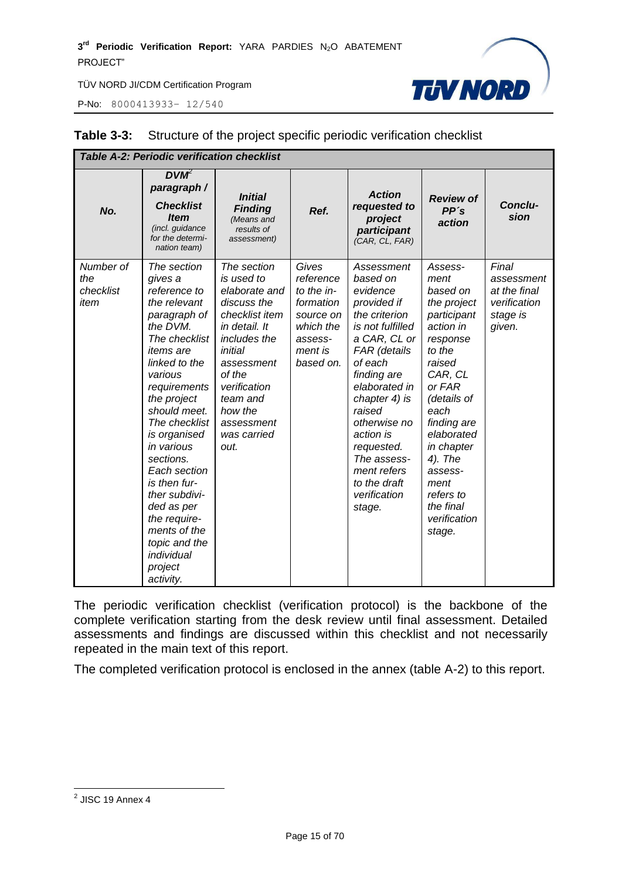**Table 3-3:** Structure of the project specific periodic verification checklist

| *Table A-2: Periodic verification checklist* | | | | | | |
|---|---|---|---|---|---|---|
| ***No.*** | ***DVM[2] paragraph / Checklist Item*** *(incl. guidance for the determination team)* | ***Initial Finding*** *(Means and results of assessment)* | ***Ref.*** | ***Action requested to project participant*** *(CAR, CL, FAR)* | ***Review of PP´s action*** | ***Conclusion*** |
| *Number of the checklist item* | *The section gives a reference to the relevant paragraph of the DVM. The checklist items are linked to the various requirements the project should meet. The checklist is organised in various sections. Each section is then further subdivided as per the requirements of the topic and the individual project activity.* | *The section is used to elaborate and discuss the checklist item in detail. It includes the initial assessment of the verification team and how the assessment was carried out.* | *Gives reference to the information source on which the assessment is based on.* | *Assessment based on evidence provided if the criterion is not fulfilled a CAR, CL or FAR (details of each finding are elaborated in chapter 4) is raised otherwise no action is requested. The assessment refers to the draft verification stage.* | *Assessment based on the project participant action in response to the raised CAR, CL or FAR (details of each finding are elaborated in chapter 4). The assessment refers to the final verification stage.* | *Final assessment at the final verification stage is given.* |

The periodic verification checklist (verification protocol) is the backbone of the complete verification starting from the desk review until final assessment. Detailed assessments and findings are discussed within this checklist and not necessarily repeated in the main text of this report.

The completed verification protocol is enclosed in the annex (table A-2) to this report.

---

[2] JISC 19 Annex 4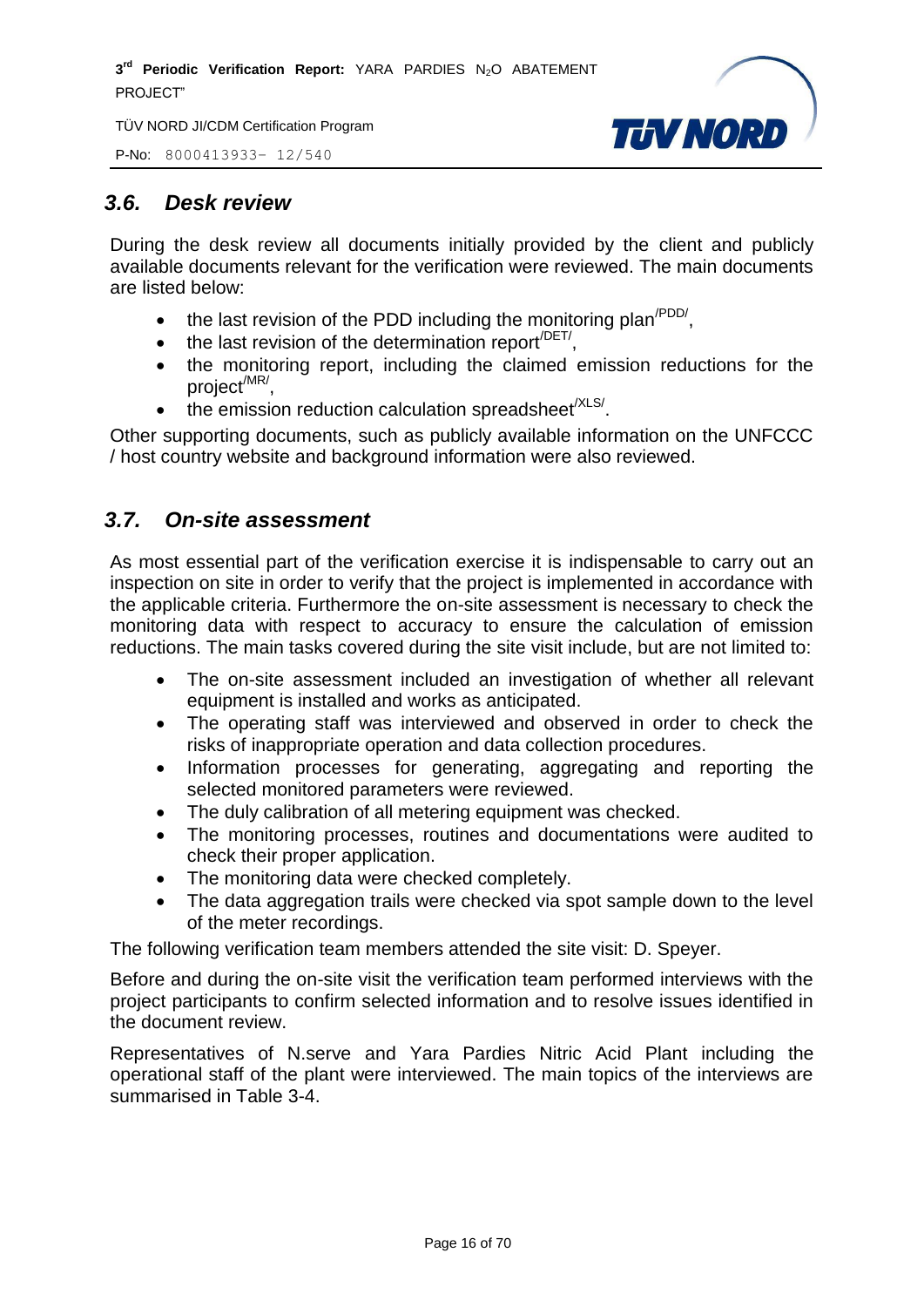## *3.6. Desk review*

During the desk review all documents initially provided by the client and publicly available documents relevant for the verification were reviewed. The main documents are listed below:

- the last revision of the PDD including the monitoring plan[/PDD/],
- the last revision of the determination report[/DET/],
- the monitoring report, including the claimed emission reductions for the project[/MR/],
- the emission reduction calculation spreadsheet[/XLS/].

Other supporting documents, such as publicly available information on the UNFCCC / host country website and background information were also reviewed.

## *3.7. On-site assessment*

As most essential part of the verification exercise it is indispensable to carry out an inspection on site in order to verify that the project is implemented in accordance with the applicable criteria. Furthermore the on-site assessment is necessary to check the monitoring data with respect to accuracy to ensure the calculation of emission reductions. The main tasks covered during the site visit include, but are not limited to:

- The on-site assessment included an investigation of whether all relevant equipment is installed and works as anticipated.
- The operating staff was interviewed and observed in order to check the risks of inappropriate operation and data collection procedures.
- Information processes for generating, aggregating and reporting the selected monitored parameters were reviewed.
- The duly calibration of all metering equipment was checked.
- The monitoring processes, routines and documentations were audited to check their proper application.
- The monitoring data were checked completely.
- The data aggregation trails were checked via spot sample down to the level of the meter recordings.

The following verification team members attended the site visit: D. Speyer.

Before and during the on-site visit the verification team performed interviews with the project participants to confirm selected information and to resolve issues identified in the document review.

Representatives of N.serve and Yara Pardies Nitric Acid Plant including the operational staff of the plant were interviewed. The main topics of the interviews are summarised in Table 3-4.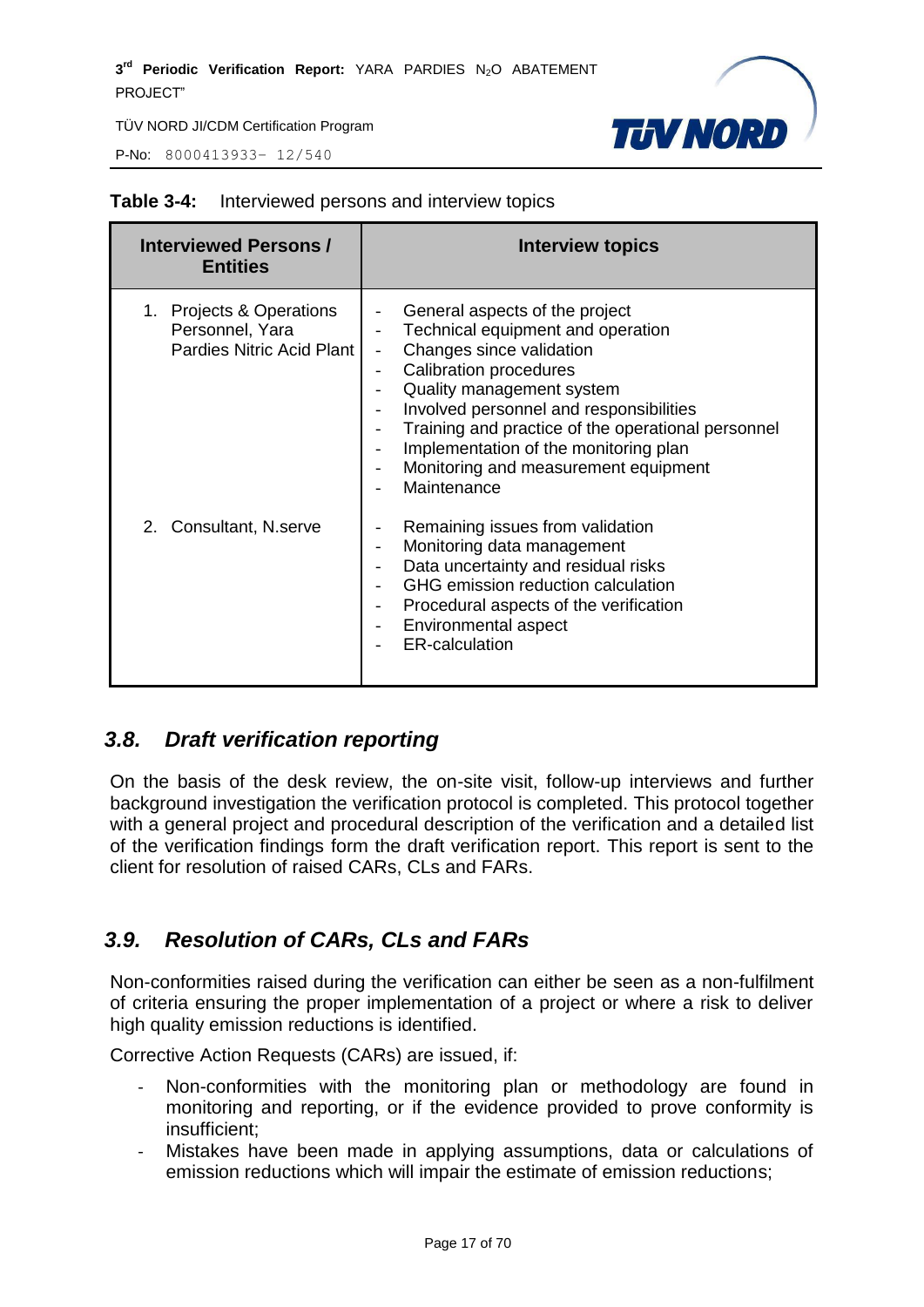**Table 3-4:** Interviewed persons and interview topics

| Interviewed Persons / Entities | Interview topics |
|---|---|
| 1. Projects & Operations Personnel, Yara Pardies Nitric Acid Plant | - General aspects of the project<br>- Technical equipment and operation<br>- Changes since validation<br>- Calibration procedures<br>- Quality management system<br>- Involved personnel and responsibilities<br>- Training and practice of the operational personnel<br>- Implementation of the monitoring plan<br>- Monitoring and measurement equipment<br>- Maintenance |
| 2. Consultant, N.serve | - Remaining issues from validation<br>- Monitoring data management<br>- Data uncertainty and residual risks<br>- GHG emission reduction calculation<br>- Procedural aspects of the verification<br>- Environmental aspect<br>- ER-calculation |

## *3.8. Draft verification reporting*

On the basis of the desk review, the on-site visit, follow-up interviews and further background investigation the verification protocol is completed. This protocol together with a general project and procedural description of the verification and a detailed list of the verification findings form the draft verification report. This report is sent to the client for resolution of raised CARs, CLs and FARs.

## *3.9. Resolution of CARs, CLs and FARs*

Non-conformities raised during the verification can either be seen as a non-fulfilment of criteria ensuring the proper implementation of a project or where a risk to deliver high quality emission reductions is identified.

Corrective Action Requests (CARs) are issued, if:

- Non-conformities with the monitoring plan or methodology are found in monitoring and reporting, or if the evidence provided to prove conformity is insufficient;
- Mistakes have been made in applying assumptions, data or calculations of emission reductions which will impair the estimate of emission reductions;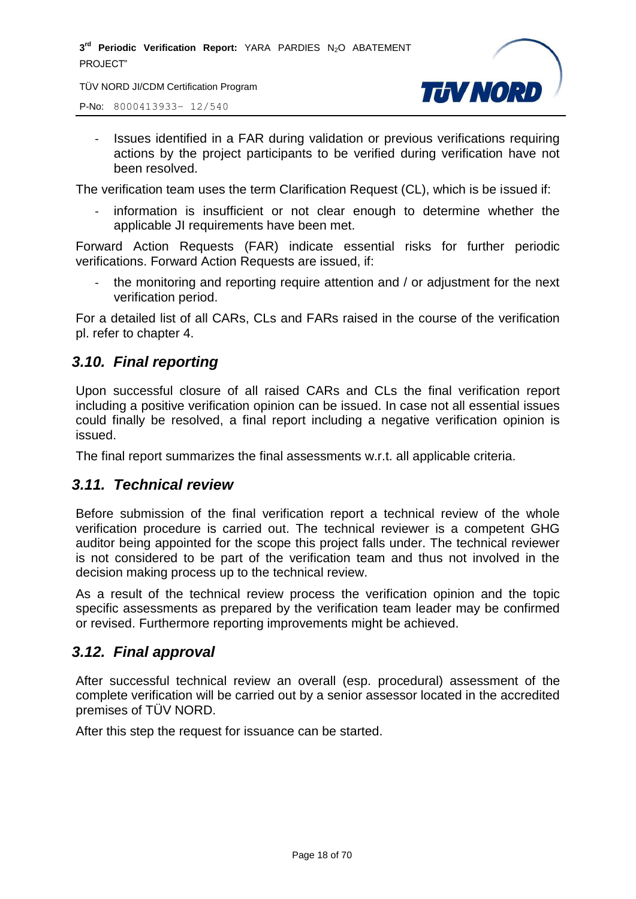- Issues identified in a FAR during validation or previous verifications requiring actions by the project participants to be verified during verification have not been resolved.

The verification team uses the term Clarification Request (CL), which is be issued if:

- information is insufficient or not clear enough to determine whether the applicable JI requirements have been met.

Forward Action Requests (FAR) indicate essential risks for further periodic verifications. Forward Action Requests are issued, if:

- the monitoring and reporting require attention and / or adjustment for the next verification period.

For a detailed list of all CARs, CLs and FARs raised in the course of the verification pl. refer to chapter 4.

## *3.10. Final reporting*

Upon successful closure of all raised CARs and CLs the final verification report including a positive verification opinion can be issued. In case not all essential issues could finally be resolved, a final report including a negative verification opinion is issued.

The final report summarizes the final assessments w.r.t. all applicable criteria.

## *3.11. Technical review*

Before submission of the final verification report a technical review of the whole verification procedure is carried out. The technical reviewer is a competent GHG auditor being appointed for the scope this project falls under. The technical reviewer is not considered to be part of the verification team and thus not involved in the decision making process up to the technical review.

As a result of the technical review process the verification opinion and the topic specific assessments as prepared by the verification team leader may be confirmed or revised. Furthermore reporting improvements might be achieved.

## *3.12. Final approval*

After successful technical review an overall (esp. procedural) assessment of the complete verification will be carried out by a senior assessor located in the accredited premises of TÜV NORD.

After this step the request for issuance can be started.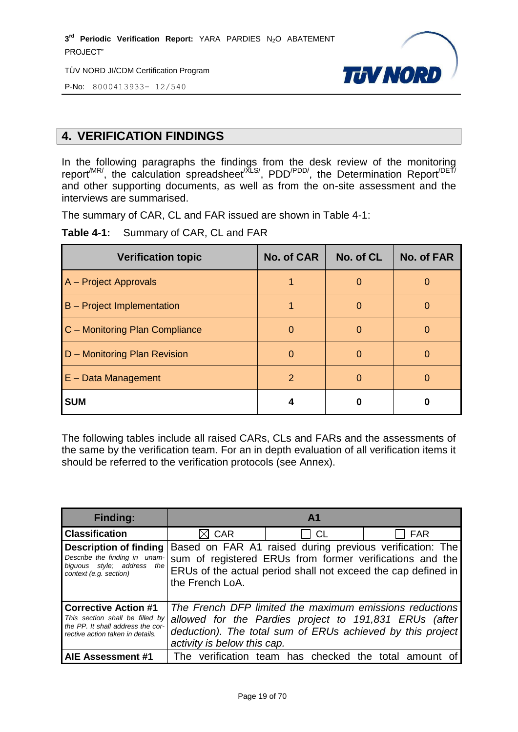## 4. VERIFICATION FINDINGS

In the following paragraphs the findings from the desk review of the monitoring report[/MR/], the calculation spreadsheet[/XLS/], PDD[/PDD/], the Determination Report[/DET/] and other supporting documents, as well as from the on-site assessment and the interviews are summarised.

The summary of CAR, CL and FAR issued are shown in Table 4-1:

**Table 4-1:** Summary of CAR, CL and FAR

| Verification topic | No. of CAR | No. of CL | No. of FAR |
|---|---|---|---|
| A – Project Approvals | 1 | 0 | 0 |
| B – Project Implementation | 1 | 0 | 0 |
| C – Monitoring Plan Compliance | 0 | 0 | 0 |
| D – Monitoring Plan Revision | 0 | 0 | 0 |
| E – Data Management | 2 | 0 | 0 |
| **SUM** | **4** | **0** | **0** |

The following tables include all raised CARs, CLs and FARs and the assessments of the same by the verification team. For an in depth evaluation of all verification items it should be referred to the verification protocols (see Annex).

| **Finding:** | **A1** | | |
|---|---|---|---|
| **Classification** | ☒ CAR | ☐ CL | ☐ FAR |
| **Description of finding**<br>*Describe the finding in unambiguous style; address the context (e.g. section)* | Based on FAR A1 raised during previous verification: The sum of registered ERUs from former verifications and the ERUs of the actual period shall not exceed the cap defined in the French LoA. | | |
| **Corrective Action #1**<br>*This section shall be filled by the PP. It shall address the corrective action taken in details.* | *The French DFP limited the maximum emissions reductions allowed for the Pardies project to 191,831 ERUs (after deduction). The total sum of ERUs achieved by this project activity is below this cap.* | | |
| **AIE Assessment #1** | The verification team has checked the total amount of | | |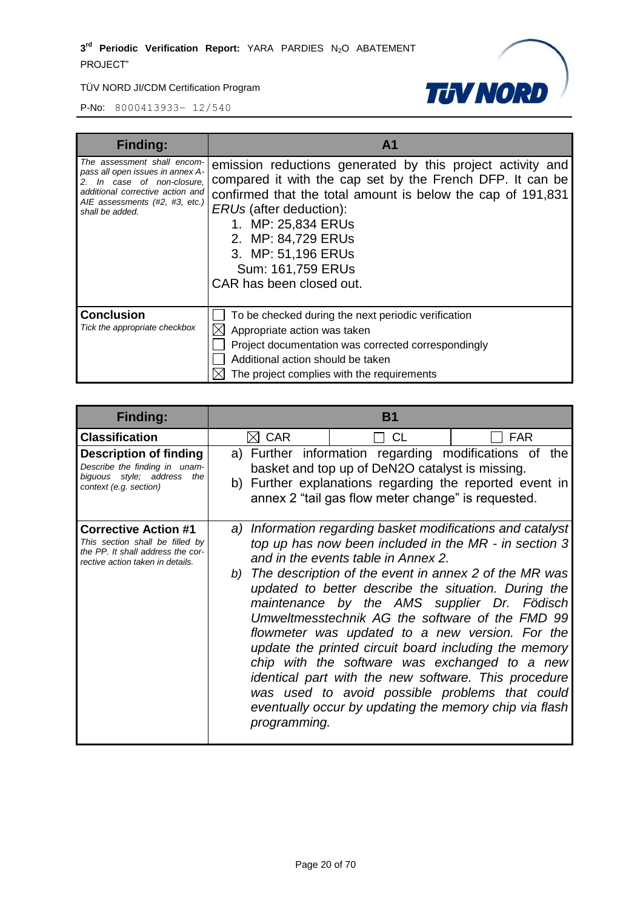| Finding: | A1 |
|---|---|
| *The assessment shall encompass all open issues in annex A-2. In case of non-closure, additional corrective action and AIE assessments (#2, #3, etc.) shall be added.* | emission reductions generated by this project activity and compared it with the cap set by the French DFP. It can be confirmed that the total amount is below the cap of 191,831 *ERUs* (after deduction):<br>1. MP: 25,834 ERUs<br>2. MP: 84,729 ERUs<br>3. MP: 51,196 ERUs<br>Sum: 161,759 ERUs<br>CAR has been closed out. |
| **Conclusion**<br>*Tick the appropriate checkbox* | ☐ To be checked during the next periodic verification<br>☒ Appropriate action was taken<br>☐ Project documentation was corrected correspondingly<br>☐ Additional action should be taken<br>☒ The project complies with the requirements |

| Finding: | B1 | | |
|---|---|---|---|
| **Classification** | ☒ CAR | ☐ CL | ☐ FAR |
| **Description of finding**<br>*Describe the finding in unambiguous style; address the context (e.g. section)* | a) Further information regarding modifications of the basket and top up of DeN2O catalyst is missing.<br>b) Further explanations regarding the reported event in annex 2 "tail gas flow meter change" is requested. | | |
| **Corrective Action #1**<br>*This section shall be filled by the PP. It shall address the corrective action taken in details.* | *a) Information regarding basket modifications and catalyst top up has now been included in the MR - in section 3 and in the events table in Annex 2.*<br>*b) The description of the event in annex 2 of the MR was updated to better describe the situation. During the maintenance by the AMS supplier Dr. Födisch Umweltmesstechnik AG the software of the FMD 99 flowmeter was updated to a new version. For the update the printed circuit board including the memory chip with the software was exchanged to a new identical part with the new software. This procedure was used to avoid possible problems that could eventually occur by updating the memory chip via flash programming.* | | |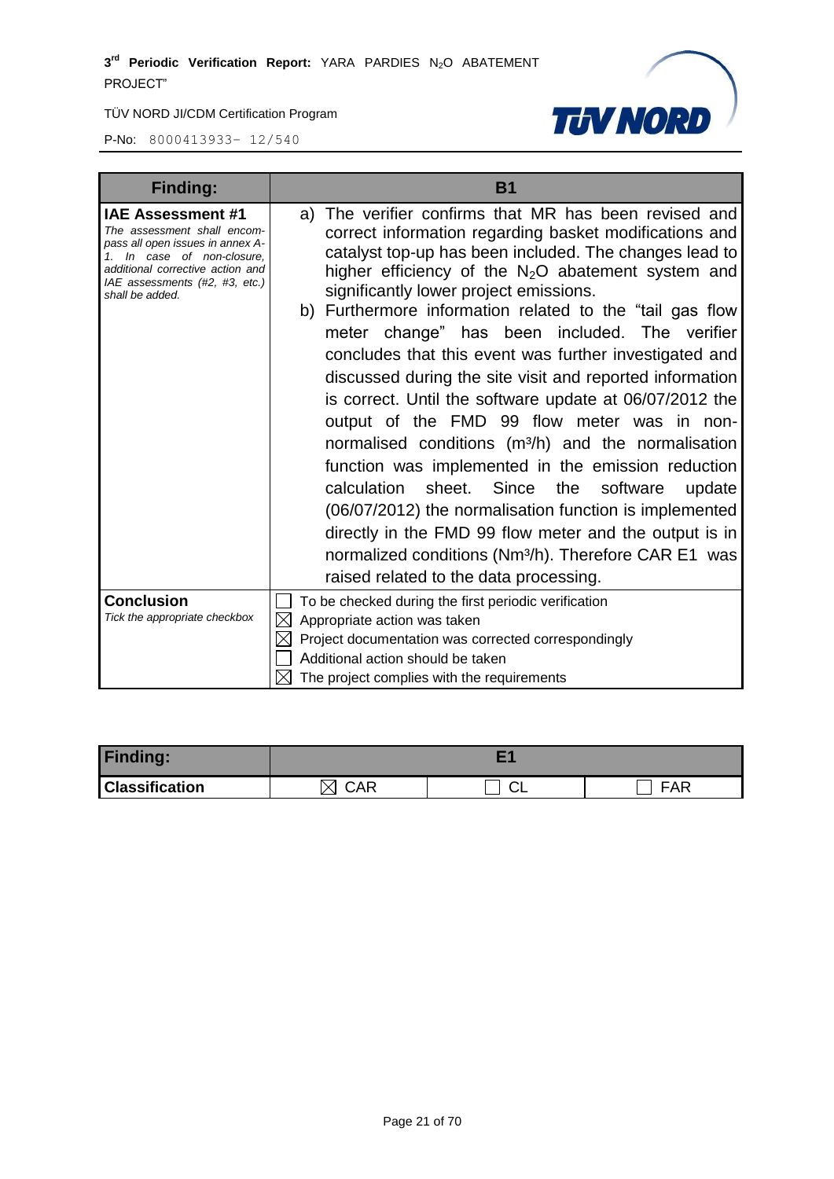| Finding: | B1 |
|---|---|
| **IAE Assessment #1**<br>*The assessment shall encompass all open issues in annex A-1. In case of non-closure, additional corrective action and IAE assessments (#2, #3, etc.) shall be added.* | a) The verifier confirms that MR has been revised and correct information regarding basket modifications and catalyst top-up has been included. The changes lead to higher efficiency of the $N_2O$ abatement system and significantly lower project emissions.<br>b) Furthermore information related to the "tail gas flow meter change" has been included. The verifier concludes that this event was further investigated and discussed during the site visit and reported information is correct. Until the software update at 06/07/2012 the output of the FMD 99 flow meter was in non-normalised conditions ($m^3/h$) and the normalisation function was implemented in the emission reduction calculation sheet. Since the software update (06/07/2012) the normalisation function is implemented directly in the FMD 99 flow meter and the output is in normalized conditions ($Nm^3/h$). Therefore CAR E1 was raised related to the data processing. |
| **Conclusion**<br>*Tick the appropriate checkbox* | ☐ To be checked during the first periodic verification<br>☒ Appropriate action was taken<br>☒ Project documentation was corrected correspondingly<br>☐ Additional action should be taken<br>☒ The project complies with the requirements |

| Finding: | E1 | | |
|---|---|---|---|
| **Classification** | ☒ CAR | ☐ CL | ☐ FAR |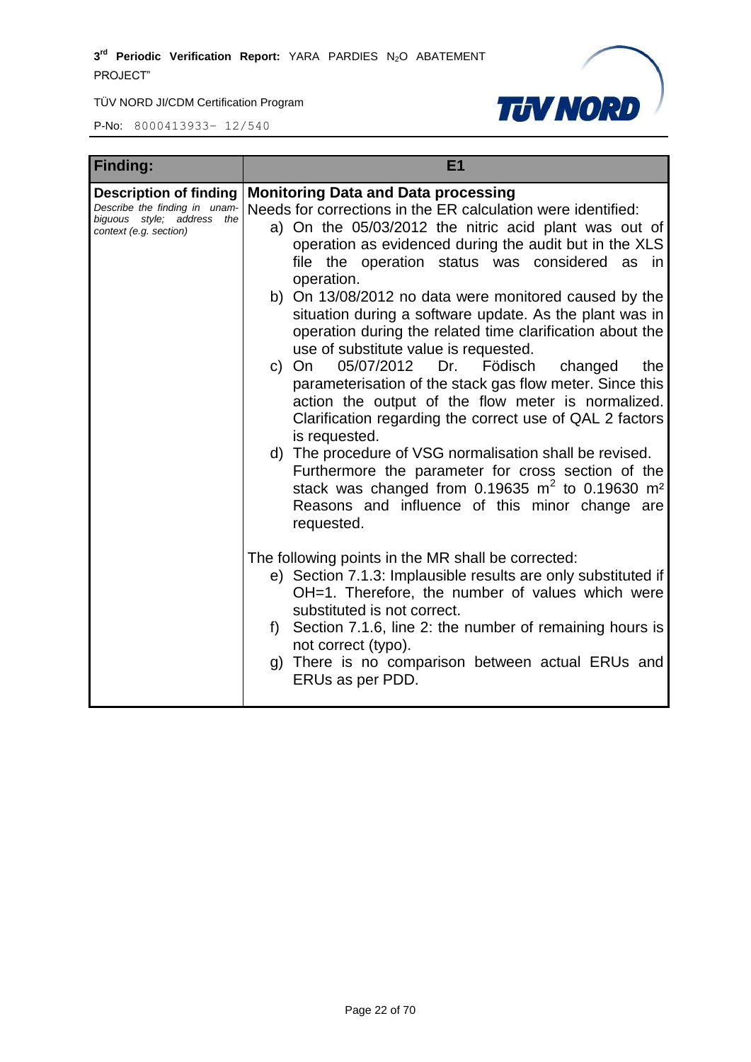| Finding: | E1 |
|---|---|
| **Description of finding**<br>*Describe the finding in unambiguous style; address the context (e.g. section)* | **Monitoring Data and Data processing**<br>Needs for corrections in the ER calculation were identified:<br>a) On the 05/03/2012 the nitric acid plant was out of operation as evidenced during the audit but in the XLS file the operation status was considered as in operation.<br>b) On 13/08/2012 no data were monitored caused by the situation during a software update. As the plant was in operation during the related time clarification about the use of substitute value is requested.<br>c) On 05/07/2012 Dr. Födisch changed the parameterisation of the stack gas flow meter. Since this action the output of the flow meter is normalized. Clarification regarding the correct use of QAL 2 factors is requested.<br>d) The procedure of VSG normalisation shall be revised. Furthermore the parameter for cross section of the stack was changed from 0.19635 $m^2$ to 0.19630 $m^2$ Reasons and influence of this minor change are requested.<br><br>The following points in the MR shall be corrected:<br>e) Section 7.1.3: Implausible results are only substituted if OH=1. Therefore, the number of values which were substituted is not correct.<br>f) Section 7.1.6, line 2: the number of remaining hours is not correct (typo).<br>g) There is no comparison between actual ERUs and ERUs as per PDD. |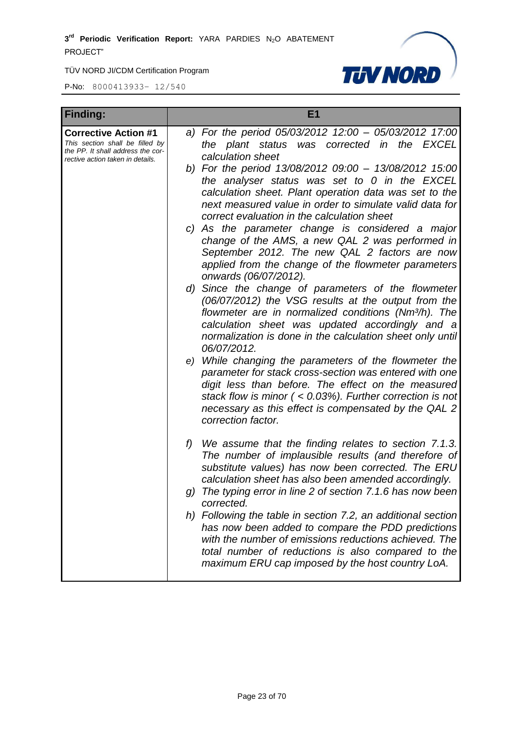| Finding: | E1 |
|---|---|
| **Corrective Action #1**<br>*This section shall be filled by the PP. It shall address the corrective action taken in details.* | *a) For the period 05/03/2012 12:00 – 05/03/2012 17:00 the plant status was corrected in the EXCEL calculation sheet*<br>*b) For the period 13/08/2012 09:00 – 13/08/2012 15:00 the analyser status was set to 0 in the EXCEL calculation sheet. Plant operation data was set to the next measured value in order to simulate valid data for correct evaluation in the calculation sheet*<br>*c) As the parameter change is considered a major change of the AMS, a new QAL 2 was performed in September 2012. The new QAL 2 factors are now applied from the change of the flowmeter parameters onwards (06/07/2012).*<br>*d) Since the change of parameters of the flowmeter (06/07/2012) the VSG results at the output from the flowmeter are in normalized conditions ($Nm^3/h$). The calculation sheet was updated accordingly and a normalization is done in the calculation sheet only until 06/07/2012.*<br>*e) While changing the parameters of the flowmeter the parameter for stack cross-section was entered with one digit less than before. The effect on the measured stack flow is minor ( < 0.03%). Further correction is not necessary as this effect is compensated by the QAL 2 correction factor.*<br><br>*f) We assume that the finding relates to section 7.1.3. The number of implausible results (and therefore of substitute values) has now been corrected. The ERU calculation sheet has also been amended accordingly.*<br>*g) The typing error in line 2 of section 7.1.6 has now been corrected.*<br>*h) Following the table in section 7.2, an additional section has now been added to compare the PDD predictions with the number of emissions reductions achieved. The total number of reductions is also compared to the maximum ERU cap imposed by the host country LoA.* |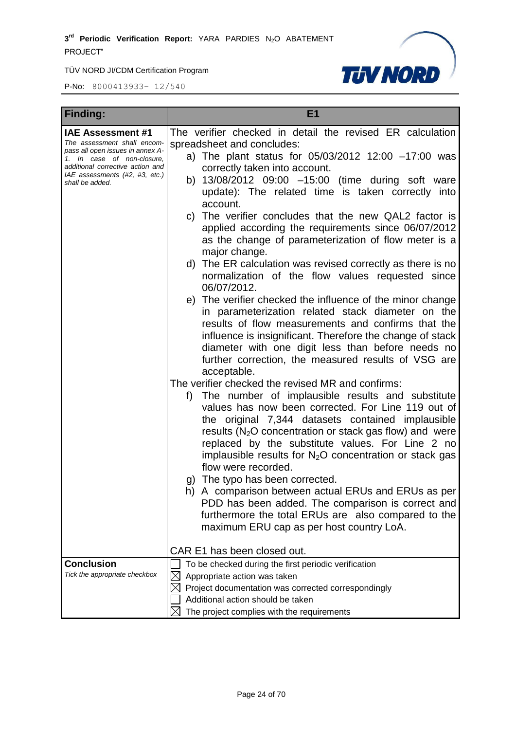| Finding: | E1 |
|---|---|
| **IAE Assessment #1** *The assessment shall encompass all open issues in annex A-1. In case of non-closure, additional corrective action and IAE assessments (#2, #3, etc.) shall be added.* | The verifier checked in detail the revised ER calculation spreadsheet and concludes:<br>a) The plant status for 05/03/2012 12:00 –17:00 was correctly taken into account.<br>b) 13/08/2012 09:00 –15:00 (time during soft ware update): The related time is taken correctly into account.<br>c) The verifier concludes that the new QAL2 factor is applied according the requirements since 06/07/2012 as the change of parameterization of flow meter is a major change.<br>d) The ER calculation was revised correctly as there is no normalization of the flow values requested since 06/07/2012.<br>e) The verifier checked the influence of the minor change in parameterization related stack diameter on the results of flow measurements and confirms that the influence is insignificant. Therefore the change of stack diameter with one digit less than before needs no further correction, the measured results of VSG are acceptable.<br>The verifier checked the revised MR and confirms:<br>f) The number of implausible results and substitute values has now been corrected. For Line 119 out of the original 7,344 datasets contained implausible results ($N_2O$ concentration or stack gas flow) and were replaced by the substitute values. For Line 2 no implausible results for $N_2O$ concentration or stack gas flow were recorded.<br>g) The typo has been corrected.<br>h) A comparison between actual ERUs and ERUs as per PDD has been added. The comparison is correct and furthermore the total ERUs are also compared to the maximum ERU cap as per host country LoA.<br><br>CAR E1 has been closed out. |
| **Conclusion** *Tick the appropriate checkbox* | ☐ To be checked during the first periodic verification<br>☒ Appropriate action was taken<br>☒ Project documentation was corrected correspondingly<br>☐ Additional action should be taken<br>☒ The project complies with the requirements |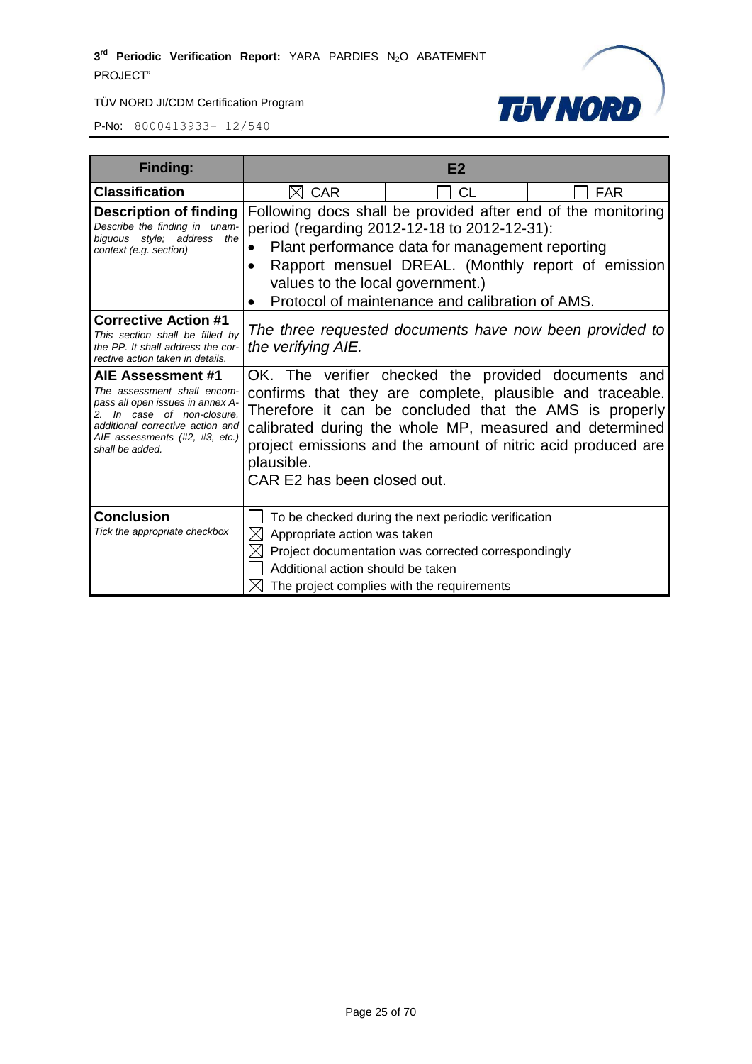| **Finding:** | **E2** | | |
|---|---|---|---|
| **Classification** | ☒ CAR | ☐ CL | ☐ FAR |
| **Description of finding**<br>*Describe the finding in unambiguous style; address the context (e.g. section)* | Following docs shall be provided after end of the monitoring period (regarding 2012-12-18 to 2012-12-31):<br>• Plant performance data for management reporting<br>• Rapport mensuel DREAL. (Monthly report of emission values to the local government.)<br>• Protocol of maintenance and calibration of AMS. | | |
| **Corrective Action #1**<br>*This section shall be filled by the PP. It shall address the corrective action taken in details.* | *The three requested documents have now been provided to the verifying AIE.* | | |
| **AIE Assessment #1**<br>*The assessment shall encompass all open issues in annex A-2. In case of non-closure, additional corrective action and AIE assessments (#2, #3, etc.) shall be added.* | OK. The verifier checked the provided documents and confirms that they are complete, plausible and traceable. Therefore it can be concluded that the AMS is properly calibrated during the whole MP, measured and determined project emissions and the amount of nitric acid produced are plausible.<br>CAR E2 has been closed out. | | |
| **Conclusion**<br>*Tick the appropriate checkbox* | ☐ To be checked during the next periodic verification<br>☒ Appropriate action was taken<br>☒ Project documentation was corrected correspondingly<br>☐ Additional action should be taken<br>☒ The project complies with the requirements | | |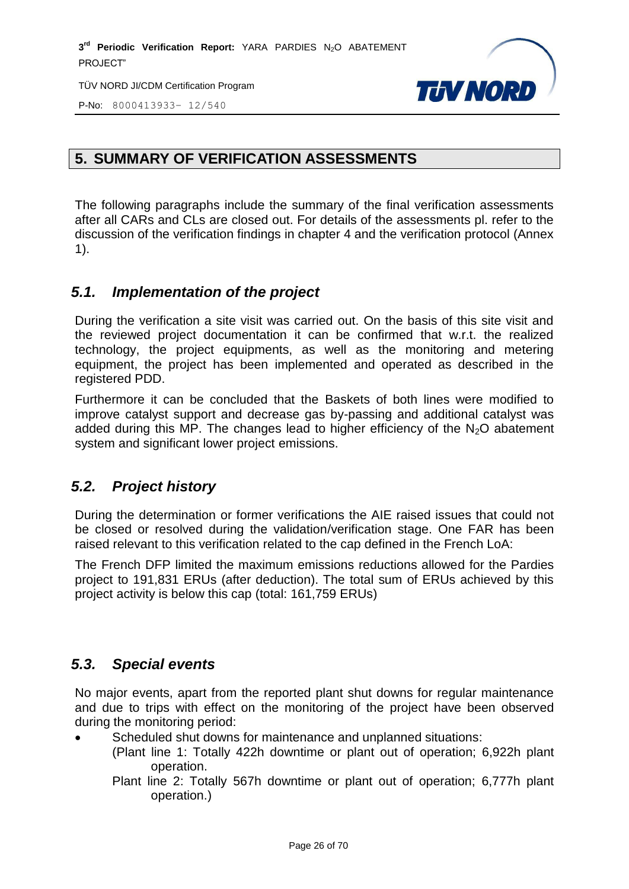# 5. SUMMARY OF VERIFICATION ASSESSMENTS

The following paragraphs include the summary of the final verification assessments after all CARs and CLs are closed out. For details of the assessments pl. refer to the discussion of the verification findings in chapter 4 and the verification protocol (Annex 1).

## *5.1. Implementation of the project*

During the verification a site visit was carried out. On the basis of this site visit and the reviewed project documentation it can be confirmed that w.r.t. the realized technology, the project equipments, as well as the monitoring and metering equipment, the project has been implemented and operated as described in the registered PDD.

Furthermore it can be concluded that the Baskets of both lines were modified to improve catalyst support and decrease gas by-passing and additional catalyst was added during this MP. The changes lead to higher efficiency of the $N_2O$ abatement system and significant lower project emissions.

## *5.2. Project history*

During the determination or former verifications the AIE raised issues that could not be closed or resolved during the validation/verification stage. One FAR has been raised relevant to this verification related to the cap defined in the French LoA:

The French DFP limited the maximum emissions reductions allowed for the Pardies project to 191,831 ERUs (after deduction). The total sum of ERUs achieved by this project activity is below this cap (total: 161,759 ERUs)

## *5.3. Special events*

No major events, apart from the reported plant shut downs for regular maintenance and due to trips with effect on the monitoring of the project have been observed during the monitoring period:

- Scheduled shut downs for maintenance and unplanned situations:
  (Plant line 1: Totally 422h downtime or plant out of operation; 6,922h plant operation.
  Plant line 2: Totally 567h downtime or plant out of operation; 6,777h plant operation.)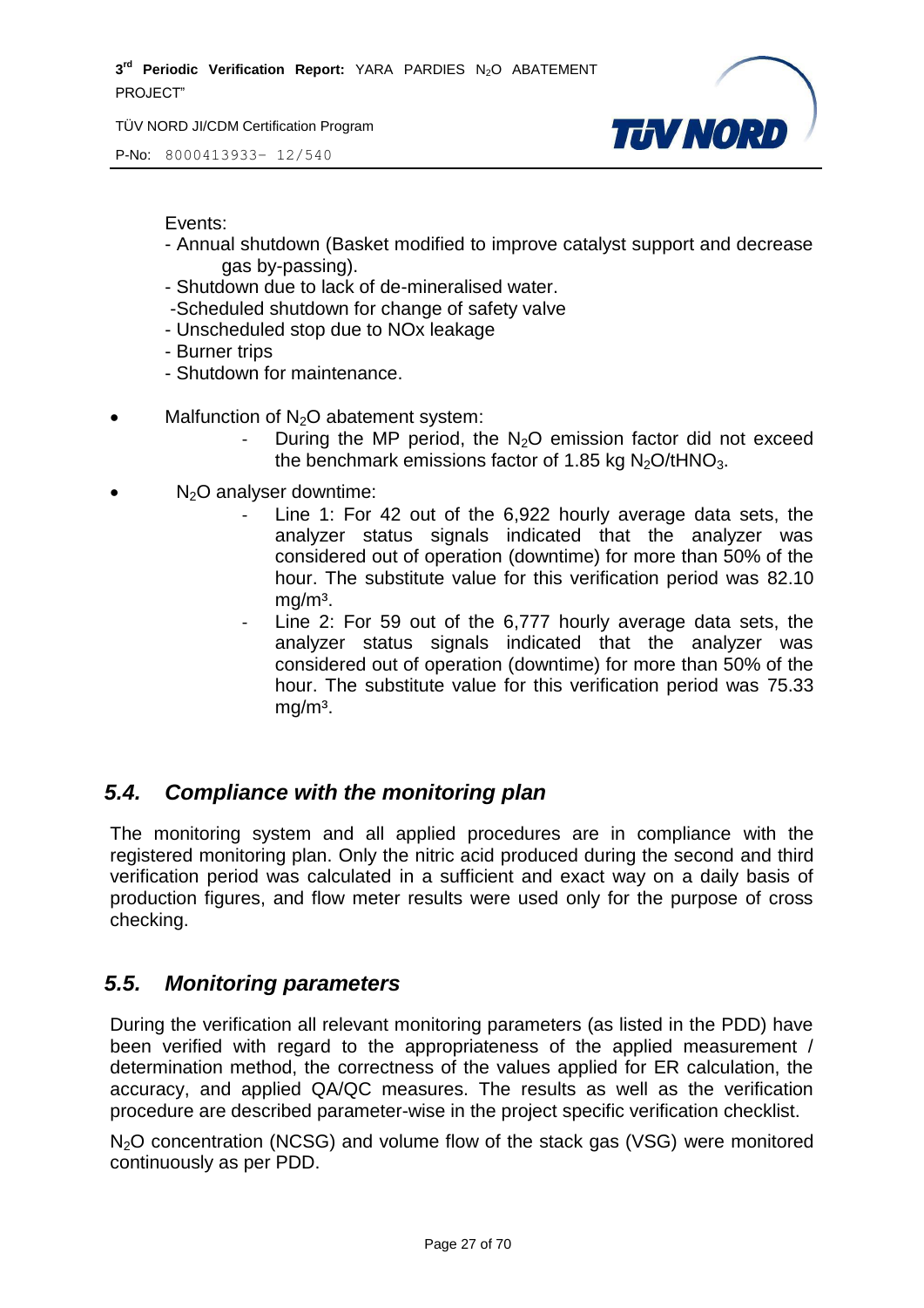Events:

- Annual shutdown (Basket modified to improve catalyst support and decrease gas by-passing).
- Shutdown due to lack of de-mineralised water.
- Scheduled shutdown for change of safety valve
- Unscheduled stop due to NOx leakage
- Burner trips
- Shutdown for maintenance.

- Malfunction of $N_2O$ abatement system:
  - During the MP period, the $N_2O$ emission factor did not exceed the benchmark emissions factor of 1.85 kg $N_2O$/t$HNO_3$.
- $N_2O$ analyser downtime:
  - Line 1: For 42 out of the 6,922 hourly average data sets, the analyzer status signals indicated that the analyzer was considered out of operation (downtime) for more than 50% of the hour. The substitute value for this verification period was 82.10 mg/m³.
  - Line 2: For 59 out of the 6,777 hourly average data sets, the analyzer status signals indicated that the analyzer was considered out of operation (downtime) for more than 50% of the hour. The substitute value for this verification period was 75.33 mg/m³.

## *5.4. Compliance with the monitoring plan*

The monitoring system and all applied procedures are in compliance with the registered monitoring plan. Only the nitric acid produced during the second and third verification period was calculated in a sufficient and exact way on a daily basis of production figures, and flow meter results were used only for the purpose of cross checking.

## *5.5. Monitoring parameters*

During the verification all relevant monitoring parameters (as listed in the PDD) have been verified with regard to the appropriateness of the applied measurement / determination method, the correctness of the values applied for ER calculation, the accuracy, and applied QA/QC measures. The results as well as the verification procedure are described parameter-wise in the project specific verification checklist.

$N_2O$ concentration (NCSG) and volume flow of the stack gas (VSG) were monitored continuously as per PDD.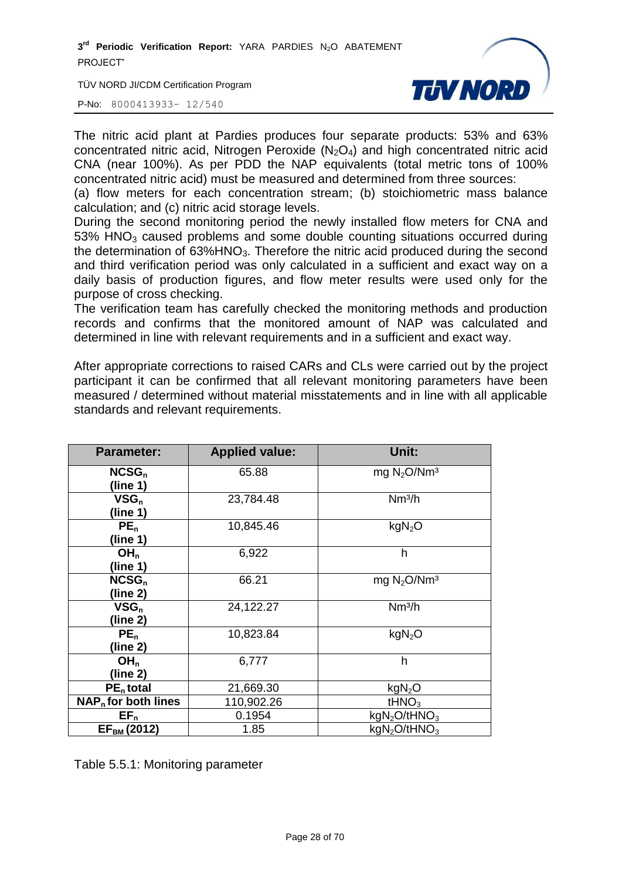The nitric acid plant at Pardies produces four separate products: 53% and 63% concentrated nitric acid, Nitrogen Peroxide ($N_2O_4$) and high concentrated nitric acid CNA (near 100%). As per PDD the NAP equivalents (total metric tons of 100% concentrated nitric acid) must be measured and determined from three sources:

(a) flow meters for each concentration stream; (b) stoichiometric mass balance calculation; and (c) nitric acid storage levels.

During the second monitoring period the newly installed flow meters for CNA and 53% $HNO_3$ caused problems and some double counting situations occurred during the determination of 63%$HNO_3$. Therefore the nitric acid produced during the second and third verification period was only calculated in a sufficient and exact way on a daily basis of production figures, and flow meter results were used only for the purpose of cross checking.

The verification team has carefully checked the monitoring methods and production records and confirms that the monitored amount of NAP was calculated and determined in line with relevant requirements and in a sufficient and exact way.

After appropriate corrections to raised CARs and CLs were carried out by the project participant it can be confirmed that all relevant monitoring parameters have been measured / determined without material misstatements and in line with all applicable standards and relevant requirements.

| Parameter: | Applied value: | Unit: |
|---|---|---|
| **$NCSG_n$ (line 1)** | 65.88 | mg $N_2O$/Nm³ |
| **$VSG_n$ (line 1)** | 23,784.48 | Nm³/h |
| **$PE_n$ (line 1)** | 10,845.46 | kg$N_2O$ |
| **$OH_n$ (line 1)** | 6,922 | h |
| **$NCSG_n$ (line 2)** | 66.21 | mg $N_2O$/Nm³ |
| **$VSG_n$ (line 2)** | 24,122.27 | Nm³/h |
| **$PE_n$ (line 2)** | 10,823.84 | kg$N_2O$ |
| **$OH_n$ (line 2)** | 6,777 | h |
| **$PE_n$ total** | 21,669.30 | kg$N_2O$ |
| **$NAP_n$ for both lines** | 110,902.26 | t$HNO_3$ |
| **$EF_n$** | 0.1954 | kg$N_2O$/t$HNO_3$ |
| **$EF_{BM}$ (2012)** | 1.85 | kg$N_2O$/t$HNO_3$ |

Table 5.5.1: Monitoring parameter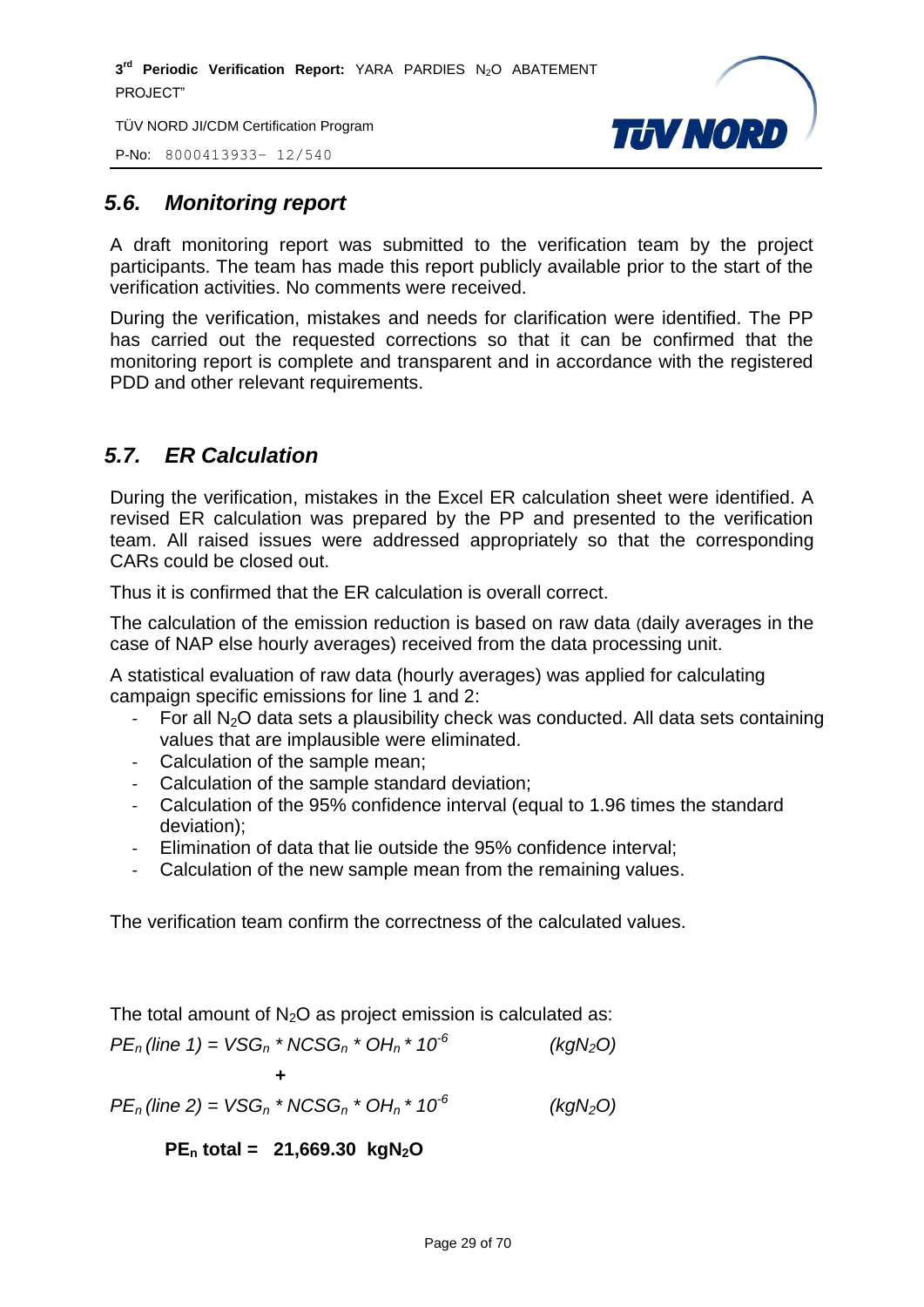## 5.6. Monitoring report

A draft monitoring report was submitted to the verification team by the project participants. The team has made this report publicly available prior to the start of the verification activities. No comments were received.

During the verification, mistakes and needs for clarification were identified. The PP has carried out the requested corrections so that it can be confirmed that the monitoring report is complete and transparent and in accordance with the registered PDD and other relevant requirements.

## 5.7. ER Calculation

During the verification, mistakes in the Excel ER calculation sheet were identified. A revised ER calculation was prepared by the PP and presented to the verification team. All raised issues were addressed appropriately so that the corresponding CARs could be closed out.

Thus it is confirmed that the ER calculation is overall correct.

The calculation of the emission reduction is based on raw data (daily averages in the case of NAP else hourly averages) received from the data processing unit.

A statistical evaluation of raw data (hourly averages) was applied for calculating campaign specific emissions for line 1 and 2:

- For all $N_2O$ data sets a plausibility check was conducted. All data sets containing values that are implausible were eliminated.
- Calculation of the sample mean;
- Calculation of the sample standard deviation;
- Calculation of the 95% confidence interval (equal to 1.96 times the standard deviation);
- Elimination of data that lie outside the 95% confidence interval;
- Calculation of the new sample mean from the remaining values.

The verification team confirm the correctness of the calculated values.

The total amount of $N_2O$ as project emission is calculated as:

$$PE_n\,(line\ 1) = VSG_n * NCSG_n * OH_n * 10^{-6} \qquad (kgN_2O)$$

$$+$$

$$PE_n\,(line\ 2) = VSG_n * NCSG_n * OH_n * 10^{-6} \qquad (kgN_2O)$$

**$PE_n$ total = 21,669.30 $kgN_2O$**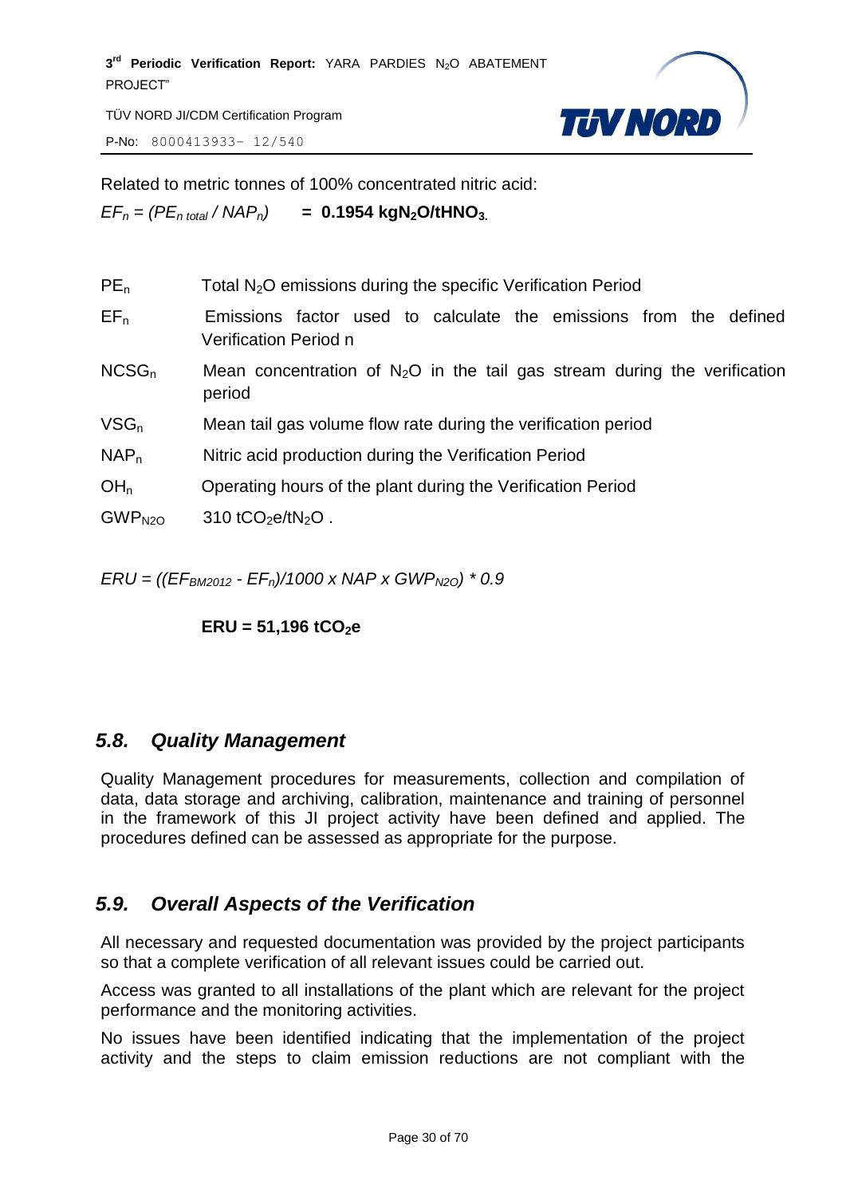Related to metric tonnes of 100% concentrated nitric acid:

$EF_n = (PE_{n\ total} / NAP_n)$ **= 0.1954 $kgN_2O/tHNO_3$.**

| | |
|---|---|
| $PE_n$ | Total $N_2O$ emissions during the specific Verification Period |
| $EF_n$ | Emissions factor used to calculate the emissions from the defined Verification Period n |
| $NCSG_n$ | Mean concentration of $N_2O$ in the tail gas stream during the verification period |
| $VSG_n$ | Mean tail gas volume flow rate during the verification period |
| $NAP_n$ | Nitric acid production during the Verification Period |
| $OH_n$ | Operating hours of the plant during the Verification Period |
| $GWP_{N2O}$ | 310 $tCO_2e/tN_2O$ . |

$ERU = ((EF_{BM2012} - EF_n)/1000 \times NAP \times GWP_{N2O}) * 0.9$

**ERU = 51,196 $tCO_2e$**

## 5.8. Quality Management

Quality Management procedures for measurements, collection and compilation of data, data storage and archiving, calibration, maintenance and training of personnel in the framework of this JI project activity have been defined and applied. The procedures defined can be assessed as appropriate for the purpose.

## 5.9. Overall Aspects of the Verification

All necessary and requested documentation was provided by the project participants so that a complete verification of all relevant issues could be carried out.

Access was granted to all installations of the plant which are relevant for the project performance and the monitoring activities.

No issues have been identified indicating that the implementation of the project activity and the steps to claim emission reductions are not compliant with the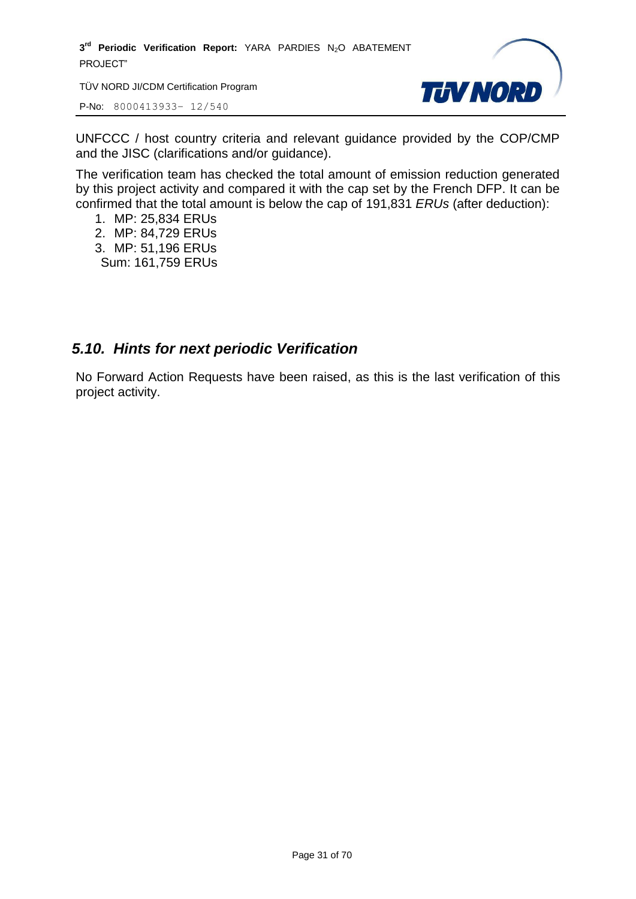UNFCCC / host country criteria and relevant guidance provided by the COP/CMP and the JISC (clarifications and/or guidance).

The verification team has checked the total amount of emission reduction generated by this project activity and compared it with the cap set by the French DFP. It can be confirmed that the total amount is below the cap of 191,831 *ERUs* (after deduction):

1. MP: 25,834 ERUs
2. MP: 84,729 ERUs
3. MP: 51,196 ERUs

Sum: 161,759 ERUs

## 5.10. Hints for next periodic Verification

No Forward Action Requests have been raised, as this is the last verification of this project activity.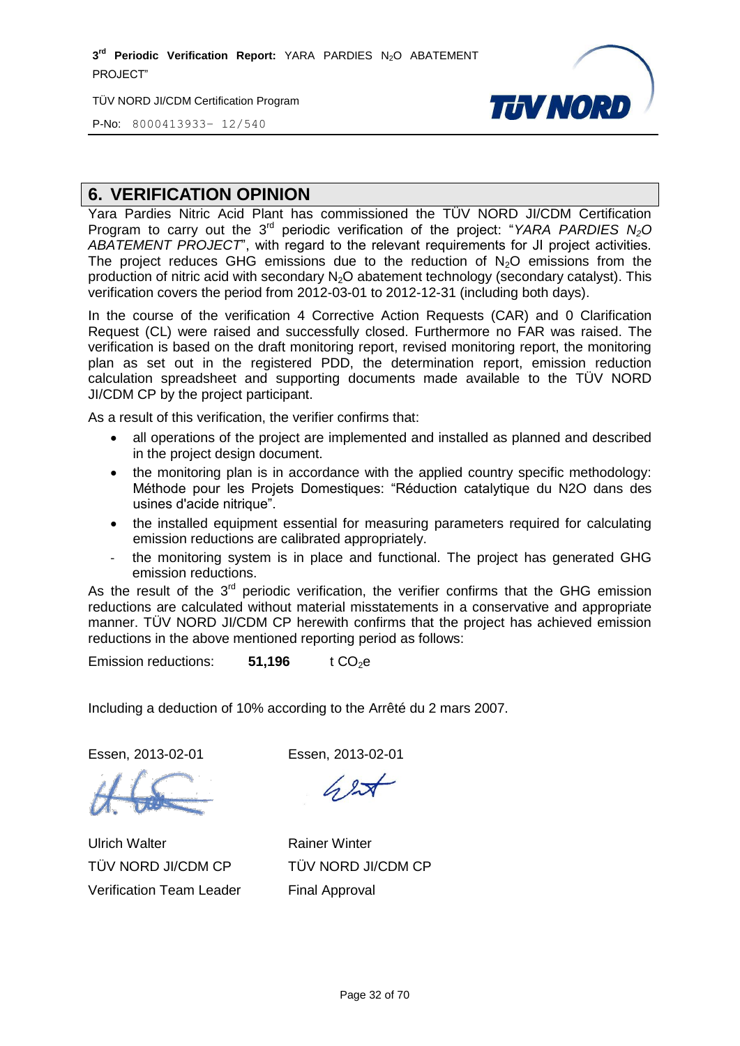## 6. VERIFICATION OPINION

Yara Pardies Nitric Acid Plant has commissioned the TÜV NORD JI/CDM Certification Program to carry out the 3rd periodic verification of the project: "*YARA PARDIES $N_2O$ ABATEMENT PROJECT*", with regard to the relevant requirements for JI project activities. The project reduces GHG emissions due to the reduction of $N_2O$ emissions from the production of nitric acid with secondary $N_2O$ abatement technology (secondary catalyst). This verification covers the period from 2012-03-01 to 2012-12-31 (including both days).

In the course of the verification 4 Corrective Action Requests (CAR) and 0 Clarification Request (CL) were raised and successfully closed. Furthermore no FAR was raised. The verification is based on the draft monitoring report, revised monitoring report, the monitoring plan as set out in the registered PDD, the determination report, emission reduction calculation spreadsheet and supporting documents made available to the TÜV NORD JI/CDM CP by the project participant.

As a result of this verification, the verifier confirms that:

- all operations of the project are implemented and installed as planned and described in the project design document.
- the monitoring plan is in accordance with the applied country specific methodology: Méthode pour les Projets Domestiques: "Réduction catalytique du N2O dans des usines d'acide nitrique".
- the installed equipment essential for measuring parameters required for calculating emission reductions are calibrated appropriately.
- the monitoring system is in place and functional. The project has generated GHG emission reductions.

As the result of the 3rd periodic verification, the verifier confirms that the GHG emission reductions are calculated without material misstatements in a conservative and appropriate manner. TÜV NORD JI/CDM CP herewith confirms that the project has achieved emission reductions in the above mentioned reporting period as follows:

Emission reductions: **51,196** t $CO_2e$

Including a deduction of 10% according to the Arrêté du 2 mars 2007.

| Essen, 2013-02-01 | Essen, 2013-02-01 |
|---|---|
| Ulrich Walter | Rainer Winter |
| TÜV NORD JI/CDM CP | TÜV NORD JI/CDM CP |
| Verification Team Leader | Final Approval |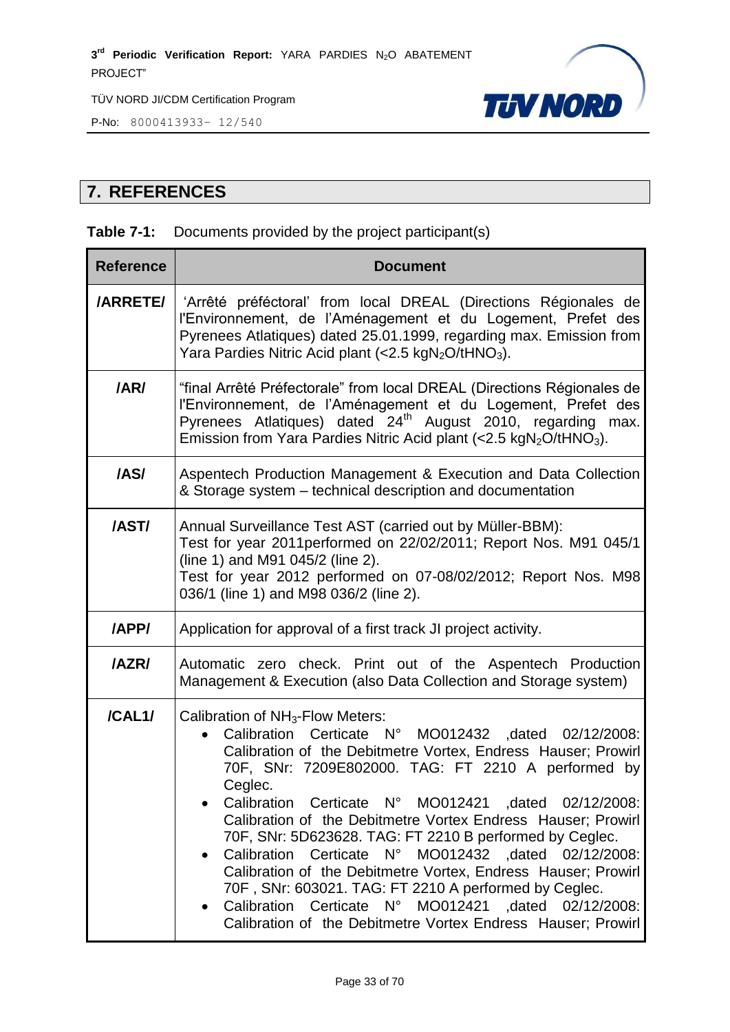## 7. REFERENCES

**Table 7-1:** Documents provided by the project participant(s)

| Reference | Document |
|---|---|
| **/ARRETE/** | 'Arrêté préféctoral' from local DREAL (Directions Régionales de l'Environnement, de l'Aménagement et du Logement, Prefet des Pyrenees Atlatiques) dated 25.01.1999, regarding max. Emission from Yara Pardies Nitric Acid plant (<2.5 $kgN_2O/tHNO_3$). |
| **/AR/** | "final Arrêté Préfectorale" from local DREAL (Directions Régionales de l'Environnement, de l'Aménagement et du Logement, Prefet des Pyrenees Atlatiques) dated 24th August 2010, regarding max. Emission from Yara Pardies Nitric Acid plant (<2.5 $kgN_2O/tHNO_3$). |
| **/AS/** | Aspentech Production Management & Execution and Data Collection & Storage system – technical description and documentation |
| **/AST/** | Annual Surveillance Test AST (carried out by Müller-BBM):<br>Test for year 2011performed on 22/02/2011; Report Nos. M91 045/1 (line 1) and M91 045/2 (line 2).<br>Test for year 2012 performed on 07-08/02/2012; Report Nos. M98 036/1 (line 1) and M98 036/2 (line 2). |
| **/APP/** | Application for approval of a first track JI project activity. |
| **/AZR/** | Automatic zero check. Print out of the Aspentech Production Management & Execution (also Data Collection and Storage system) |
| **/CAL1/** | Calibration of $NH_3$-Flow Meters:<br>• Calibration Certicate N° MO012432 ,dated 02/12/2008: Calibration of the Debitmetre Vortex, Endress Hauser; Prowirl 70F, SNr: 7209E802000. TAG: FT 2210 A performed by Ceglec.<br>• Calibration Certicate N° MO012421 ,dated 02/12/2008: Calibration of the Debitmetre Vortex Endress Hauser; Prowirl 70F, SNr: 5D623628. TAG: FT 2210 B performed by Ceglec.<br>• Calibration Certicate N° MO012432 ,dated 02/12/2008: Calibration of the Debitmetre Vortex, Endress Hauser; Prowirl 70F , SNr: 603021. TAG: FT 2210 A performed by Ceglec.<br>• Calibration Certicate N° MO012421 ,dated 02/12/2008: Calibration of the Debitmetre Vortex Endress Hauser; Prowirl |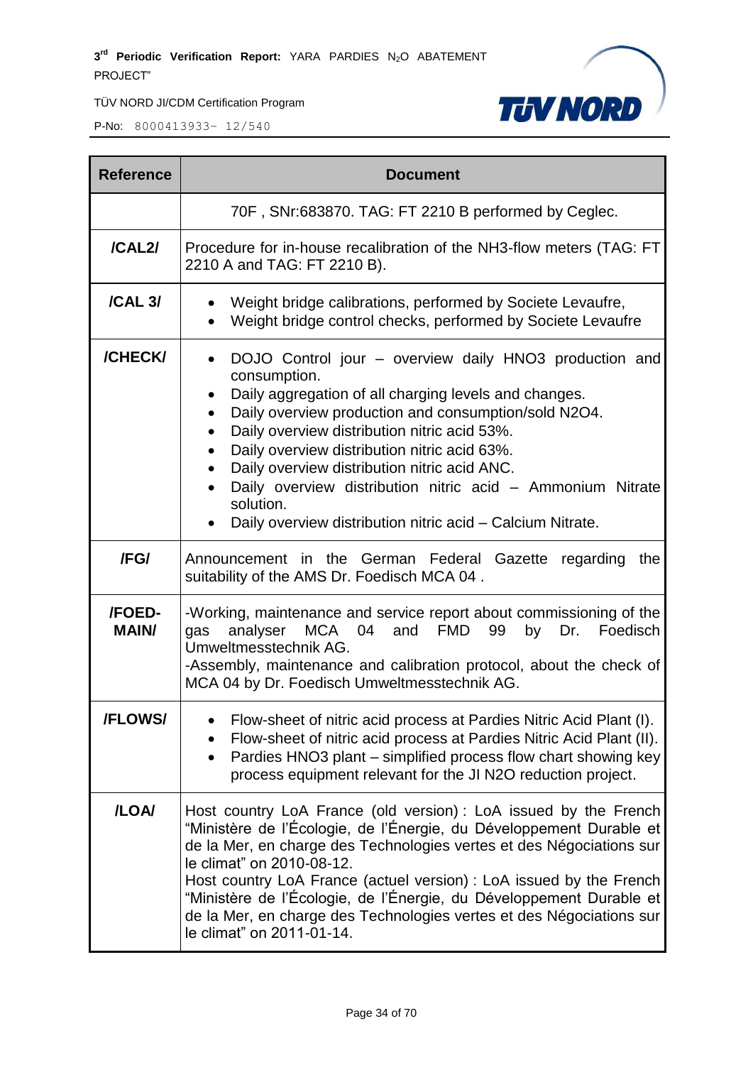| Reference | Document |
|---|---|
| | 70F , SNr:683870. TAG: FT 2210 B performed by Ceglec. |
| **/CAL2/** | Procedure for in-house recalibration of the NH3-flow meters (TAG: FT 2210 A and TAG: FT 2210 B). |
| **/CAL 3/** | • Weight bridge calibrations, performed by Societe Levaufre,<br>• Weight bridge control checks, performed by Societe Levaufre |
| **/CHECK/** | • DOJO Control jour – overview daily HNO3 production and consumption.<br>• Daily aggregation of all charging levels and changes.<br>• Daily overview production and consumption/sold N2O4.<br>• Daily overview distribution nitric acid 53%.<br>• Daily overview distribution nitric acid 63%.<br>• Daily overview distribution nitric acid ANC.<br>• Daily overview distribution nitric acid – Ammonium Nitrate solution.<br>• Daily overview distribution nitric acid – Calcium Nitrate. |
| **/FG/** | Announcement in the German Federal Gazette regarding the suitability of the AMS Dr. Foedisch MCA 04 . |
| **/FOED-MAIN/** | -Working, maintenance and service report about commissioning of the gas analyser MCA 04 and FMD 99 by Dr. Foedisch Umweltmesstechnik AG.<br>-Assembly, maintenance and calibration protocol, about the check of MCA 04 by Dr. Foedisch Umweltmesstechnik AG. |
| **/FLOWS/** | • Flow-sheet of nitric acid process at Pardies Nitric Acid Plant (I).<br>• Flow-sheet of nitric acid process at Pardies Nitric Acid Plant (II).<br>• Pardies HNO3 plant – simplified process flow chart showing key process equipment relevant for the JI N2O reduction project. |
| **/LOA/** | Host country LoA France (old version) : LoA issued by the French "Ministère de l'Écologie, de l'Énergie, du Développement Durable et de la Mer, en charge des Technologies vertes et des Négociations sur le climat" on 2010-08-12.<br>Host country LoA France (actuel version) : LoA issued by the French "Ministère de l'Écologie, de l'Énergie, du Développement Durable et de la Mer, en charge des Technologies vertes et des Négociations sur le climat" on 2011-01-14. |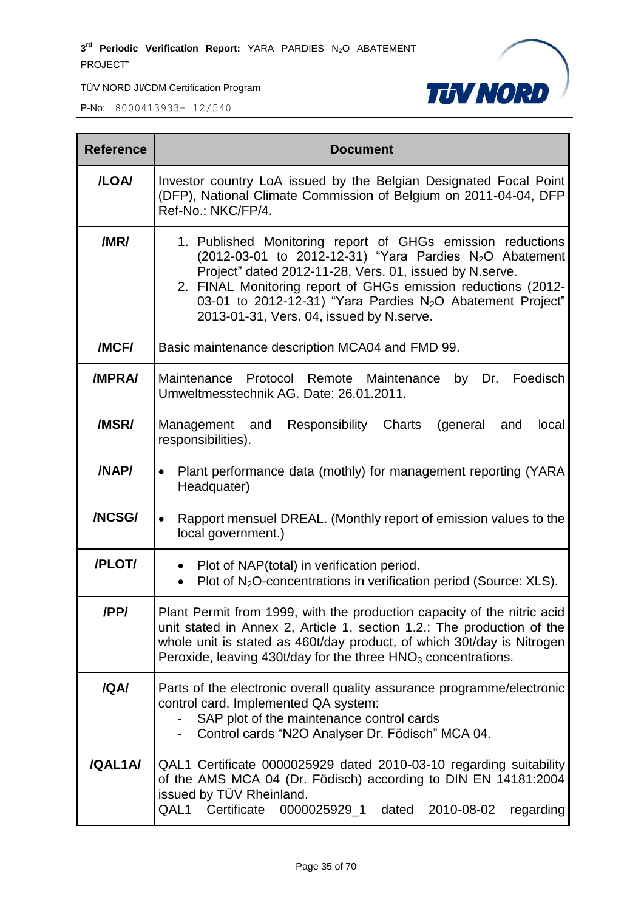| Reference | Document |
|---|---|
| /LOA/ | Investor country LoA issued by the Belgian Designated Focal Point (DFP), National Climate Commission of Belgium on 2011-04-04, DFP Ref-No.: NKC/FP/4. |
| /MR/ | 1. Published Monitoring report of GHGs emission reductions (2012-03-01 to 2012-12-31) "Yara Pardies $N_2O$ Abatement Project" dated 2012-11-28, Vers. 01, issued by N.serve.<br>2. FINAL Monitoring report of GHGs emission reductions (2012-03-01 to 2012-12-31) "Yara Pardies $N_2O$ Abatement Project" 2013-01-31, Vers. 04, issued by N.serve. |
| /MCF/ | Basic maintenance description MCA04 and FMD 99. |
| /MPRA/ | Maintenance Protocol Remote Maintenance by Dr. Foedisch Umweltmesstechnik AG. Date: 26.01.2011. |
| /MSR/ | Management and Responsibility Charts (general and local responsibilities). |
| /NAP/ | • Plant performance data (mothly) for management reporting (YARA Headquater) |
| /NCSG/ | • Rapport mensuel DREAL. (Monthly report of emission values to the local government.) |
| /PLOT/ | • Plot of NAP(total) in verification period.<br>• Plot of $N_2O$-concentrations in verification period (Source: XLS). |
| /PP/ | Plant Permit from 1999, with the production capacity of the nitric acid unit stated in Annex 2, Article 1, section 1.2.: The production of the whole unit is stated as 460t/day product, of which 30t/day is Nitrogen Peroxide, leaving 430t/day for the three $HNO_3$ concentrations. |
| /QA/ | Parts of the electronic overall quality assurance programme/electronic control card. Implemented QA system:<br>- SAP plot of the maintenance control cards<br>- Control cards "N2O Analyser Dr. Födisch" MCA 04. |
| /QAL1A/ | QAL1 Certificate 0000025929 dated 2010-03-10 regarding suitability of the AMS MCA 04 (Dr. Födisch) according to DIN EN 14181:2004 issued by TÜV Rheinland.<br>QAL1 Certificate 0000025929_1 dated 2010-08-02 regarding |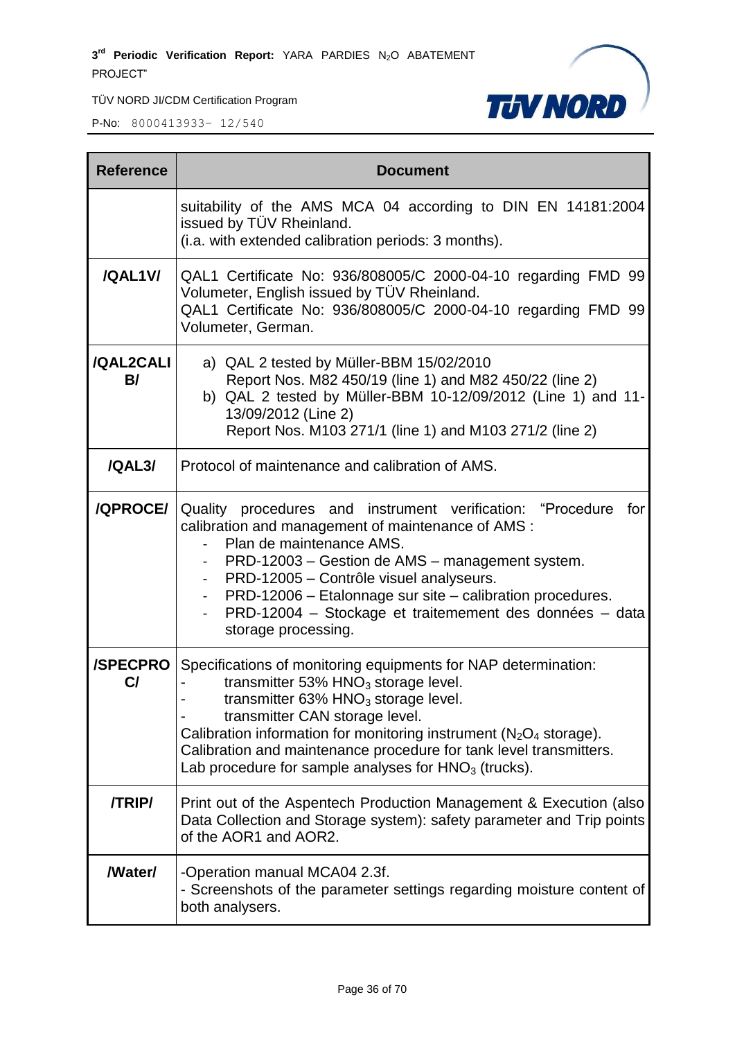| Reference | Document |
|---|---|
| | suitability of the AMS MCA 04 according to DIN EN 14181:2004 issued by TÜV Rheinland.<br>(i.a. with extended calibration periods: 3 months). |
| /QAL1V/ | QAL1 Certificate No: 936/808005/C 2000-04-10 regarding FMD 99 Volumeter, English issued by TÜV Rheinland.<br>QAL1 Certificate No: 936/808005/C 2000-04-10 regarding FMD 99 Volumeter, German. |
| /QAL2CALIB/ | a) QAL 2 tested by Müller-BBM 15/02/2010<br>Report Nos. M82 450/19 (line 1) and M82 450/22 (line 2)<br>b) QAL 2 tested by Müller-BBM 10-12/09/2012 (Line 1) and 11-13/09/2012 (Line 2)<br>Report Nos. M103 271/1 (line 1) and M103 271/2 (line 2) |
| /QAL3/ | Protocol of maintenance and calibration of AMS. |
| /QPROCE/ | Quality procedures and instrument verification: “Procedure for calibration and management of maintenance of AMS :<br>- Plan de maintenance AMS.<br>- PRD-12003 – Gestion de AMS – management system.<br>- PRD-12005 – Contrôle visuel analyseurs.<br>- PRD-12006 – Etalonnage sur site – calibration procedures.<br>- PRD-12004 – Stockage et traitement des données – data storage processing. |
| /SPECPROC/ | Specifications of monitoring equipments for NAP determination:<br>- transmitter 53% $HNO_3$ storage level.<br>- transmitter 63% $HNO_3$ storage level.<br>- transmitter CAN storage level.<br>Calibration information for monitoring instrument ($N_2O_4$ storage).<br>Calibration and maintenance procedure for tank level transmitters.<br>Lab procedure for sample analyses for $HNO_3$ (trucks). |
| /TRIP/ | Print out of the Aspentech Production Management & Execution (also Data Collection and Storage system): safety parameter and Trip points of the AOR1 and AOR2. |
| /Water/ | -Operation manual MCA04 2.3f.<br>- Screenshots of the parameter settings regarding moisture content of both analysers. |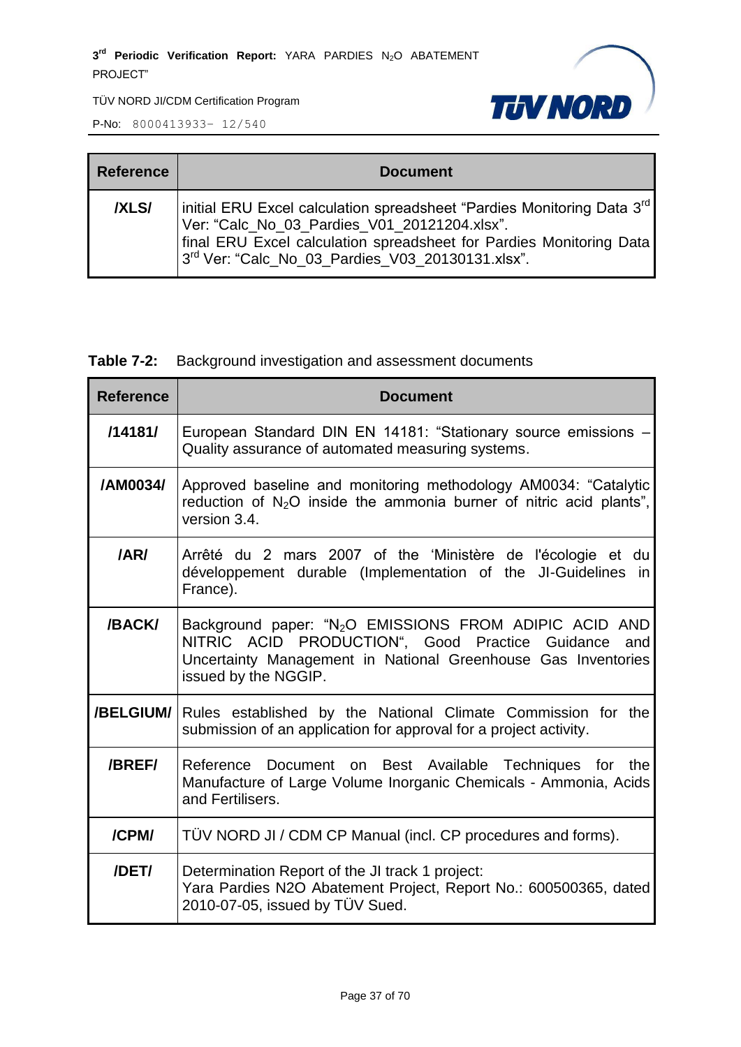| Reference | Document |
|---|---|
| /XLS/ | initial ERU Excel calculation spreadsheet “Pardies Monitoring Data 3rd Ver: “Calc_No_03_Pardies_V01_20121204.xlsx”.<br>final ERU Excel calculation spreadsheet for Pardies Monitoring Data 3rd Ver: “Calc_No_03_Pardies_V03_20130131.xlsx”. |

**Table 7-2:** Background investigation and assessment documents

| Reference | Document |
|---|---|
| /14181/ | European Standard DIN EN 14181: “Stationary source emissions – Quality assurance of automated measuring systems. |
| /AM0034/ | Approved baseline and monitoring methodology AM0034: “Catalytic reduction of $N_2O$ inside the ammonia burner of nitric acid plants”, version 3.4. |
| /AR/ | Arrêté du 2 mars 2007 of the ‘Ministère de l'écologie et du développement durable (Implementation of the JI-Guidelines in France). |
| /BACK/ | Background paper: “$N_2O$ EMISSIONS FROM ADIPIC ACID AND NITRIC ACID PRODUCTION“, Good Practice Guidance and Uncertainty Management in National Greenhouse Gas Inventories issued by the NGGIP. |
| /BELGIUM/ | Rules established by the National Climate Commission for the submission of an application for approval for a project activity. |
| /BREF/ | Reference Document on Best Available Techniques for the Manufacture of Large Volume Inorganic Chemicals - Ammonia, Acids and Fertilisers. |
| /CPM/ | TÜV NORD JI / CDM CP Manual (incl. CP procedures and forms). |
| /DET/ | Determination Report of the JI track 1 project:<br>Yara Pardies N2O Abatement Project, Report No.: 600500365, dated 2010-07-05, issued by TÜV Sued. |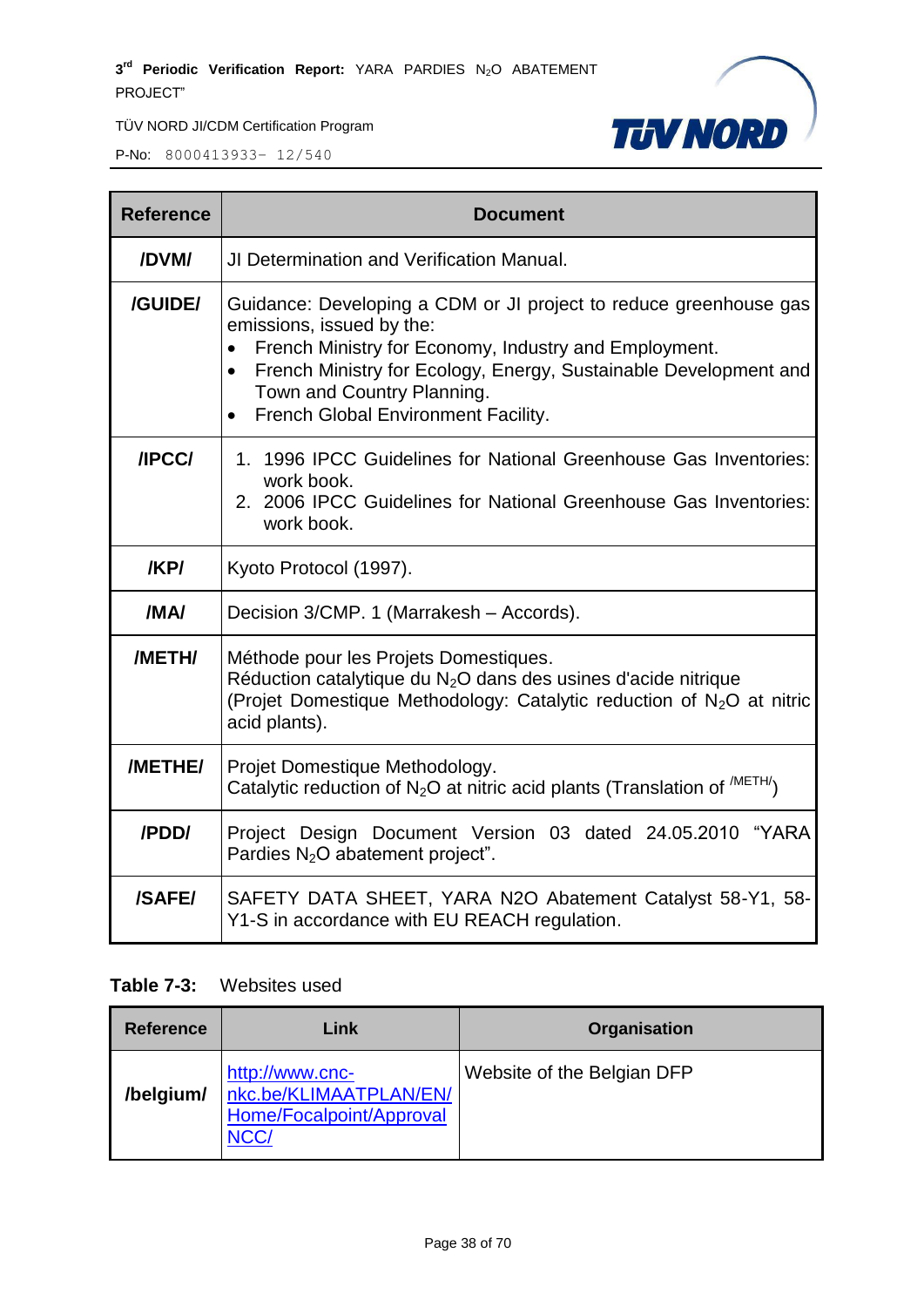| Reference | Document |
|---|---|
| /DVM/ | JI Determination and Verification Manual. |
| /GUIDE/ | Guidance: Developing a CDM or JI project to reduce greenhouse gas emissions, issued by the: <br>• French Ministry for Economy, Industry and Employment. <br>• French Ministry for Ecology, Energy, Sustainable Development and Town and Country Planning. <br>• French Global Environment Facility. |
| /IPCC/ | 1. 1996 IPCC Guidelines for National Greenhouse Gas Inventories: work book. <br>2. 2006 IPCC Guidelines for National Greenhouse Gas Inventories: work book. |
| /KP/ | Kyoto Protocol (1997). |
| /MA/ | Decision 3/CMP. 1 (Marrakesh – Accords). |
| /METH/ | Méthode pour les Projets Domestiques. <br>Réduction catalytique du $N_2O$ dans des usines d'acide nitrique <br>(Projet Domestique Methodology: Catalytic reduction of $N_2O$ at nitric acid plants). |
| /METHE/ | Projet Domestique Methodology. <br>Catalytic reduction of $N_2O$ at nitric acid plants (Translation of /METH/) |
| /PDD/ | Project Design Document Version 03 dated 24.05.2010 "YARA Pardies $N_2O$ abatement project". |
| /SAFE/ | SAFETY DATA SHEET, YARA N2O Abatement Catalyst 58-Y1, 58-Y1-S in accordance with EU REACH regulation. |

**Table 7-3:** Websites used

| Reference | Link | Organisation |
|---|---|---|
| /belgium/ | http://www.cnc-nkc.be/KLIMAATPLAN/EN/Home/Focalpoint/ApprovalNCC/ | Website of the Belgian DFP |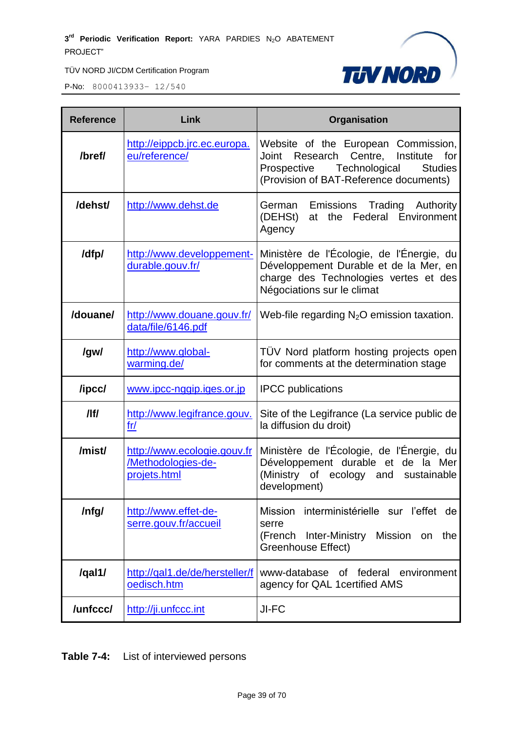| Reference | Link | Organisation |
|---|---|---|
| /bref/ | http://eippcb.jrc.ec.europa.eu/reference/ | Website of the European Commission, Joint Research Centre, Institute for Prospective Technological Studies (Provision of BAT-Reference documents) |
| /dehst/ | http://www.dehst.de | German Emissions Trading Authority (DEHSt) at the Federal Environment Agency |
| /dfp/ | http://www.developpement-durable.gouv.fr/ | Ministère de l'Écologie, de l'Énergie, du Développement Durable et de la Mer, en charge des Technologies vertes et des Négociations sur le climat |
| /douane/ | http://www.douane.gouv.fr/data/file/6146.pdf | Web-file regarding $N_2O$ emission taxation. |
| /gw/ | http://www.global-warming.de/ | TÜV Nord platform hosting projects open for comments at the determination stage |
| /ipcc/ | www.ipcc-nggip.iges.or.jp | IPCC publications |
| /lf/ | http://www.legifrance.gouv.fr/ | Site of the Legifrance (La service public de la diffusion du droit) |
| /mist/ | http://www.ecologie.gouv.fr/Methodologies-de-projets.html | Ministère de l'Écologie, de l'Énergie, du Développement durable et de la Mer (Ministry of ecology and sustainable development) |
| /nfg/ | http://www.effet-de-serre.gouv.fr/accueil | Mission interministérielle sur l'effet de serre (French Inter-Ministry Mission on the Greenhouse Effect) |
| /qal1/ | http://qal1.de/de/hersteller/foedisch.htm | www-database of federal environment agency for QAL 1certified AMS |
| /unfccc/ | http://ji.unfccc.int | JI-FC |

**Table 7-4:** List of interviewed persons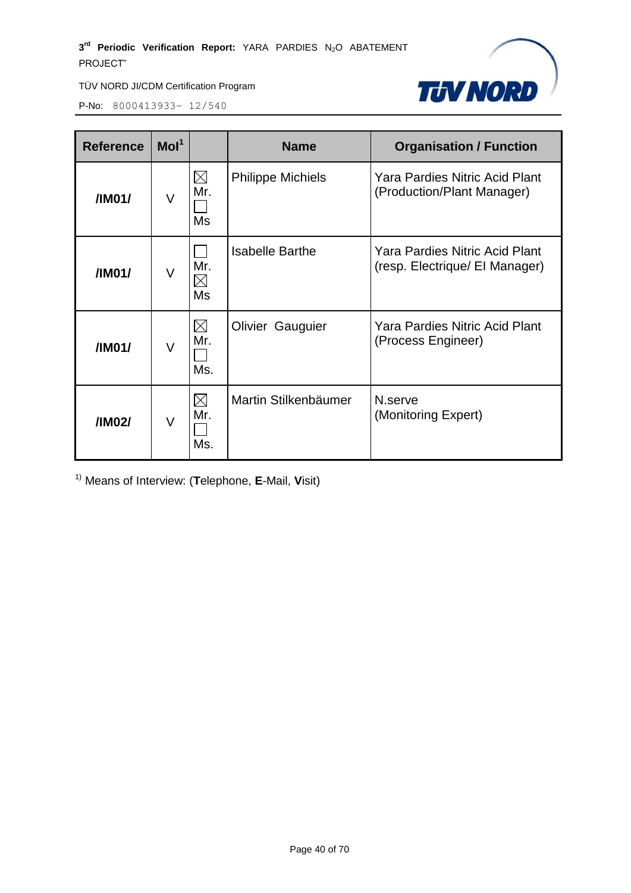| Reference | MoI[1] | | Name | Organisation / Function |
|---|---|---|---|---|
| /IM01/ | V | ☒ Mr. ☐ Ms | Philippe Michiels | Yara Pardies Nitric Acid Plant (Production/Plant Manager) |
| /IM01/ | V | ☐ Mr. ☒ Ms | Isabelle Barthe | Yara Pardies Nitric Acid Plant (resp. Electrique/ El Manager) |
| /IM01/ | V | ☒ Mr. ☐ Ms. | Olivier Gauguier | Yara Pardies Nitric Acid Plant (Process Engineer) |
| /IM02/ | V | ☒ Mr. ☐ Ms. | Martin Stilkenbäumer | N.serve (Monitoring Expert) |

[1)] Means of Interview: (**T**elephone, **E**-Mail, **V**isit)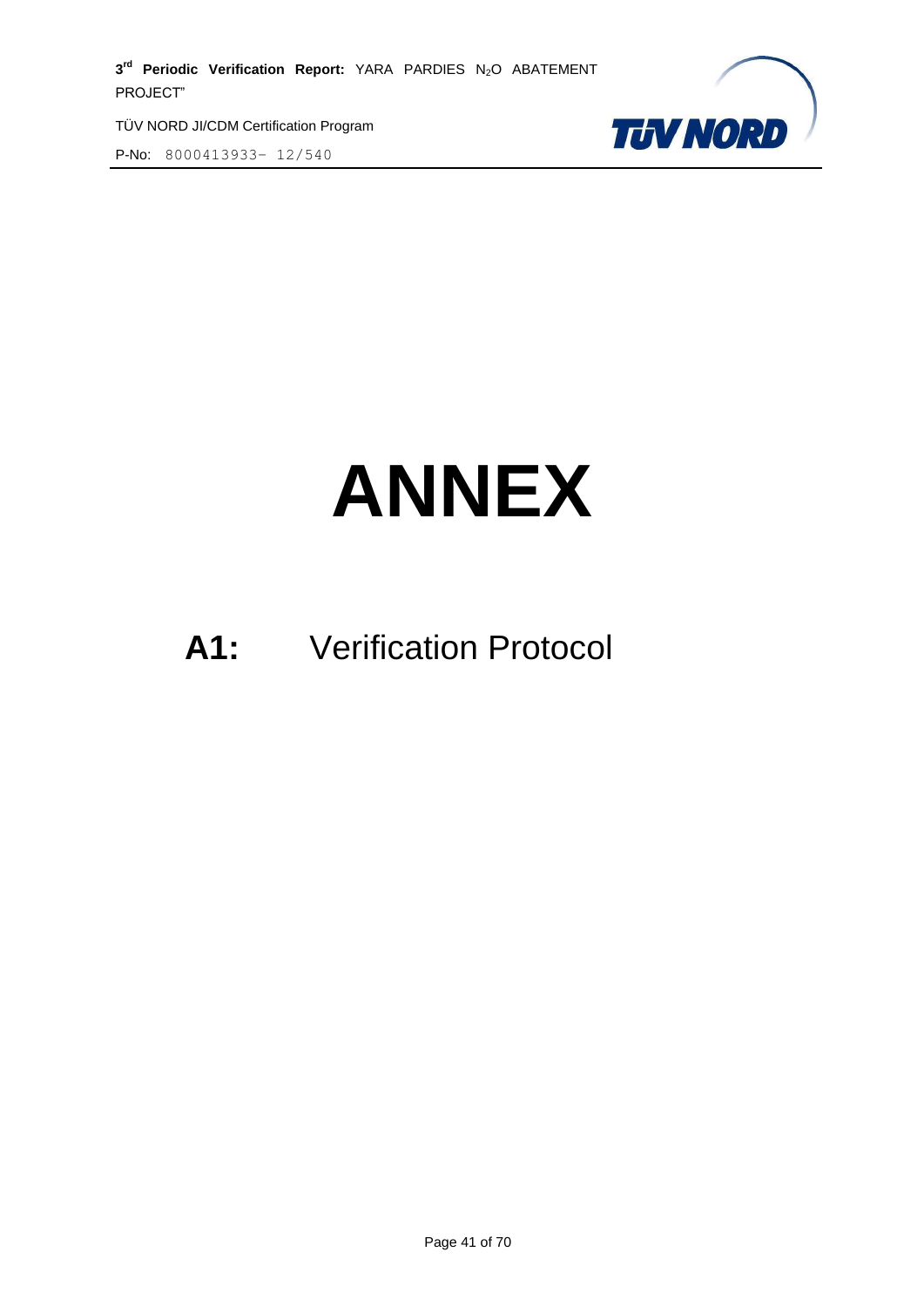# ANNEX

## A1: Verification Protocol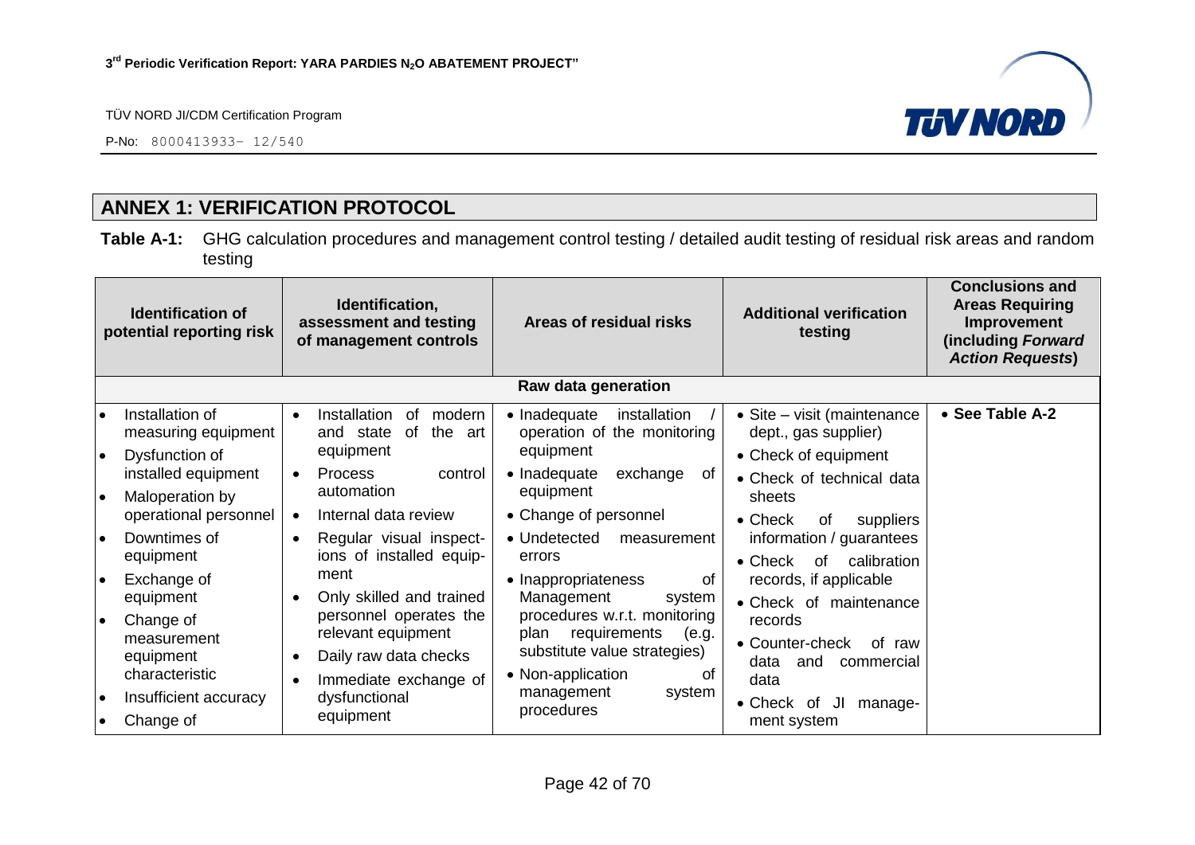## ANNEX 1: VERIFICATION PROTOCOL

**Table A-1:** GHG calculation procedures and management control testing / detailed audit testing of residual risk areas and random testing

| Identification of potential reporting risk | Identification, assessment and testing of management controls | Areas of residual risks | Additional verification testing | Conclusions and Areas Requiring Improvement (including *Forward Action Requests*) |
|---|---|---|---|---|
| **Raw data generation** | | | | |
| • Installation of measuring equipment<br>• Dysfunction of installed equipment<br>• Maloperation by operational personnel<br>• Downtimes of equipment<br>• Exchange of equipment<br>• Change of measurement equipment characteristic<br>• Insufficient accuracy<br>• Change of | • Installation of modern and state of the art equipment<br>• Process control automation<br>• Internal data review<br>• Regular visual inspections of installed equipment<br>• Only skilled and trained personnel operates the relevant equipment<br>• Daily raw data checks<br>• Immediate exchange of dysfunctional equipment | • Inadequate installation / operation of the monitoring equipment<br>• Inadequate exchange of equipment<br>• Change of personnel<br>• Undetected measurement errors<br>• Inappropriateness of Management system procedures w.r.t. monitoring plan requirements (e.g. substitute value strategies)<br>• Non-application of management system procedures | • Site – visit (maintenance dept., gas supplier)<br>• Check of equipment<br>• Check of technical data sheets<br>• Check of suppliers information / guarantees<br>• Check of calibration records, if applicable<br>• Check of maintenance records<br>• Counter-check of raw data and commercial data<br>• Check of JI management system | • **See Table A-2** |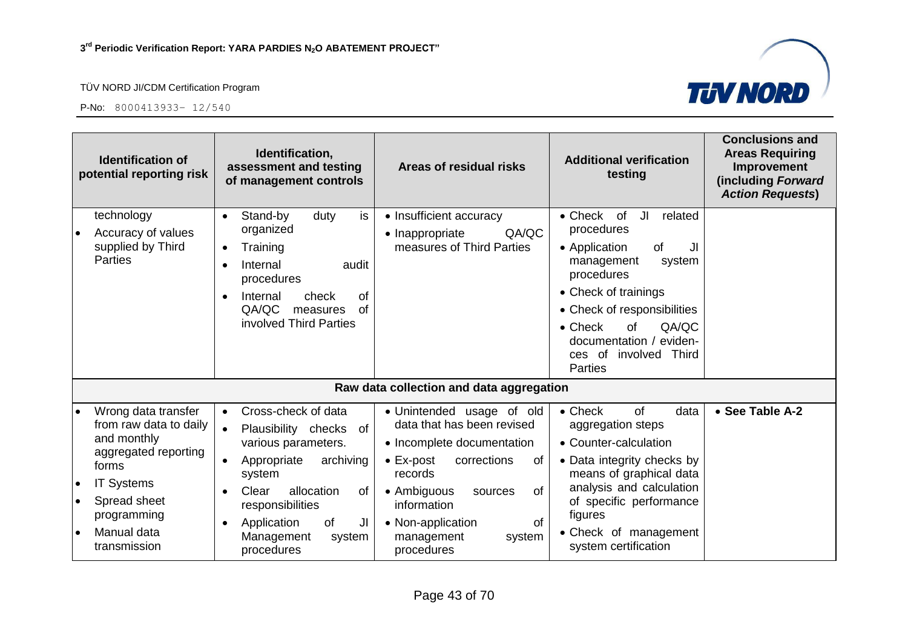| Identification of potential reporting risk | Identification, assessment and testing of management controls | Areas of residual risks | Additional verification testing | Conclusions and Areas Requiring Improvement (including *Forward Action Requests*) |
|---|---|---|---|---|
| technology<br>• Accuracy of values supplied by Third Parties | • Stand-by duty is organized<br>• Training<br>• Internal audit procedures<br>• Internal check of QA/QC measures of involved Third Parties | • Insufficient accuracy<br>• Inappropriate QA/QC measures of Third Parties | • Check of JI related procedures<br>• Application of JI management system procedures<br>• Check of trainings<br>• Check of responsibilities<br>• Check of QA/QC documentation / evidences of involved Third Parties | |
| **Raw data collection and data aggregation** | | | | |
| • Wrong data transfer from raw data to daily and monthly aggregated reporting forms<br>• IT Systems<br>• Spread sheet programming<br>• Manual data transmission | • Cross-check of data<br>• Plausibility checks of various parameters.<br>• Appropriate archiving system<br>• Clear allocation of responsibilities<br>• Application of JI Management system procedures | • Unintended usage of old data that has been revised<br>• Incomplete documentation<br>• Ex-post corrections of records<br>• Ambiguous sources of information<br>• Non-application of management system procedures | • Check of data aggregation steps<br>• Counter-calculation<br>• Data integrity checks by means of graphical data analysis and calculation of specific performance figures<br>• Check of management system certification | • **See Table A-2** |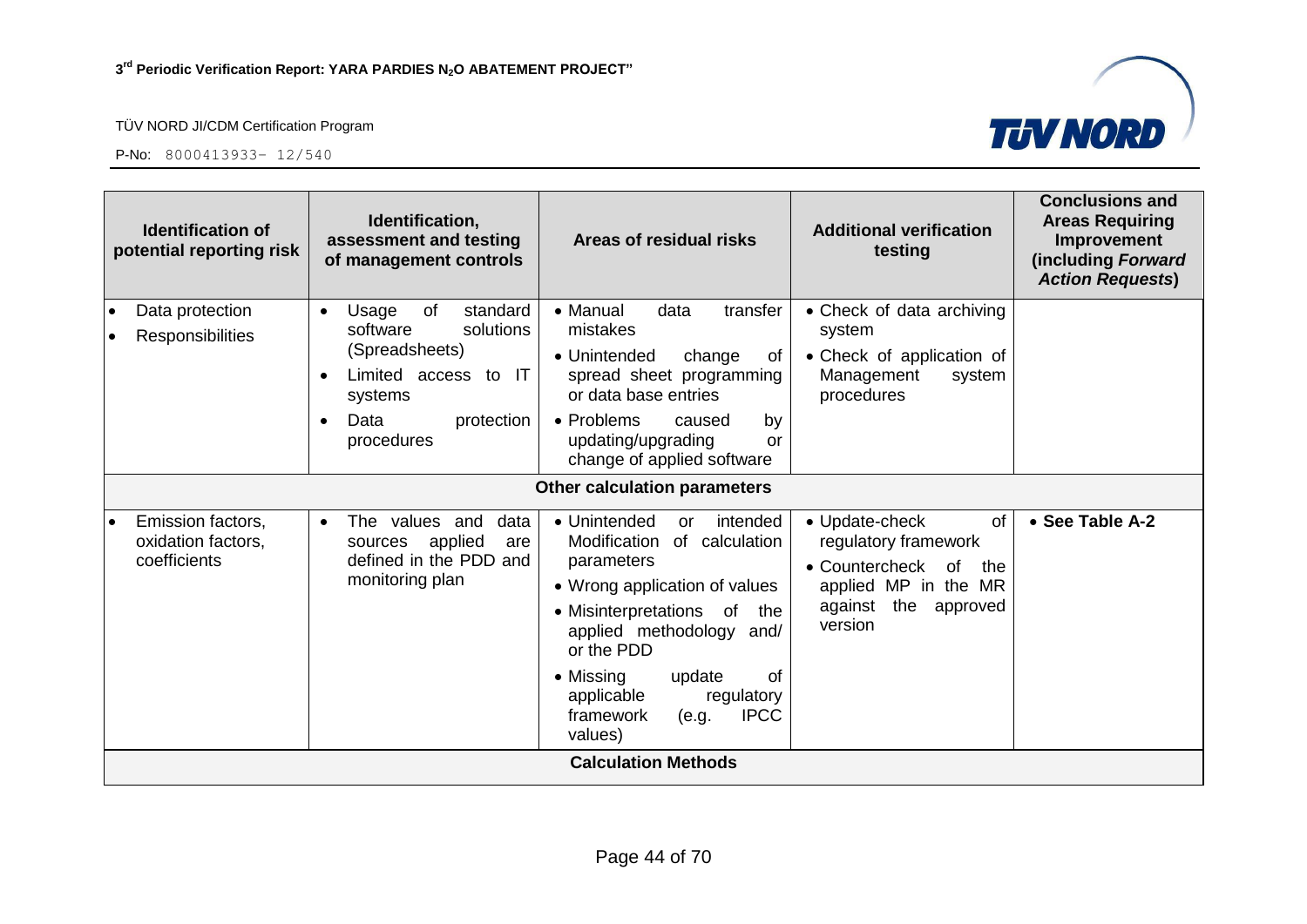| Identification of potential reporting risk | Identification, assessment and testing of management controls | Areas of residual risks | Additional verification testing | Conclusions and Areas Requiring Improvement (including *Forward Action Requests*) |
|---|---|---|---|---|
| • Data protection<br>• Responsibilities | • Usage of standard software solutions (Spreadsheets)<br>• Limited access to IT systems<br>• Data protection procedures | • Manual data transfer mistakes<br>• Unintended change of spread sheet programming or data base entries<br>• Problems caused by updating/upgrading or change of applied software | • Check of data archiving system<br>• Check of application of Management system procedures | |
| | | **Other calculation parameters** | | |
| • Emission factors, oxidation factors, coefficients | • The values and data sources applied are defined in the PDD and monitoring plan | • Unintended or intended Modification of calculation parameters<br>• Wrong application of values<br>• Misinterpretations of the applied methodology and/ or the PDD<br>• Missing update of applicable regulatory framework (e.g. IPCC values) | • Update-check of regulatory framework<br>• Countercheck of the applied MP in the MR against the approved version | • **See Table A-2** |
| | | **Calculation Methods** | | |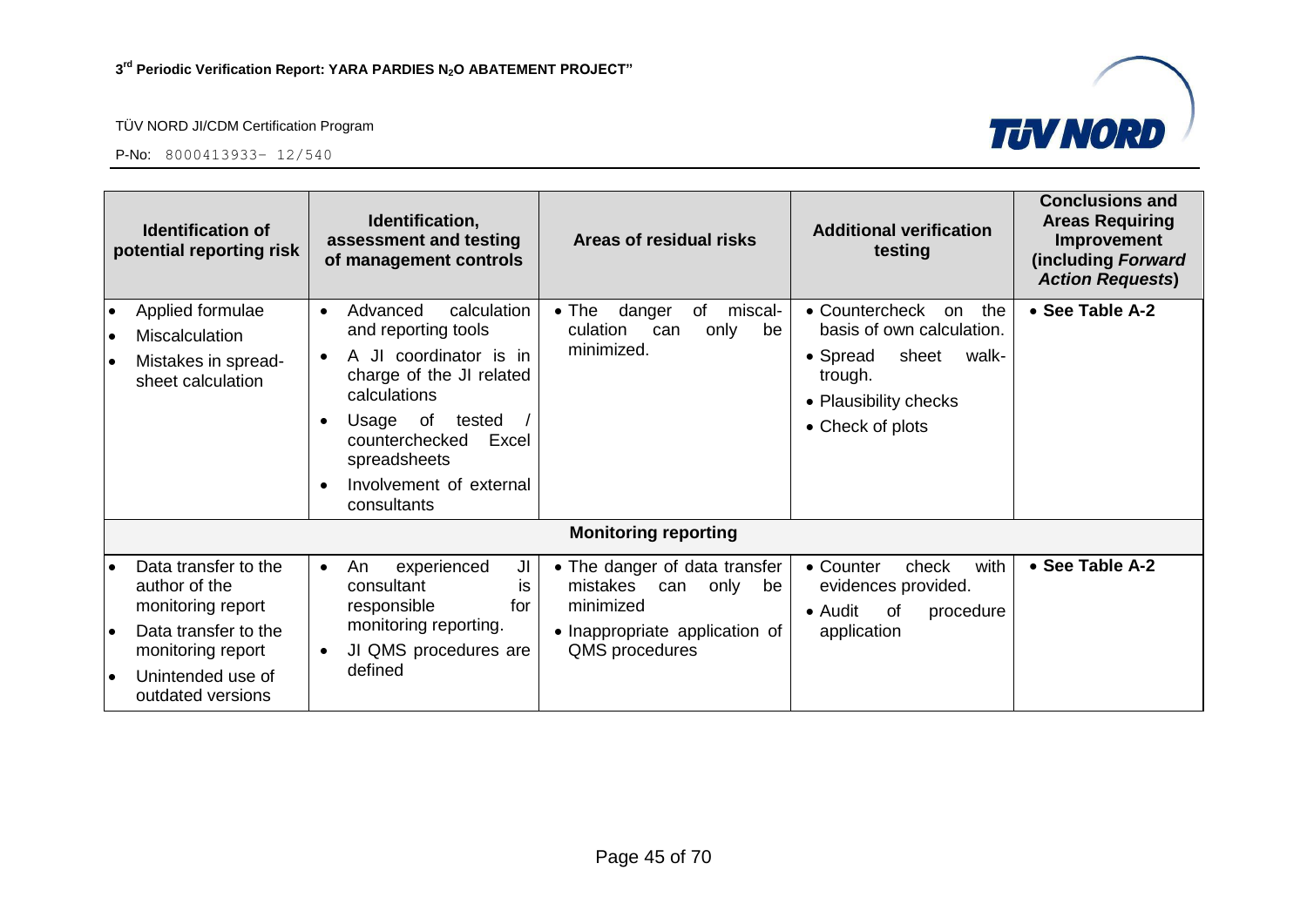| Identification of potential reporting risk | Identification, assessment and testing of management controls | Areas of residual risks | Additional verification testing | Conclusions and Areas Requiring Improvement (including *Forward Action Requests*) |
|---|---|---|---|---|
| • Applied formulae<br>• Miscalculation<br>• Mistakes in spread-sheet calculation | • Advanced calculation and reporting tools<br>• A JI coordinator is in charge of the JI related calculations<br>• Usage of tested / counterchecked Excel spreadsheets<br>• Involvement of external consultants | • The danger of miscal-culation can only be minimized. | • Countercheck on the basis of own calculation.<br>• Spread sheet walk-trough.<br>• Plausibility checks<br>• Check of plots | • **See Table A-2** |
| **Monitoring reporting** | | | | |
| • Data transfer to the author of the monitoring report<br>• Data transfer to the monitoring report<br>• Unintended use of outdated versions | • An experienced JI consultant is responsible for monitoring reporting.<br>• JI QMS procedures are defined | • The danger of data transfer mistakes can only be minimized<br>• Inappropriate application of QMS procedures | • Counter check with evidences provided.<br>• Audit of procedure application | • **See Table A-2** |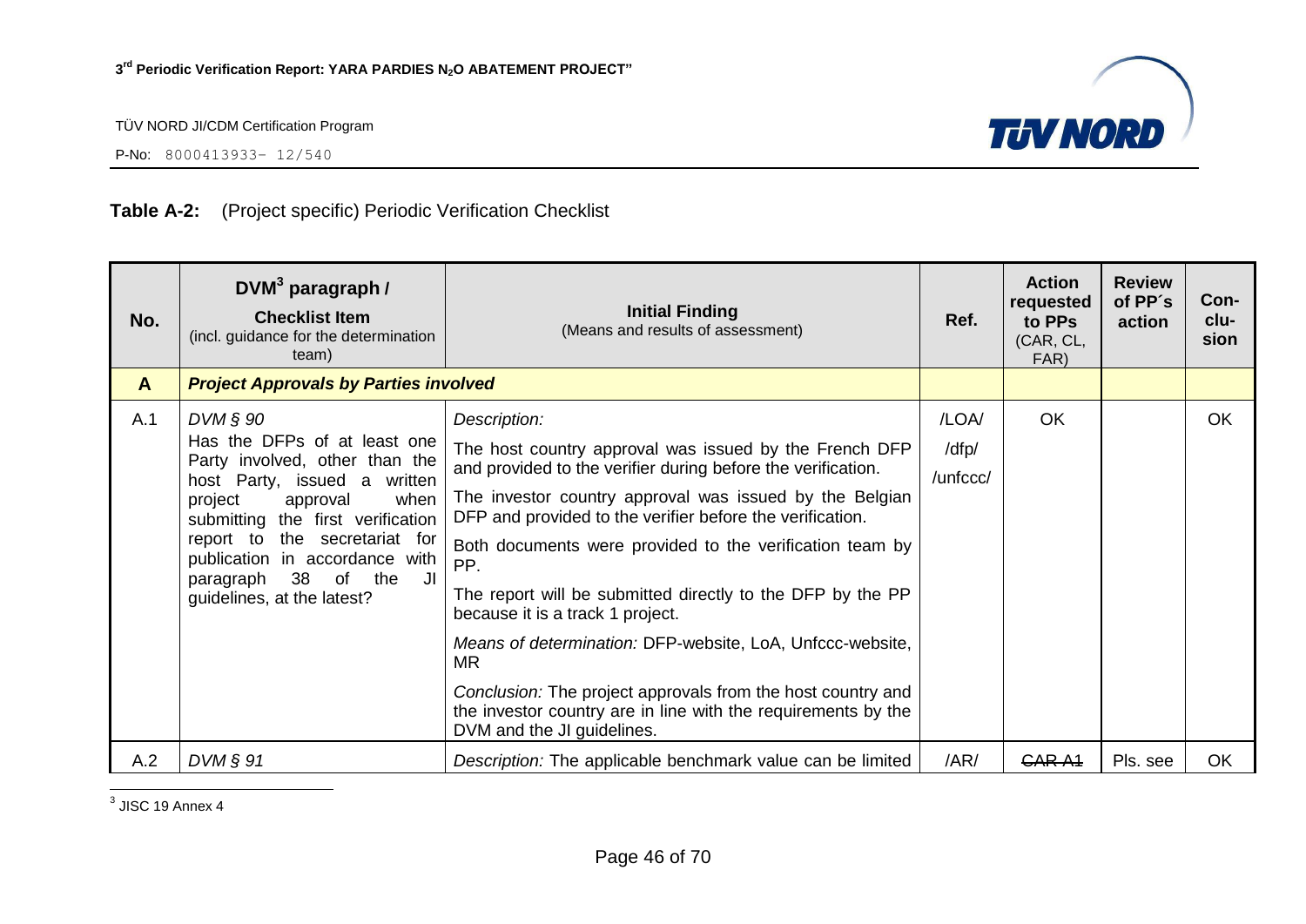**Table A-2:** (Project specific) Periodic Verification Checklist

| No. | DVM[3] paragraph / **Checklist Item** (incl. guidance for the determination team) | **Initial Finding** (Means and results of assessment) | Ref. | Action requested to PPs (CAR, CL, FAR) | Review of PP´s action | Con-clu-sion |
|---|---|---|---|---|---|---|
| **A** | ***Project Approvals by Parties involved*** | | | | | |
| A.1 | *DVM § 90*<br>Has the DFPs of at least one Party involved, other than the host Party, issued a written project approval when submitting the first verification report to the secretariat for publication in accordance with paragraph 38 of the JI guidelines, at the latest? | *Description:*<br>The host country approval was issued by the French DFP and provided to the verifier during before the verification.<br>The investor country approval was issued by the Belgian DFP and provided to the verifier before the verification.<br>Both documents were provided to the verification team by PP.<br>The report will be submitted directly to the DFP by the PP because it is a track 1 project.<br>*Means of determination:* DFP-website, LoA, Unfccc-website, MR<br>*Conclusion:* The project approvals from the host country and the investor country are in line with the requirements by the DVM and the JI guidelines. | /LOA/<br>/dfp/<br>/unfccc/ | OK | | OK |
| A.2 | *DVM § 91* | *Description:* The applicable benchmark value can be limited | /AR/ | ~~CAR A1~~ | Pls. see | OK |

[3] JISC 19 Annex 4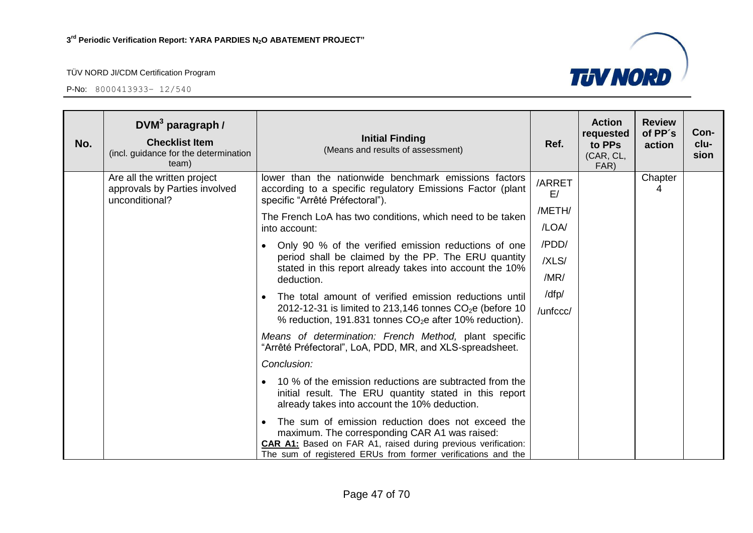| No. | DVM[3] paragraph / **Checklist Item** (incl. guidance for the determination team) | **Initial Finding** (Means and results of assessment) | Ref. | Action requested to PPs (CAR, CL, FAR) | Review of PP´s action | Con-clu-sion |
|---|---|---|---|---|---|---|
| | Are all the written project approvals by Parties involved unconditional? | lower than the nationwide benchmark emissions factors according to a specific regulatory Emissions Factor (plant specific "Arrêté Préfectoral").<br><br>The French LoA has two conditions, which need to be taken into account:<br><br>• Only 90 % of the verified emission reductions of one period shall be claimed by the PP. The ERU quantity stated in this report already takes into account the 10% deduction.<br><br>• The total amount of verified emission reductions until 2012-12-31 is limited to 213,146 tonnes $CO_2$e (before 10 % reduction, 191.831 tonnes $CO_2$e after 10% reduction).<br><br>*Means of determination: French Method,* plant specific "Arrêté Préfectoral", LoA, PDD, MR, and XLS-spreadsheet.<br><br>*Conclusion:*<br><br>• 10 % of the emission reductions are subtracted from the initial result. The ERU quantity stated in this report already takes into account the 10% deduction.<br><br>• The sum of emission reduction does not exceed the maximum. The corresponding CAR A1 was raised:<br>**CAR A1:** Based on FAR A1, raised during previous verification: The sum of registered ERUs from former verifications and the | /ARRETE/<br>/METH/<br>/LOA/<br>/PDD/<br>/XLS/<br>/MR/<br>/dfp/<br>/unfccc/ | | Chapter 4 | |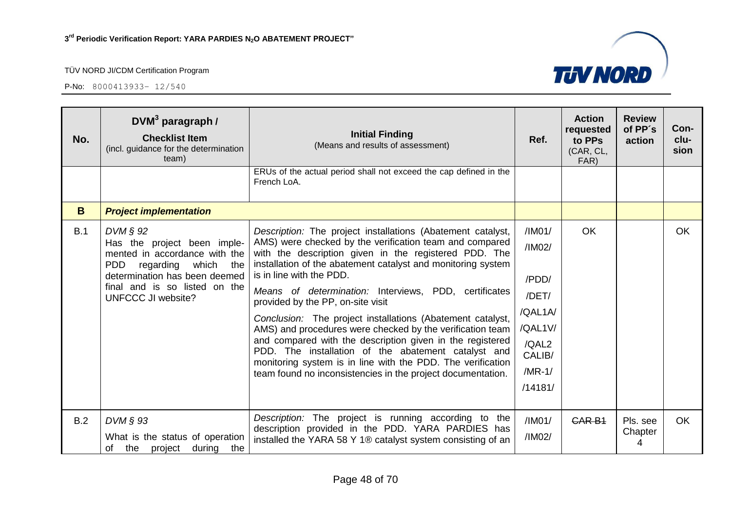| No. | DVM[3] paragraph / **Checklist Item** (incl. guidance for the determination team) | **Initial Finding** (Means and results of assessment) | Ref. | Action requested to PPs (CAR, CL, FAR) | Review of PP´s action | Con-clu-sion |
|---|---|---|---|---|---|---|
| | | ERUs of the actual period shall not exceed the cap defined in the French LoA. | | | | |
| **B** | ***Project implementation*** | | | | | |
| B.1 | *DVM § 92* Has the project been implemented in accordance with the PDD regarding which the determination has been deemed final and is so listed on the UNFCCC JI website? | *Description:* The project installations (Abatement catalyst, AMS) were checked by the verification team and compared with the description given in the registered PDD. The installation of the abatement catalyst and monitoring system is in line with the PDD.<br>*Means of determination:* Interviews, PDD, certificates provided by the PP, on-site visit<br>*Conclusion:* The project installations (Abatement catalyst, AMS) and procedures were checked by the verification team and compared with the description given in the registered PDD. The installation of the abatement catalyst and monitoring system is in line with the PDD. The verification team found no inconsistencies in the project documentation. | /IM01/ /IM02/ /PDD/ /DET/ /QAL1A/ /QAL1V/ /QAL2 CALIB/ /MR-1/ /14181/ | OK | | OK |
| B.2 | *DVM § 93* What is the status of operation of the project during the | *Description:* The project is running according to the description provided in the PDD. YARA PARDIES has installed the YARA 58 Y 1® catalyst system consisting of an | /IM01/ /IM02/ | ~~CAR B1~~ | Pls. see Chapter 4 | OK |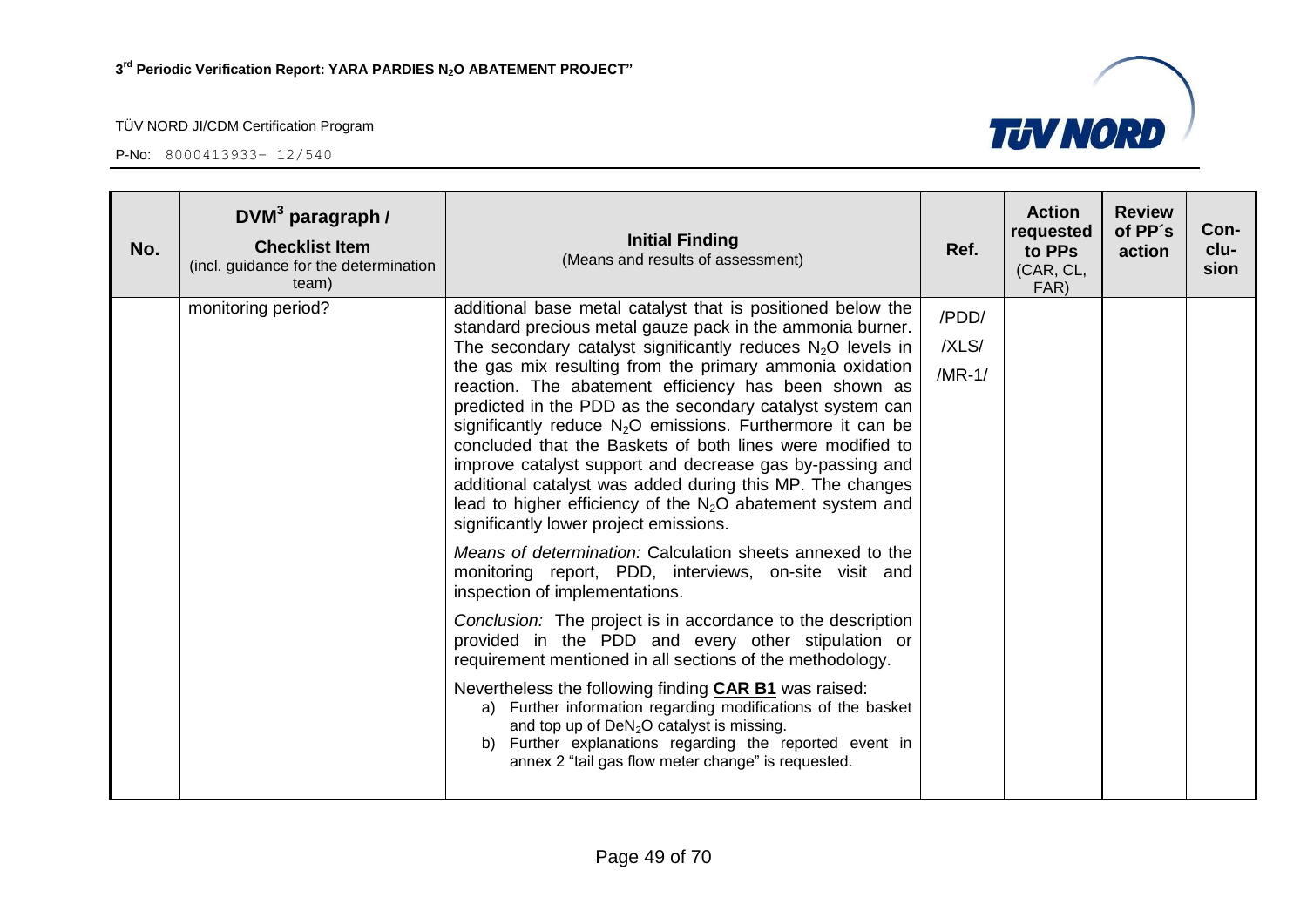| No. | DVM[3] paragraph / Checklist Item (incl. guidance for the determination team) | Initial Finding (Means and results of assessment) | Ref. | Action requested to PPs (CAR, CL, FAR) | Review of PP´s action | Con-clu-sion |
|---|---|---|---|---|---|---|
| | monitoring period? | additional base metal catalyst that is positioned below the standard precious metal gauze pack in the ammonia burner. The secondary catalyst significantly reduces $N_2O$ levels in the gas mix resulting from the primary ammonia oxidation reaction. The abatement efficiency has been shown as predicted in the PDD as the secondary catalyst system can significantly reduce $N_2O$ emissions. Furthermore it can be concluded that the Baskets of both lines were modified to improve catalyst support and decrease gas by-passing and additional catalyst was added during this MP. The changes lead to higher efficiency of the $N_2O$ abatement system and significantly lower project emissions.<br><br>*Means of determination:* Calculation sheets annexed to the monitoring report, PDD, interviews, on-site visit and inspection of implementations.<br><br>*Conclusion:* The project is in accordance to the description provided in the PDD and every other stipulation or requirement mentioned in all sections of the methodology.<br><br>Nevertheless the following finding **CAR B1** was raised:<br>a) Further information regarding modifications of the basket and top up of $DeN_2O$ catalyst is missing.<br>b) Further explanations regarding the reported event in annex 2 "tail gas flow meter change" is requested. | /PDD/<br>/XLS/<br>/MR-1/ | | | |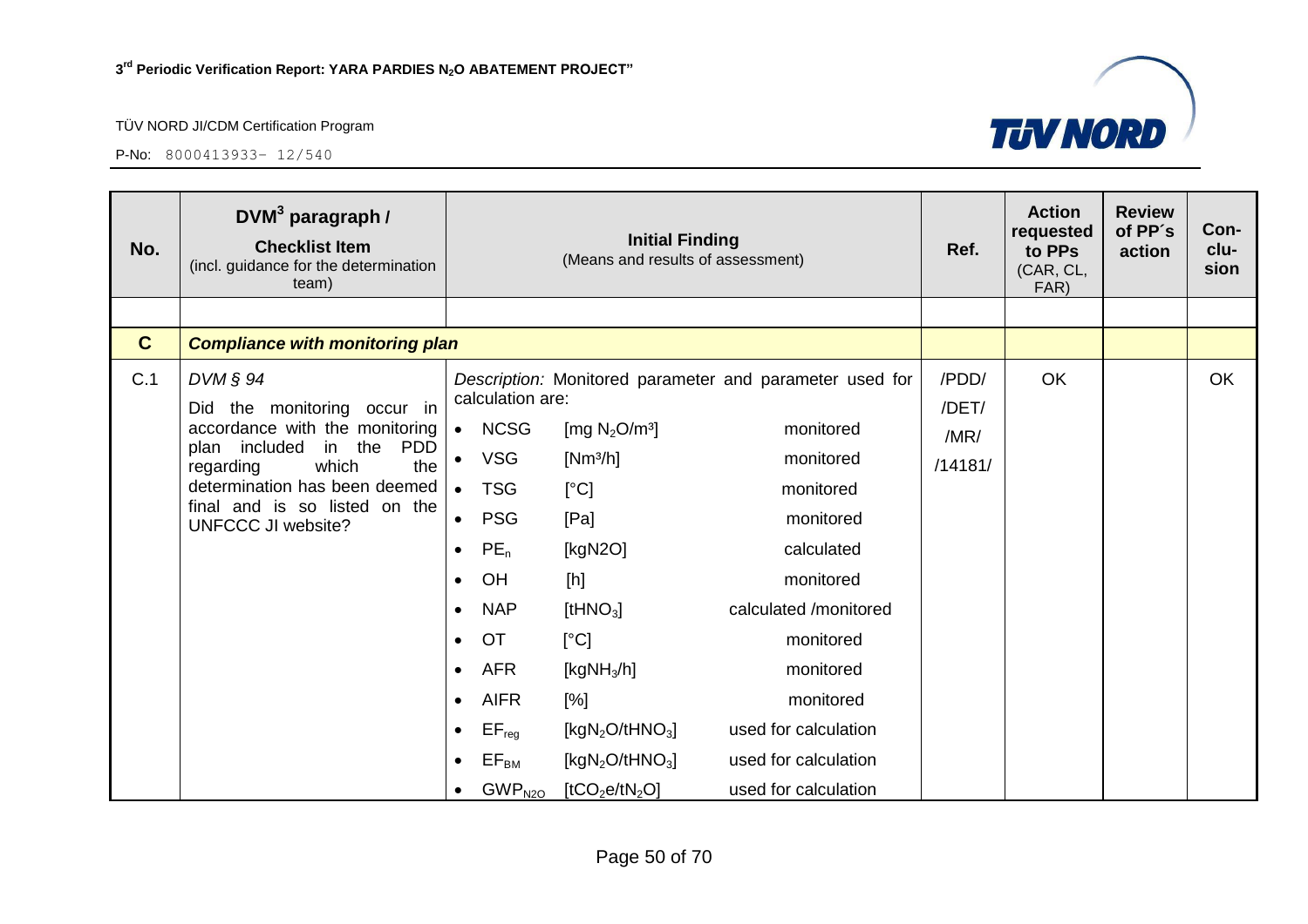| No. | DVM[3] paragraph / **Checklist Item** (incl. guidance for the determination team) | Initial Finding (Means and results of assessment) | Ref. | Action requested to PPs (CAR, CL, FAR) | Review of PP´s action | Con-clu-sion |
|---|---|---|---|---|---|---|
| | | | | | | |
| **C** | ***Compliance with monitoring plan*** | | | | | |
| C.1 | *DVM § 94*<br>Did the monitoring occur in accordance with the monitoring plan included in the PDD regarding which the determination has been deemed final and is so listed on the UNFCCC JI website? | *Description:* Monitored parameter and parameter used for calculation are:<br>• NCSG [mg $N_2O/m^3$] monitored<br>• VSG [Nm³/h] monitored<br>• TSG [°C] monitored<br>• PSG [Pa] monitored<br>• $PE_n$ [kgN2O] calculated<br>• OH [h] monitored<br>• NAP [$tHNO_3$] calculated /monitored<br>• OT [°C] monitored<br>• AFR [$kgNH_3/h$] monitored<br>• AIFR [%] monitored<br>• $EF_{reg}$ [$kgN_2O/tHNO_3$] used for calculation<br>• $EF_{BM}$ [$kgN_2O/tHNO_3$] used for calculation<br>• $GWP_{N2O}$ [$tCO_2e/tN_2O$] used for calculation | /PDD/<br>/DET/<br>/MR/<br>/14181/ | OK | | OK |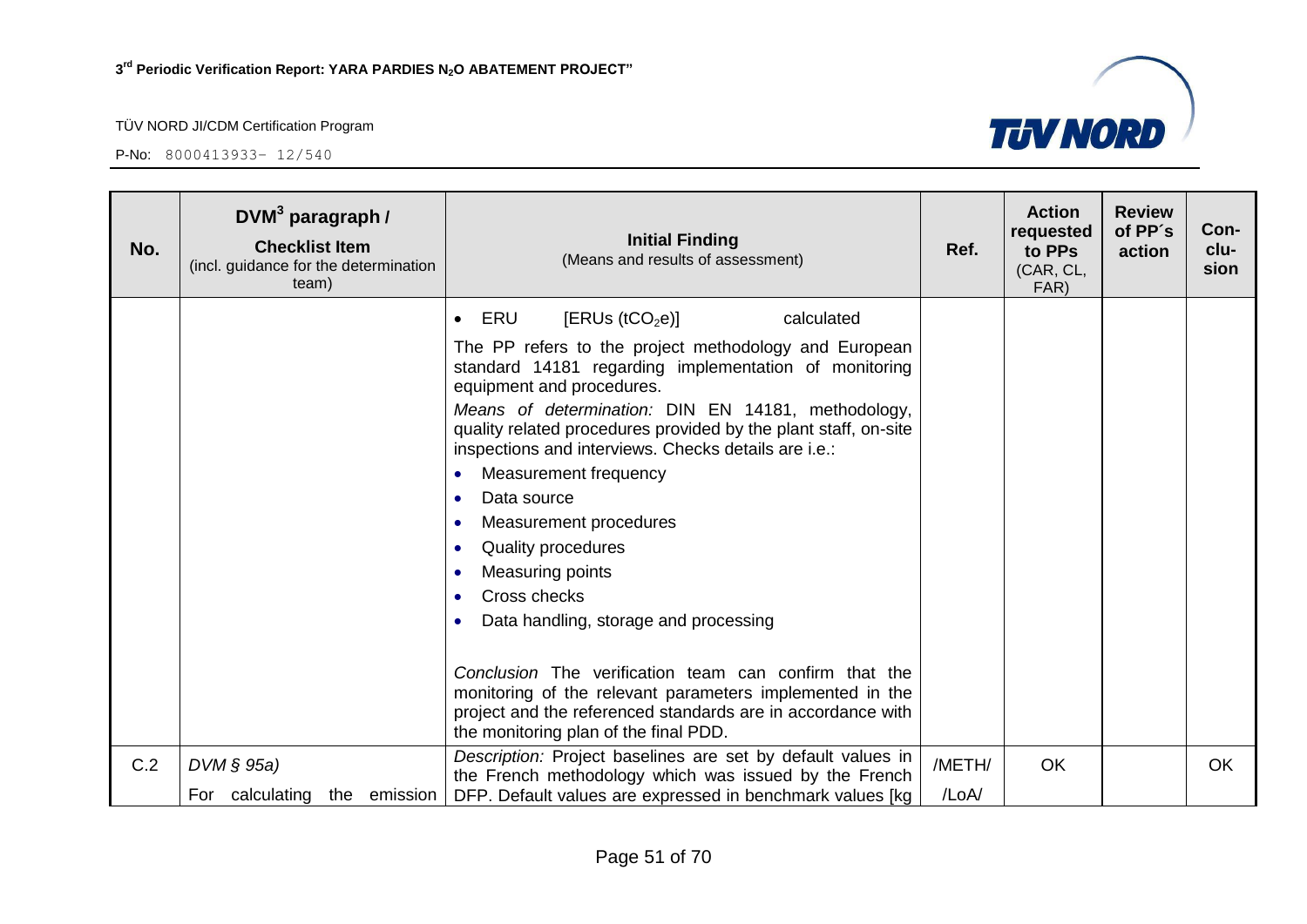| No. | DVM[3] paragraph / **Checklist Item** (incl. guidance for the determination team) | **Initial Finding** (Means and results of assessment) | Ref. | Action requested to PPs (CAR, CL, FAR) | Review of PP´s action | Con-clu-sion |
|---|---|---|---|---|---|---|
| | | • ERU [ERUs ($tCO_2e$)] calculated<br><br>The PP refers to the project methodology and European standard 14181 regarding implementation of monitoring equipment and procedures.<br><br>*Means of determination:* DIN EN 14181, methodology, quality related procedures provided by the plant staff, on-site inspections and interviews. Checks details are i.e.:<br><br>• Measurement frequency<br>• Data source<br>• Measurement procedures<br>• Quality procedures<br>• Measuring points<br>• Cross checks<br>• Data handling, storage and processing<br><br>*Conclusion* The verification team can confirm that the monitoring of the relevant parameters implemented in the project and the referenced standards are in accordance with the monitoring plan of the final PDD. | | | | |
| C.2 | *DVM § 95a)*<br><br>For calculating the emission | *Description:* Project baselines are set by default values in the French methodology which was issued by the French DFP. Default values are expressed in benchmark values [kg | /METH/<br><br>/LoA/ | OK | | OK |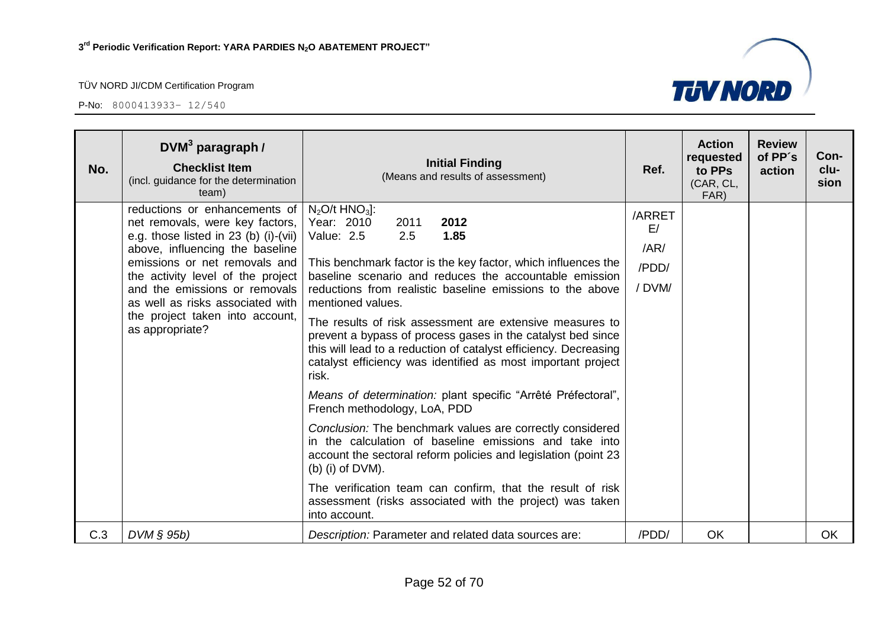| No. | DVM[3] paragraph / **Checklist Item** (incl. guidance for the determination team) | **Initial Finding** (Means and results of assessment) | Ref. | Action requested to PPs (CAR, CL, FAR) | Review of PP´s action | Con-clu-sion |
|---|---|---|---|---|---|---|
| | reductions or enhancements of net removals, were key factors, e.g. those listed in 23 (b) (i)-(vii) above, influencing the baseline emissions or net removals and the activity level of the project and the emissions or removals as well as risks associated with the project taken into account, as appropriate? | $N_2O$/t $HNO_3$]:<br>Year: 2010 2011 **2012**<br>Value: 2.5 2.5 **1.85**<br><br>This benchmark factor is the key factor, which influences the baseline scenario and reduces the accountable emission reductions from realistic baseline emissions to the above mentioned values.<br><br>The results of risk assessment are extensive measures to prevent a bypass of process gases in the catalyst bed since this will lead to a reduction of catalyst efficiency. Decreasing catalyst efficiency was identified as most important project risk.<br><br>*Means of determination:* plant specific "Arrêté Préfectoral", French methodology, LoA, PDD<br><br>*Conclusion:* The benchmark values are correctly considered in the calculation of baseline emissions and take into account the sectoral reform policies and legislation (point 23 (b) (i) of DVM).<br><br>The verification team can confirm, that the result of risk assessment (risks associated with the project) was taken into account. | /ARRETE/<br>/AR/<br>/PDD/<br>/ DVM/ | | | |
| C.3 | *DVM § 95b)* | *Description:* Parameter and related data sources are: | /PDD/ | OK | | OK |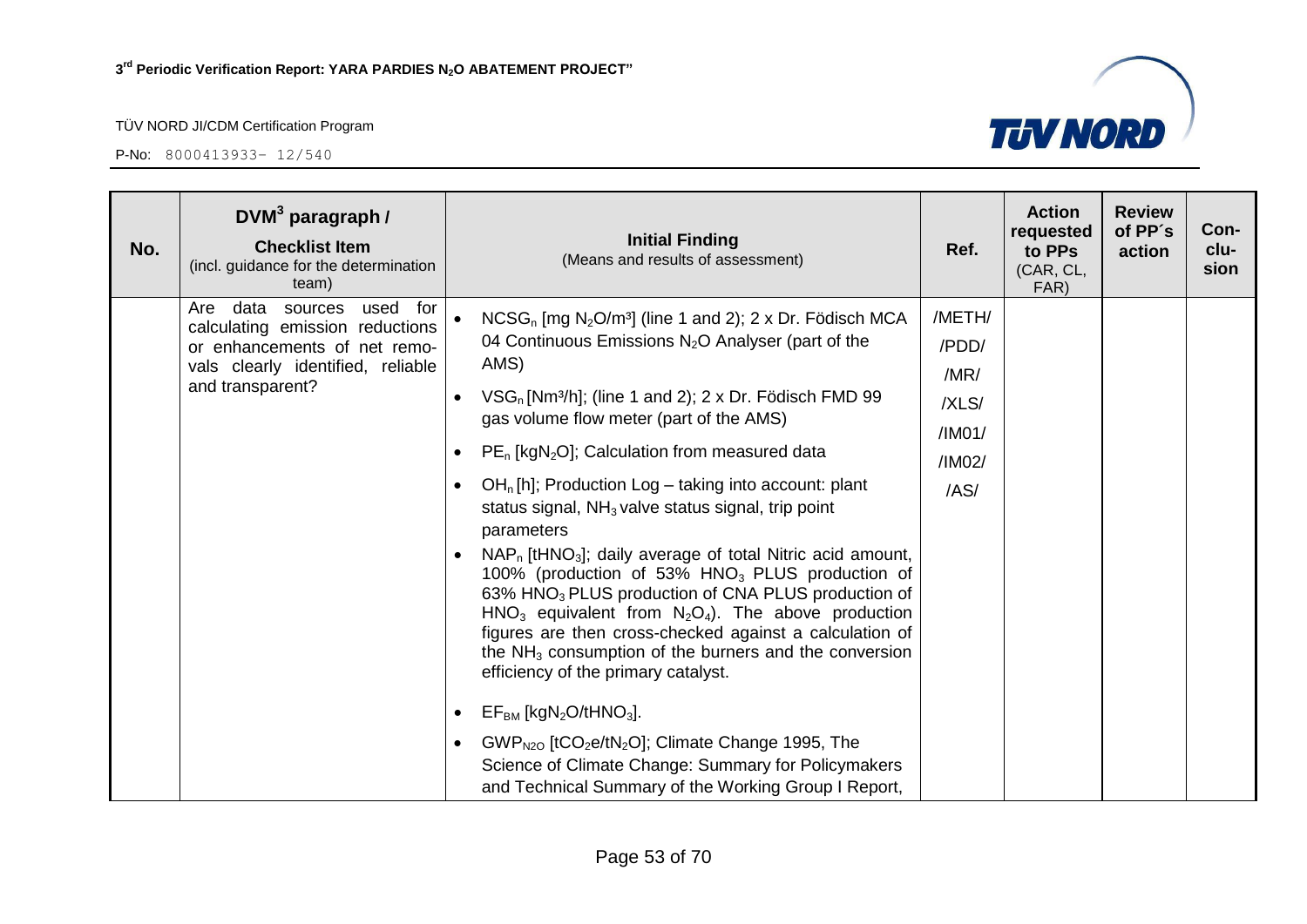| No. | $DVM^3$ paragraph / **Checklist Item** (incl. guidance for the determination team) | **Initial Finding** (Means and results of assessment) | Ref. | Action requested to PPs (CAR, CL, FAR) | Review of PP´s action | Conclusion |
|---|---|---|---|---|---|---|
| | Are data sources used for calculating emission reductions or enhancements of net removals clearly identified, reliable and transparent? | • $NCSG_n$ [mg $N_2O/m^3$] (line 1 and 2); 2 x Dr. Födisch MCA 04 Continuous Emissions $N_2O$ Analyser (part of the AMS)<br>• $VSG_n$ [$Nm^3/h$]; (line 1 and 2); 2 x Dr. Födisch FMD 99 gas volume flow meter (part of the AMS)<br>• $PE_n$ [$kgN_2O$]; Calculation from measured data<br>• $OH_n$ [h]; Production Log – taking into account: plant status signal, $NH_3$ valve status signal, trip point parameters<br>• $NAP_n$ [$tHNO_3$]; daily average of total Nitric acid amount, 100% (production of 53% $HNO_3$ PLUS production of 63% $HNO_3$ PLUS production of CNA PLUS production of $HNO_3$ equivalent from $N_2O_4$). The above production figures are then cross-checked against a calculation of the $NH_3$ consumption of the burners and the conversion efficiency of the primary catalyst.<br>• $EF_{BM}$ [$kgN_2O/tHNO_3$].<br>• $GWP_{N2O}$ [$tCO_2e/tN_2O$]; Climate Change 1995, The Science of Climate Change: Summary for Policymakers and Technical Summary of the Working Group I Report, | /METH/<br>/PDD/<br>/MR/<br>/XLS/<br>/IM01/<br>/IM02/<br>/AS/ | | | |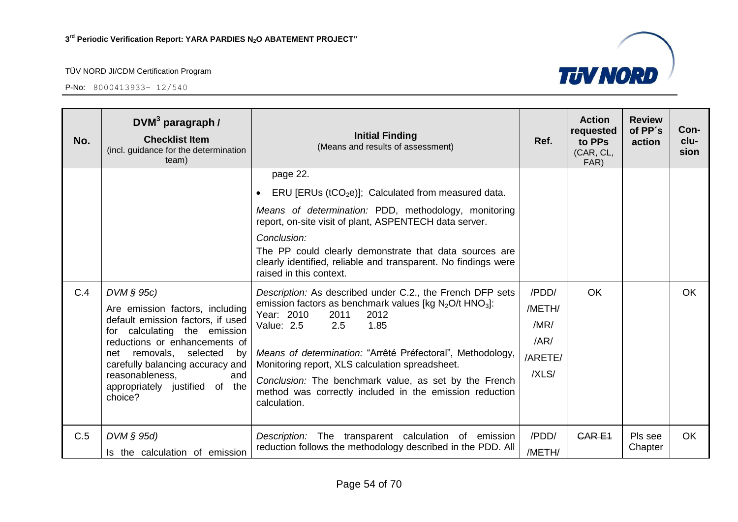| No. | DVM[3] paragraph / **Checklist Item** (incl. guidance for the determination team) | **Initial Finding** (Means and results of assessment) | Ref. | Action requested to PPs (CAR, CL, FAR) | Review of PP´s action | Con-clu-sion |
|---|---|---|---|---|---|---|
| | | page 22.<br>• ERU [ERUs ($tCO_2e$)]; Calculated from measured data.<br>*Means of determination:* PDD, methodology, monitoring report, on-site visit of plant, ASPENTECH data server.<br>*Conclusion:*<br>The PP could clearly demonstrate that data sources are clearly identified, reliable and transparent. No findings were raised in this context. | | | | |
| C.4 | *DVM § 95c)*<br>Are emission factors, including default emission factors, if used for calculating the emission reductions or enhancements of net removals, selected by carefully balancing accuracy and reasonableness, and appropriately justified of the choice? | *Description:* As described under C.2., the French DFP sets emission factors as benchmark values [kg $N_2O$/t $HNO_3$]:<br>Year: 2010 2011 2012<br>Value: 2.5 2.5 1.85<br>*Means of determination:* "Arrêté Préfectoral", Methodology, Monitoring report, XLS calculation spreadsheet.<br>*Conclusion:* The benchmark value, as set by the French method was correctly included in the emission reduction calculation. | /PDD/<br>/METH/<br>/MR/<br>/AR/<br>/ARETE/<br>/XLS/ | OK | | OK |
| C.5 | *DVM § 95d)*<br>Is the calculation of emission | *Description:* The transparent calculation of emission reduction follows the methodology described in the PDD. All | /PDD/<br>/METH/ | ~~CAR E1~~ | Pls see Chapter | OK |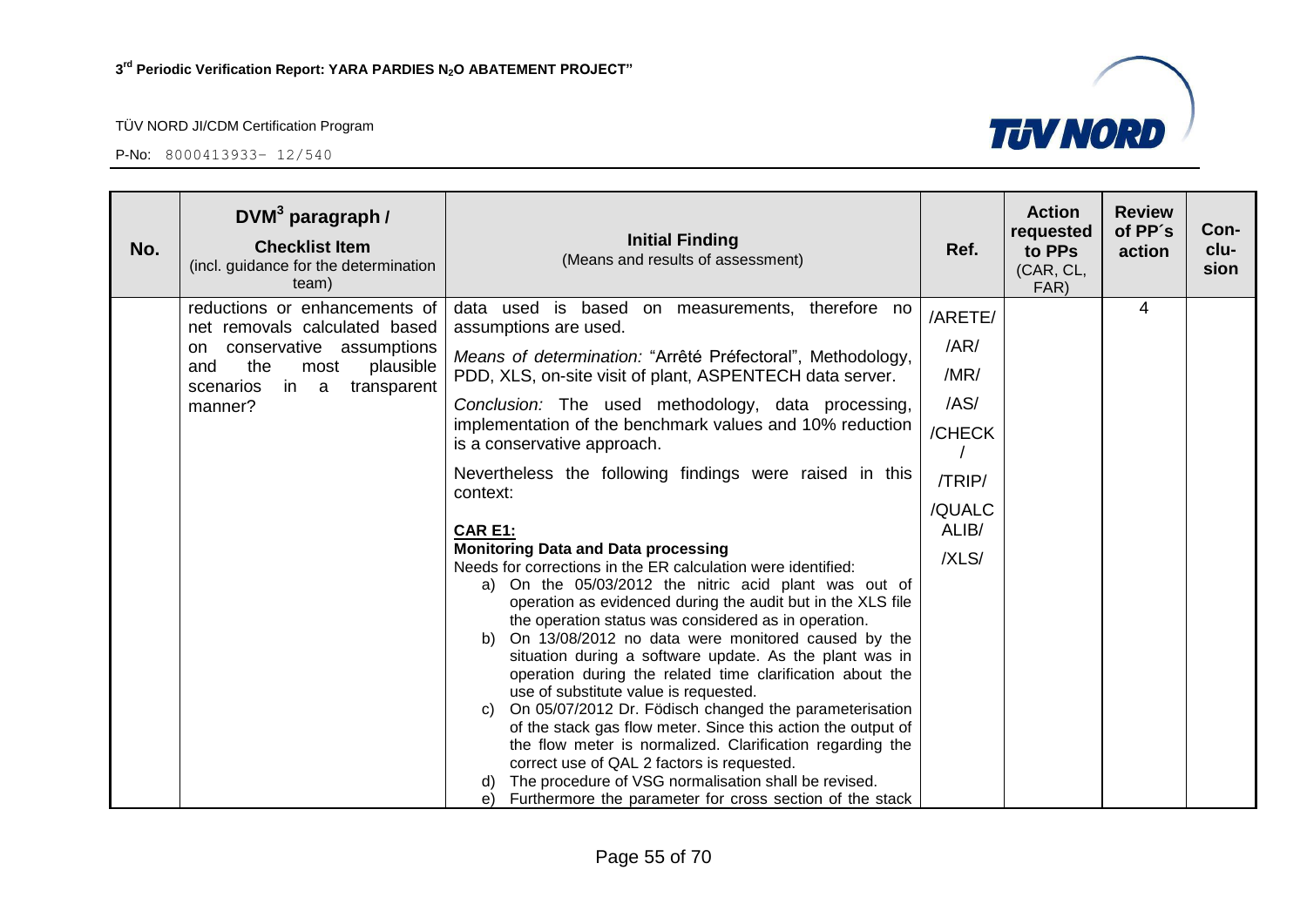| No. | DVM[3] paragraph / **Checklist Item** (incl. guidance for the determination team) | **Initial Finding** (Means and results of assessment) | Ref. | Action requested to PPs (CAR, CL, FAR) | Review of PP´s action | Con-clu-sion |
|---|---|---|---|---|---|---|
| | reductions or enhancements of net removals calculated based on conservative assumptions and the most plausible scenarios in a transparent manner? | data used is based on measurements, therefore no assumptions are used.<br><br>*Means of determination:* "Arrêté Préfectoral", Methodology, PDD, XLS, on-site visit of plant, ASPENTECH data server.<br><br>*Conclusion:* The used methodology, data processing, implementation of the benchmark values and 10% reduction is a conservative approach.<br><br>Nevertheless the following findings were raised in this context:<br><br>**CAR E1:**<br>**Monitoring Data and Data processing**<br>Needs for corrections in the ER calculation were identified:<br>a) On the 05/03/2012 the nitric acid plant was out of operation as evidenced during the audit but in the XLS file the operation status was considered as in operation.<br>b) On 13/08/2012 no data were monitored caused by the situation during a software update. As the plant was in operation during the related time clarification about the use of substitute value is requested.<br>c) On 05/07/2012 Dr. Födisch changed the parameterisation of the stack gas flow meter. Since this action the output of the flow meter is normalized. Clarification regarding the correct use of QAL 2 factors is requested.<br>d) The procedure of VSG normalisation shall be revised.<br>e) Furthermore the parameter for cross section of the stack | /ARETE/<br>/AR/<br>/MR/<br>/AS/<br>/CHECK/<br>/TRIP/<br>/QUALCALIB/<br>/XLS/ | | 4 | |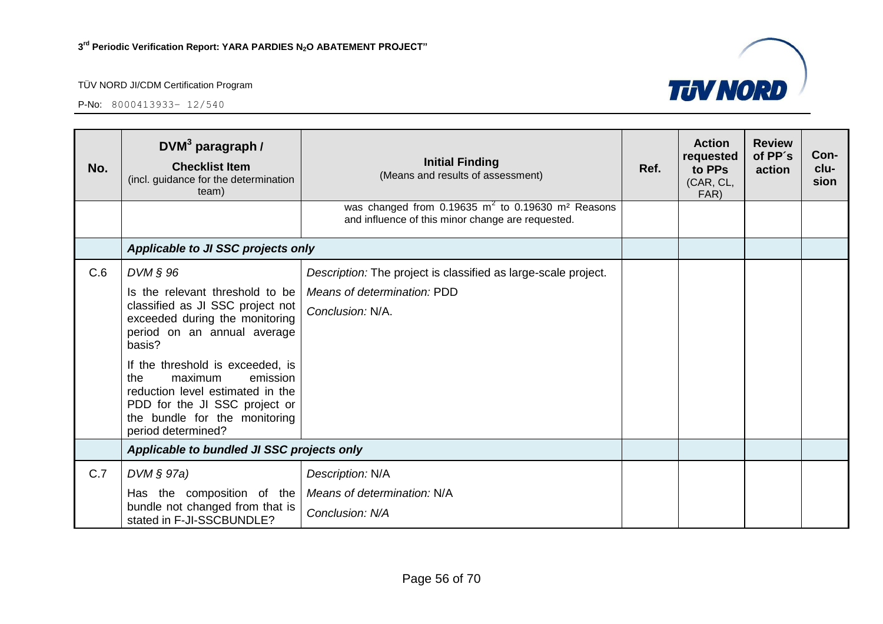| No. | DVM[3] paragraph / **Checklist Item** (incl. guidance for the determination team) | **Initial Finding** (Means and results of assessment) | Ref. | Action requested to PPs (CAR, CL, FAR) | Review of PP´s action | Con-clu-sion |
|---|---|---|---|---|---|---|
| | | was changed from 0.19635 $m^2$ to 0.19630 $m^2$ Reasons and influence of this minor change are requested. | | | | |
| | ***Applicable to JI SSC projects only*** | | | | | |
| C.6 | *DVM § 96*<br>Is the relevant threshold to be classified as JI SSC project not exceeded during the monitoring period on an annual average basis?<br>If the threshold is exceeded, is the maximum emission reduction level estimated in the PDD for the JI SSC project or the bundle for the monitoring period determined? | *Description:* The project is classified as large-scale project.<br>*Means of determination:* PDD<br>*Conclusion:* N/A. | | | | |
| | ***Applicable to bundled JI SSC projects only*** | | | | | |
| C.7 | *DVM § 97a)*<br>Has the composition of the bundle not changed from that is stated in F-JI-SSCBUNDLE? | *Description:* N/A<br>*Means of determination:* N/A<br>*Conclusion: N/A* | | | | |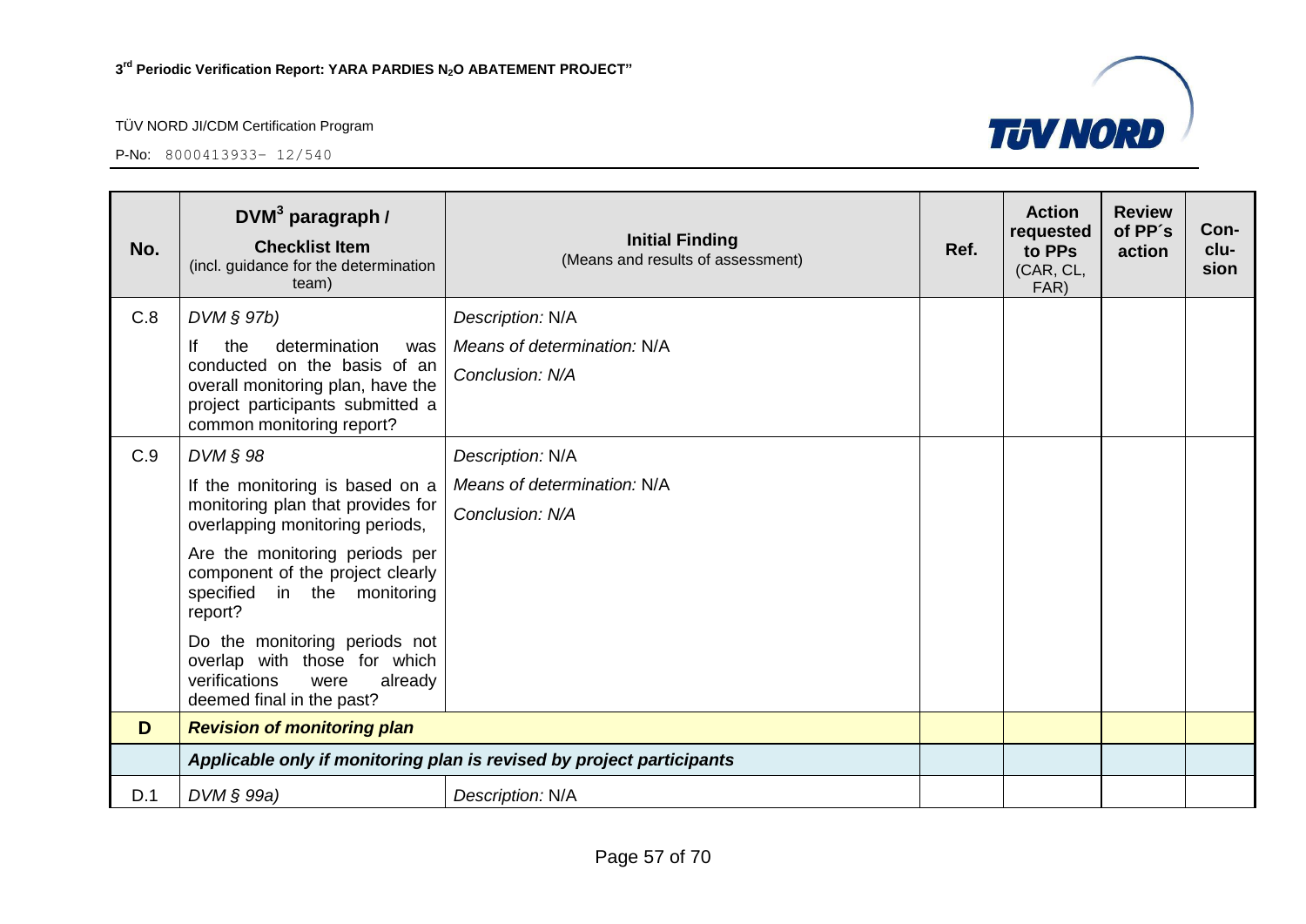| No. | DVM[3] paragraph / **Checklist Item** (incl. guidance for the determination team) | **Initial Finding** (Means and results of assessment) | Ref. | Action requested to PPs (CAR, CL, FAR) | Review of PP´s action | Con-clu-sion |
|---|---|---|---|---|---|---|
| C.8 | *DVM § 97b)*<br>If the determination was conducted on the basis of an overall monitoring plan, have the project participants submitted a common monitoring report? | *Description:* N/A<br>*Means of determination:* N/A<br>*Conclusion: N/A* | | | | |
| C.9 | *DVM § 98*<br>If the monitoring is based on a monitoring plan that provides for overlapping monitoring periods,<br>Are the monitoring periods per component of the project clearly specified in the monitoring report?<br>Do the monitoring periods not overlap with those for which verifications were already deemed final in the past? | *Description:* N/A<br>*Means of determination:* N/A<br>*Conclusion: N/A* | | | | |
| **D** | ***Revision of monitoring plan*** | | | | | |
| | ***Applicable only if monitoring plan is revised by project participants*** | | | | | |
| D.1 | *DVM § 99a)* | *Description:* N/A | | | | |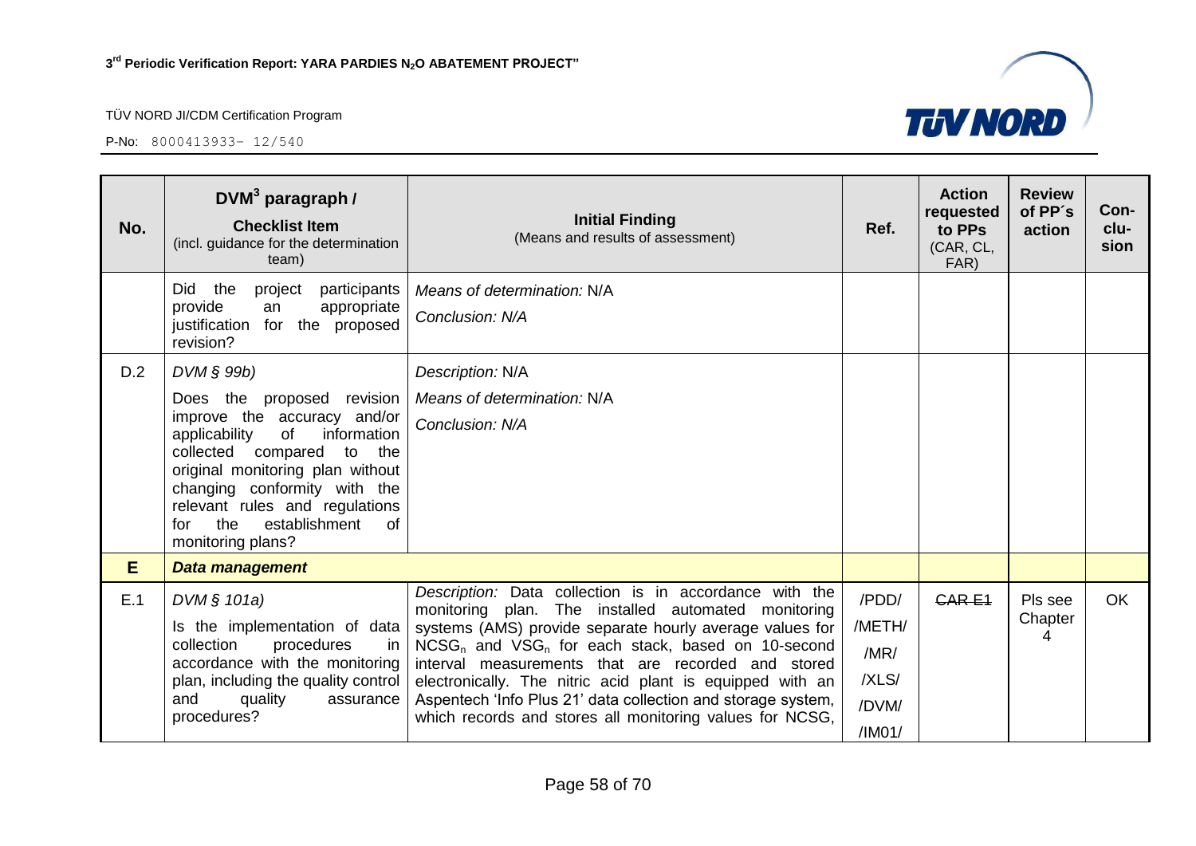| No. | DVM[3] paragraph / **Checklist Item** (incl. guidance for the determination team) | **Initial Finding** (Means and results of assessment) | Ref. | Action requested to PPs (CAR, CL, FAR) | Review of PP´s action | Con-clu-sion |
|---|---|---|---|---|---|---|
| | Did the project participants provide an appropriate justification for the proposed revision? | *Means of determination:* N/A<br>*Conclusion: N/A* | | | | |
| D.2 | *DVM § 99b)*<br>Does the proposed revision improve the accuracy and/or applicability of information collected compared to the original monitoring plan without changing conformity with the relevant rules and regulations for the establishment of monitoring plans? | *Description:* N/A<br>*Means of determination:* N/A<br>*Conclusion: N/A* | | | | |
| **E** | ***Data management*** | | | | | |
| E.1 | *DVM § 101a)*<br>Is the implementation of data collection procedures in accordance with the monitoring plan, including the quality control and quality assurance procedures? | *Description:* Data collection is in accordance with the monitoring plan. The installed automated monitoring systems (AMS) provide separate hourly average values for $NCSG_n$ and $VSG_n$ for each stack, based on 10-second interval measurements that are recorded and stored electronically. The nitric acid plant is equipped with an Aspentech 'Info Plus 21' data collection and storage system, which records and stores all monitoring values for NCSG, | /PDD/<br>/METH/<br>/MR/<br>/XLS/<br>/DVM/<br>/IM01/ | ~~CAR E1~~ | Pls see Chapter 4 | OK |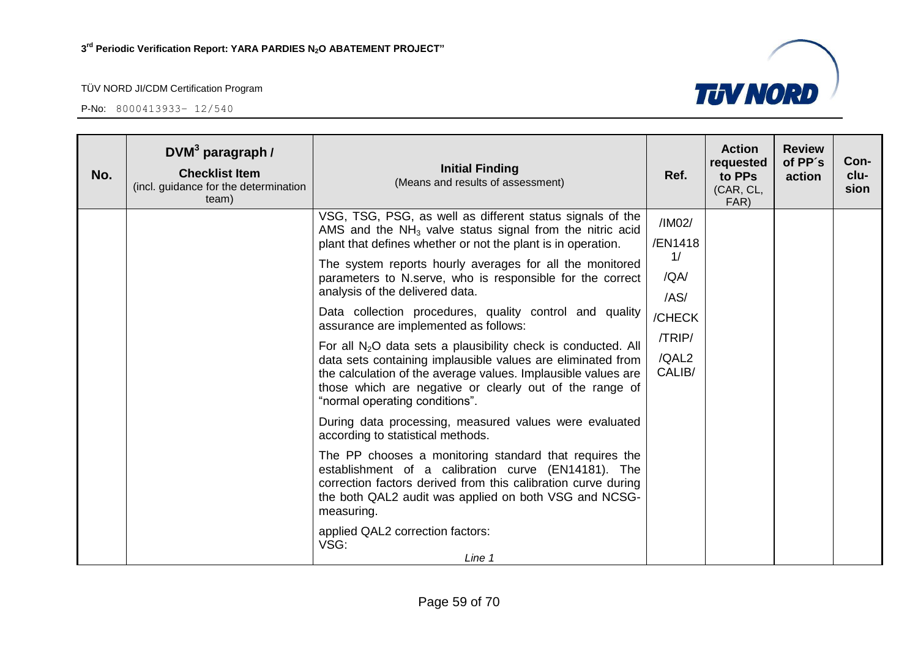| No. | $DVM^3$ paragraph / **Checklist Item** (incl. guidance for the determination team) | **Initial Finding** (Means and results of assessment) | Ref. | Action requested to PPs (CAR, CL, FAR) | Review of PP´s action | Con-clu-sion |
|---|---|---|---|---|---|---|
| | | VSG, TSG, PSG, as well as different status signals of the AMS and the $NH_3$ valve status signal from the nitric acid plant that defines whether or not the plant is in operation.<br><br>The system reports hourly averages for all the monitored parameters to N.serve, who is responsible for the correct analysis of the delivered data.<br><br>Data collection procedures, quality control and quality assurance are implemented as follows:<br><br>For all $N_2O$ data sets a plausibility check is conducted. All data sets containing implausible values are eliminated from the calculation of the average values. Implausible values are those which are negative or clearly out of the range of "normal operating conditions".<br><br>During data processing, measured values were evaluated according to statistical methods.<br><br>The PP chooses a monitoring standard that requires the establishment of a calibration curve (EN14181). The correction factors derived from this calibration curve during the both QAL2 audit was applied on both VSG and NCSG-measuring.<br><br>applied QAL2 correction factors:<br>VSG:<br>*Line 1* | /IM02/<br>/EN14181/<br>/QA/<br>/AS/<br>/CHECK<br>/TRIP/<br>/QAL2 CALIB/ | | | |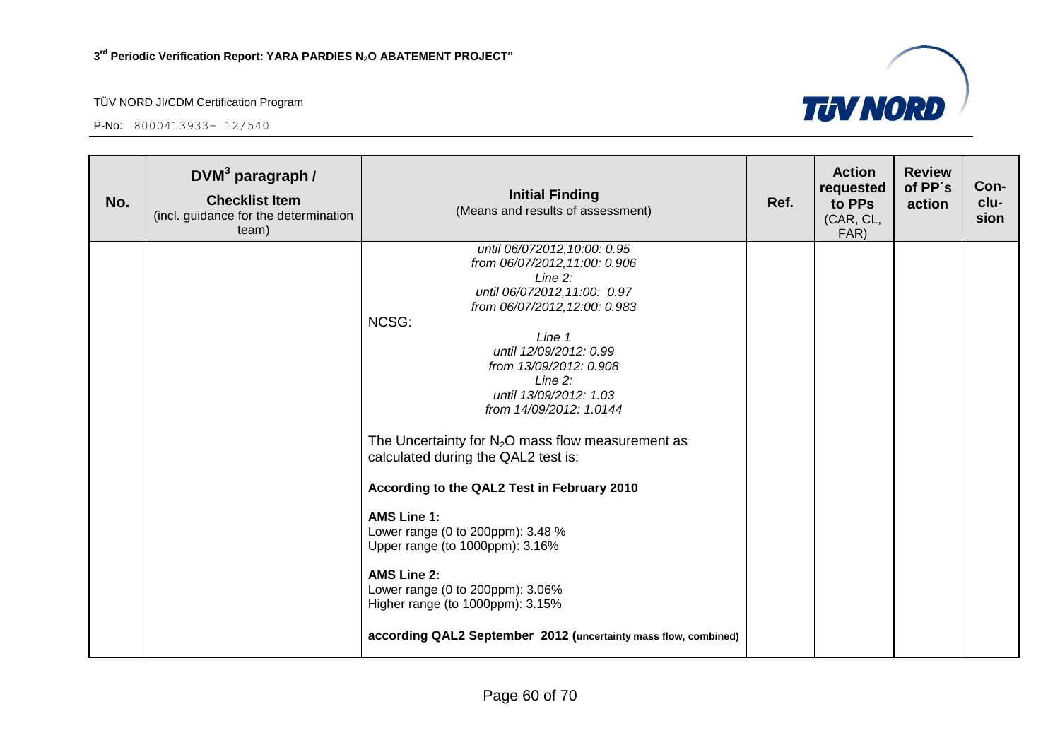| No. | DVM[3] paragraph / **Checklist Item** (incl. guidance for the determination team) | **Initial Finding** (Means and results of assessment) | Ref. | Action requested to PPs (CAR, CL, FAR) | Review of PP´s action | Con-clu-sion |
|---|---|---|---|---|---|---|
| | | *until 06/072012,10:00: 0.95*<br>*from 06/07/2012,11:00: 0.906*<br>*Line 2:*<br>*until 06/072012,11:00: 0.97*<br>*from 06/07/2012,12:00: 0.983*<br>NCSG:<br>*Line 1*<br>*until 12/09/2012: 0.99*<br>*from 13/09/2012: 0.908*<br>*Line 2:*<br>*until 13/09/2012: 1.03*<br>*from 14/09/2012: 1.0144*<br><br>The Uncertainty for $N_2O$ mass flow measurement as calculated during the QAL2 test is:<br><br>**According to the QAL2 Test in February 2010**<br><br>**AMS Line 1:**<br>Lower range (0 to 200ppm): 3.48 %<br>Upper range (to 1000ppm): 3.16%<br><br>**AMS Line 2:**<br>Lower range (0 to 200ppm): 3.06%<br>Higher range (to 1000ppm): 3.15%<br><br>**according QAL2 September 2012 (uncertainty mass flow, combined)** | | | | |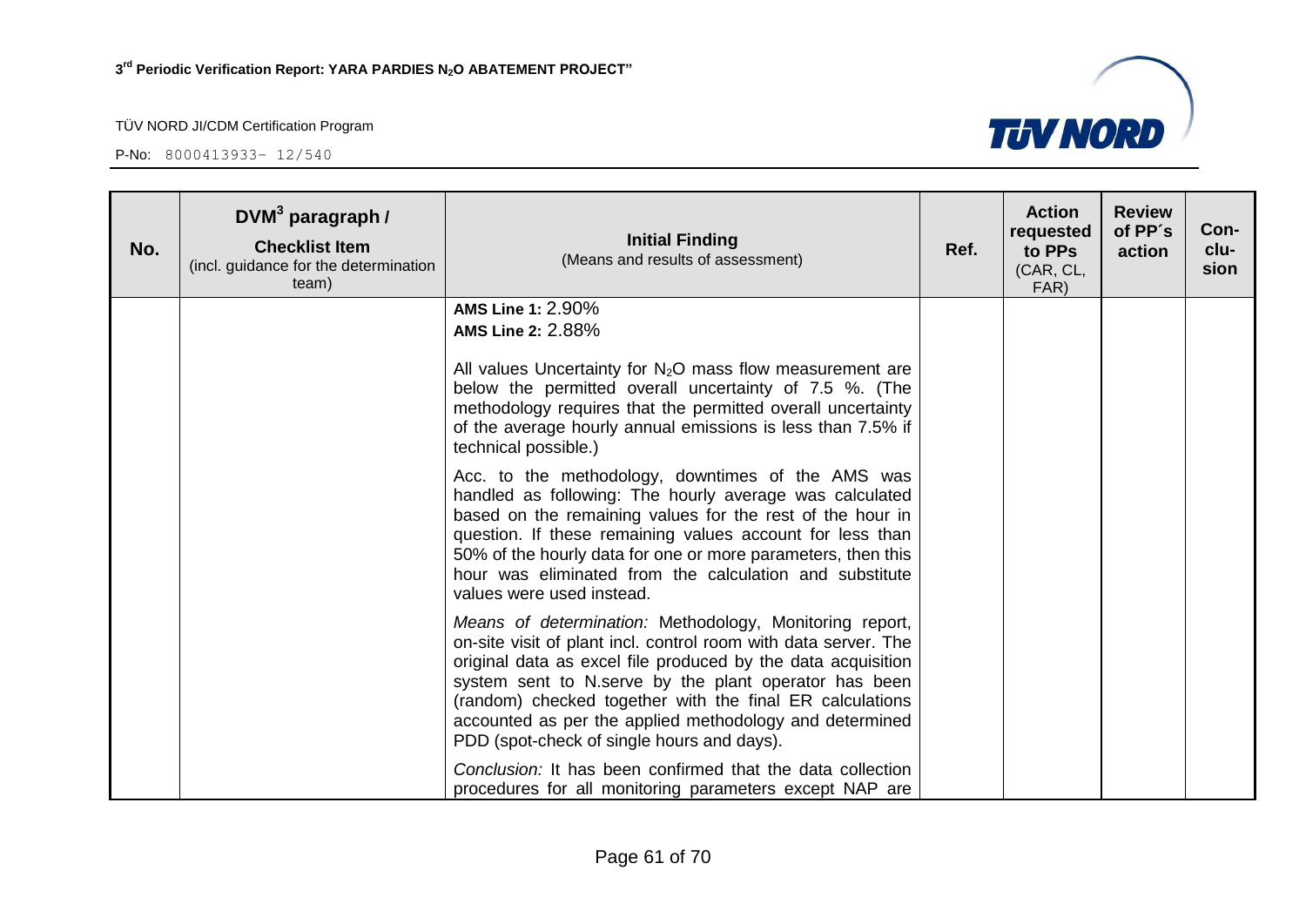| No. | DVM[3] paragraph / **Checklist Item** (incl. guidance for the determination team) | **Initial Finding** (Means and results of assessment) | Ref. | Action requested to PPs (CAR, CL, FAR) | Review of PP´s action | Con-clu-sion |
|---|---|---|---|---|---|---|
| | | **AMS Line 1:** 2.90%<br>**AMS Line 2:** 2.88%<br><br>All values Uncertainty for $N_2O$ mass flow measurement are below the permitted overall uncertainty of 7.5 %. (The methodology requires that the permitted overall uncertainty of the average hourly annual emissions is less than 7.5% if technical possible.)<br><br>Acc. to the methodology, downtimes of the AMS was handled as following: The hourly average was calculated based on the remaining values for the rest of the hour in question. If these remaining values account for less than 50% of the hourly data for one or more parameters, then this hour was eliminated from the calculation and substitute values were used instead.<br><br>*Means of determination:* Methodology, Monitoring report, on-site visit of plant incl. control room with data server. The original data as excel file produced by the data acquisition system sent to N.serve by the plant operator has been (random) checked together with the final ER calculations accounted as per the applied methodology and determined PDD (spot-check of single hours and days).<br><br>*Conclusion:* It has been confirmed that the data collection procedures for all monitoring parameters except NAP are | | | | |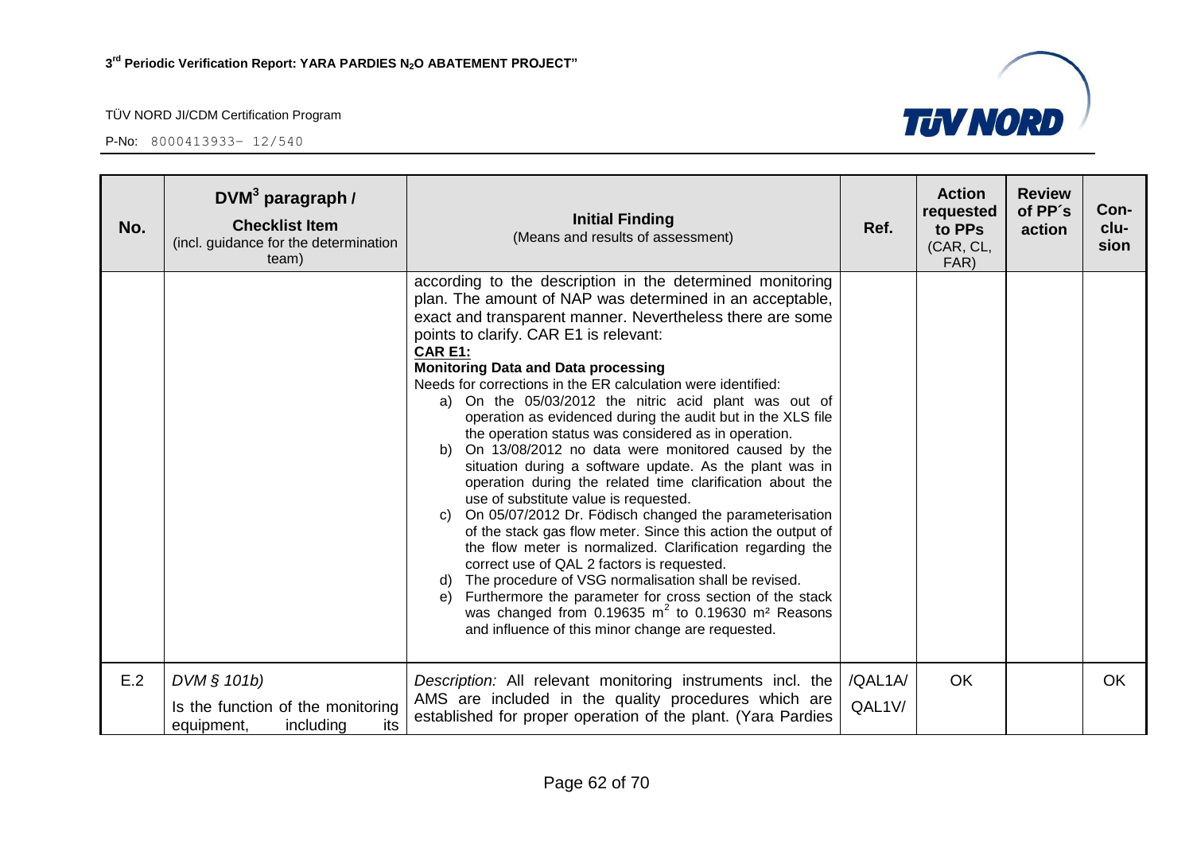| No. | DVM³ paragraph / Checklist Item (incl. guidance for the determination team) | Initial Finding (Means and results of assessment) | Ref. | Action requested to PPs (CAR, CL, FAR) | Review of PP´s action | Con-clu-sion |
|---|---|---|---|---|---|---|
| | | according to the description in the determined monitoring plan. The amount of NAP was determined in an acceptable, exact and transparent manner. Nevertheless there are some points to clarify. CAR E1 is relevant:<br>**CAR E1:**<br>**Monitoring Data and Data processing**<br>Needs for corrections in the ER calculation were identified:<br>a) On the 05/03/2012 the nitric acid plant was out of operation as evidenced during the audit but in the XLS file the operation status was considered as in operation.<br>b) On 13/08/2012 no data were monitored caused by the situation during a software update. As the plant was in operation during the related time clarification about the use of substitute value is requested.<br>c) On 05/07/2012 Dr. Födisch changed the parameterisation of the stack gas flow meter. Since this action the output of the flow meter is normalized. Clarification regarding the correct use of QAL 2 factors is requested.<br>d) The procedure of VSG normalisation shall be revised.<br>e) Furthermore the parameter for cross section of the stack was changed from 0.19635 $m^2$ to 0.19630 $m^2$ Reasons and influence of this minor change are requested. | | | | |
| E.2 | *DVM § 101b)*<br>Is the function of the monitoring equipment, including its | *Description:* All relevant monitoring instruments incl. the AMS are included in the quality procedures which are established for proper operation of the plant. (Yara Pardies | /QAL1A/ QAL1V/ | OK | | OK |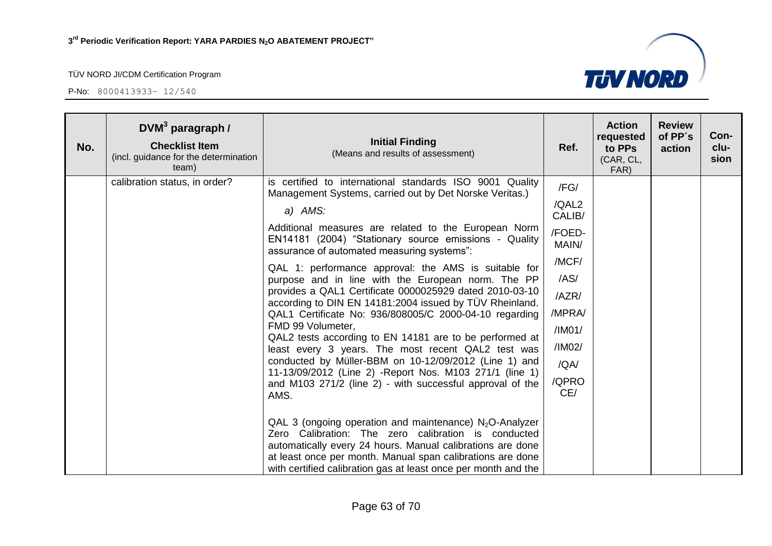| No. | DVM[3] paragraph / **Checklist Item** (incl. guidance for the determination team) | **Initial Finding** (Means and results of assessment) | Ref. | Action requested to PPs (CAR, CL, FAR) | Review of PP´s action | Conclusion |
|---|---|---|---|---|---|---|
| | calibration status, in order? | is certified to international standards ISO 9001 Quality Management Systems, carried out by Det Norske Veritas.)<br><br>*a) AMS:*<br><br>Additional measures are related to the European Norm EN14181 (2004) "Stationary source emissions - Quality assurance of automated measuring systems":<br><br>QAL 1: performance approval: the AMS is suitable for purpose and in line with the European norm. The PP provides a QAL1 Certificate 0000025929 dated 2010-03-10 according to DIN EN 14181:2004 issued by TÜV Rheinland. QAL1 Certificate No: 936/808005/C 2000-04-10 regarding FMD 99 Volumeter,<br>QAL2 tests according to EN 14181 are to be performed at least every 3 years. The most recent QAL2 test was conducted by Müller-BBM on 10-12/09/2012 (Line 1) and 11-13/09/2012 (Line 2) -Report Nos. M103 271/1 (line 1) and M103 271/2 (line 2) - with successful approval of the AMS.<br><br>QAL 3 (ongoing operation and maintenance) $N_2O$-Analyzer Zero Calibration: The zero calibration is conducted automatically every 24 hours. Manual calibrations are done at least once per month. Manual span calibrations are done with certified calibration gas at least once per month and the | /FG/<br>/QAL2 CALIB/<br>/FOED-MAIN/<br>/MCF/<br>/AS/<br>/AZR/<br>/MPRA/<br>/IM01/<br>/IM02/<br>/QA/<br>/QPROCE/ | | | |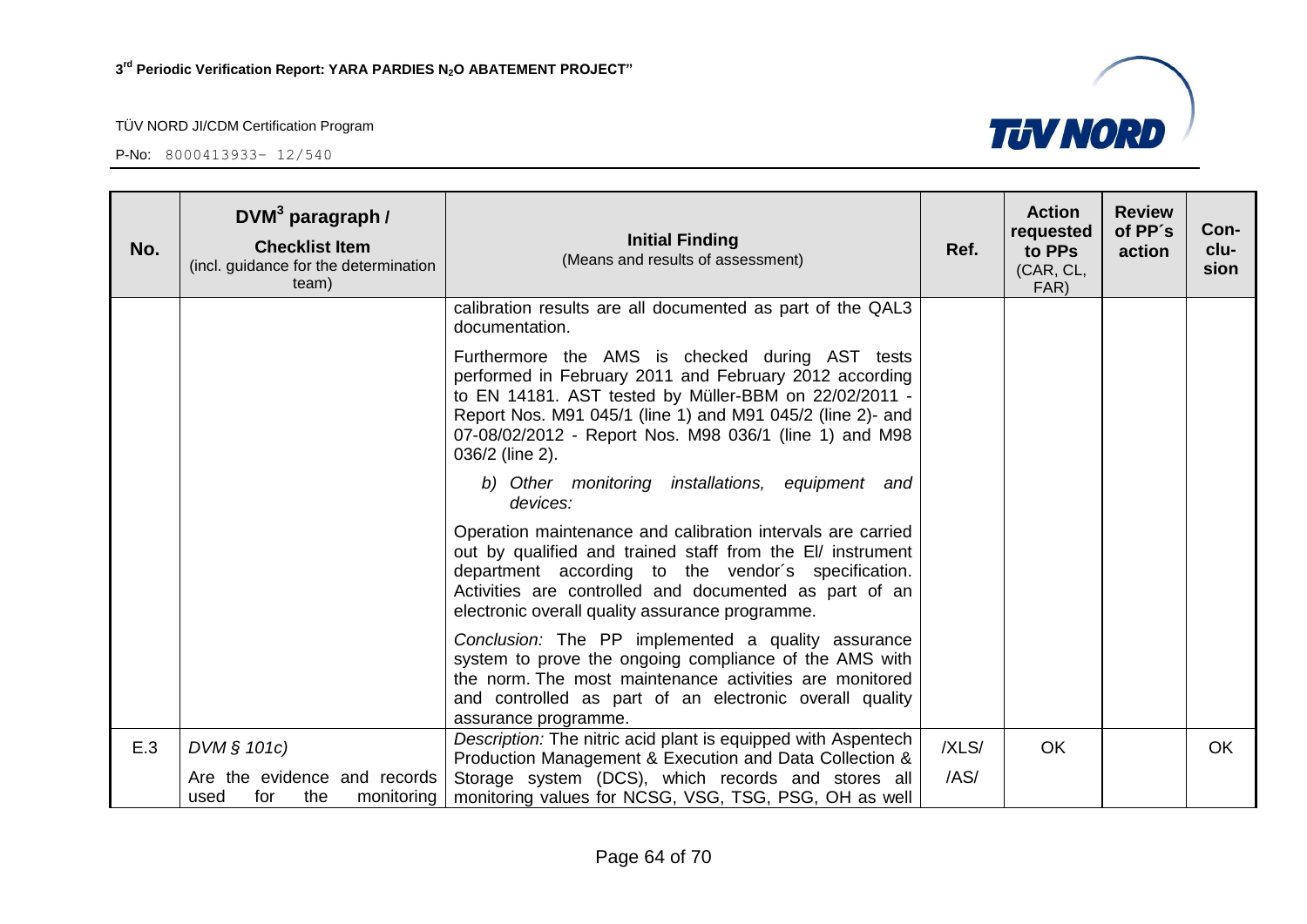| No. | DVM[3] paragraph / **Checklist Item** (incl. guidance for the determination team) | **Initial Finding** (Means and results of assessment) | Ref. | Action requested to PPs (CAR, CL, FAR) | Review of PP´s action | Con-clu-sion |
|---|---|---|---|---|---|---|
| | | calibration results are all documented as part of the QAL3 documentation.<br><br>Furthermore the AMS is checked during AST tests performed in February 2011 and February 2012 according to EN 14181. AST tested by Müller-BBM on 22/02/2011 - Report Nos. M91 045/1 (line 1) and M91 045/2 (line 2)- and 07-08/02/2012 - Report Nos. M98 036/1 (line 1) and M98 036/2 (line 2).<br><br>*b) Other monitoring installations, equipment and devices:*<br><br>Operation maintenance and calibration intervals are carried out by qualified and trained staff from the El/ instrument department according to the vendor´s specification. Activities are controlled and documented as part of an electronic overall quality assurance programme.<br><br>*Conclusion:* The PP implemented a quality assurance system to prove the ongoing compliance of the AMS with the norm. The most maintenance activities are monitored and controlled as part of an electronic overall quality assurance programme. | | | | |
| E.3 | *DVM § 101c)*<br><br>Are the evidence and records used for the monitoring | *Description:* The nitric acid plant is equipped with Aspentech Production Management & Execution and Data Collection & Storage system (DCS), which records and stores all monitoring values for NCSG, VSG, TSG, PSG, OH as well | /XLS/<br><br>/AS/ | OK | | OK |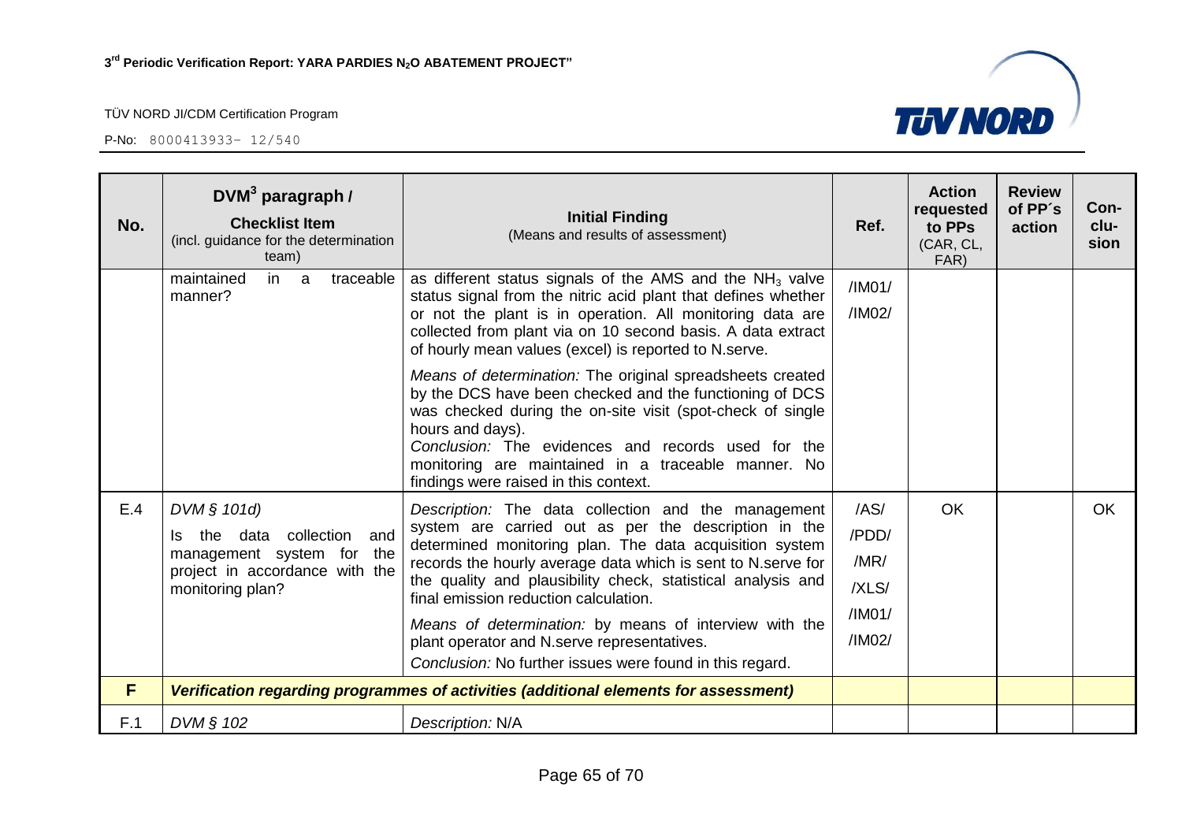| No. | DVM[3] paragraph / **Checklist Item** (incl. guidance for the determination team) | **Initial Finding** (Means and results of assessment) | Ref. | Action requested to PPs (CAR, CL, FAR) | Review of PP´s action | Con-clu-sion |
|---|---|---|---|---|---|---|
| | maintained in a traceable manner? | as different status signals of the AMS and the $NH_3$ valve status signal from the nitric acid plant that defines whether or not the plant is in operation. All monitoring data are collected from plant via on 10 second basis. A data extract of hourly mean values (excel) is reported to N.serve.<br><br>*Means of determination:* The original spreadsheets created by the DCS have been checked and the functioning of DCS was checked during the on-site visit (spot-check of single hours and days).<br>*Conclusion:* The evidences and records used for the monitoring are maintained in a traceable manner. No findings were raised in this context. | /IM01/<br>/IM02/ | | | |
| E.4 | *DVM § 101d)*<br>Is the data collection and management system for the project in accordance with the monitoring plan? | *Description:* The data collection and the management system are carried out as per the description in the determined monitoring plan. The data acquisition system records the hourly average data which is sent to N.serve for the quality and plausibility check, statistical analysis and final emission reduction calculation.<br><br>*Means of determination:* by means of interview with the plant operator and N.serve representatives.<br>*Conclusion:* No further issues were found in this regard. | /AS/<br>/PDD/<br>/MR/<br>/XLS/<br>/IM01/<br>/IM02/ | OK | | OK |
| **F** | ***Verification regarding programmes of activities (additional elements for assessment)*** | | | | | |
| F.1 | *DVM § 102* | *Description:* N/A | | | | |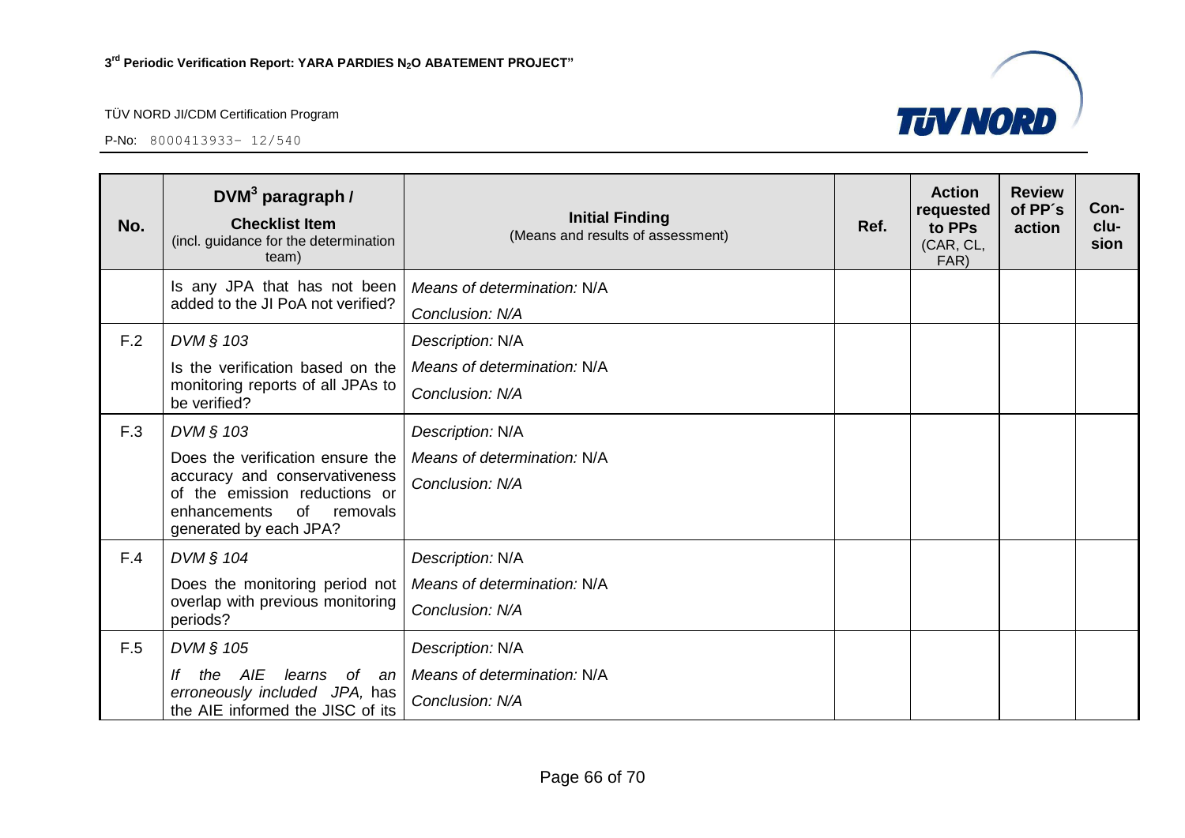| No. | DVM[3] paragraph / **Checklist Item** (incl. guidance for the determination team) | **Initial Finding** (Means and results of assessment) | Ref. | Action requested to PPs (CAR, CL, FAR) | Review of PP´s action | Con-clu-sion |
|---|---|---|---|---|---|---|
| | Is any JPA that has not been added to the JI PoA not verified? | *Means of determination:* N/A<br>*Conclusion: N/A* | | | | |
| F.2 | *DVM § 103*<br>Is the verification based on the monitoring reports of all JPAs to be verified? | *Description:* N/A<br>*Means of determination:* N/A<br>*Conclusion: N/A* | | | | |
| F.3 | *DVM § 103*<br>Does the verification ensure the accuracy and conservativeness of the emission reductions or enhancements of removals generated by each JPA? | *Description:* N/A<br>*Means of determination:* N/A<br>*Conclusion: N/A* | | | | |
| F.4 | *DVM § 104*<br>Does the monitoring period not overlap with previous monitoring periods? | *Description:* N/A<br>*Means of determination:* N/A<br>*Conclusion: N/A* | | | | |
| F.5 | *DVM § 105*<br>*If the AIE learns of an erroneously included JPA,* has the AIE informed the JISC of its | *Description:* N/A<br>*Means of determination:* N/A<br>*Conclusion: N/A* | | | | |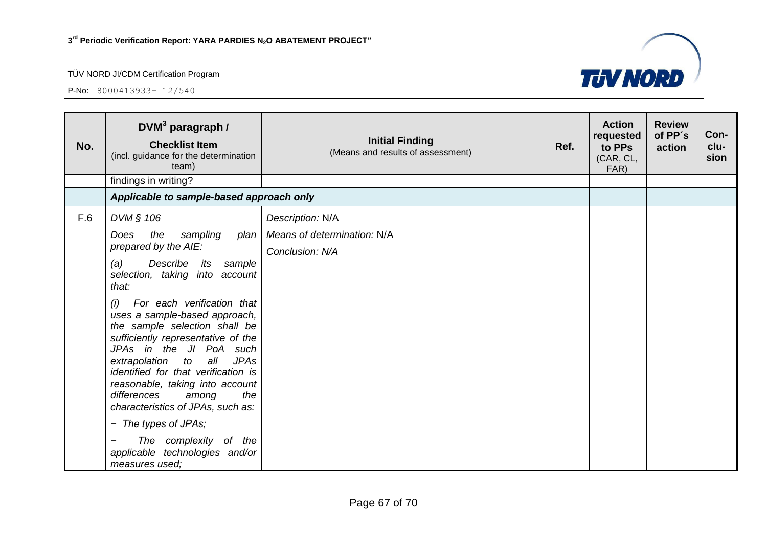| No. | DVM[3] paragraph / **Checklist Item** (incl. guidance for the determination team) | **Initial Finding** (Means and results of assessment) | Ref. | Action requested to PPs (CAR, CL, FAR) | Review of PP´s action | Con-clu-sion |
|---|---|---|---|---|---|---|
| | findings in writing? | | | | | |
| | ***Applicable to sample-based approach only*** | | | | | |
| F.6 | *DVM § 106*<br><br>*Does the sampling plan prepared by the AIE:*<br><br>*(a) Describe its sample selection, taking into account that:*<br><br>*(i) For each verification that uses a sample-based approach, the sample selection shall be sufficiently representative of the JPAs in the JI PoA such extrapolation to all JPAs identified for that verification is reasonable, taking into account differences among the characteristics of JPAs, such as:*<br><br>*− The types of JPAs;*<br><br>*− The complexity of the applicable technologies and/or measures used;* | *Description:* N/A<br><br>*Means of determination:* N/A<br><br>*Conclusion: N/A* | | | | |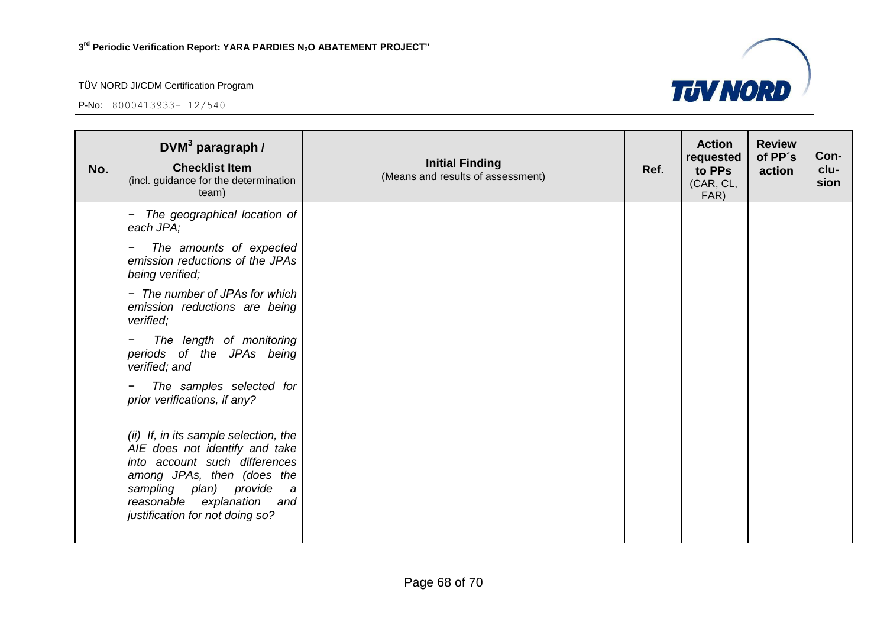| No. | DVM[3] paragraph / **Checklist Item** (incl. guidance for the determination team) | **Initial Finding** (Means and results of assessment) | Ref. | Action requested to PPs (CAR, CL, FAR) | Review of PP´s action | Con-clu-sion |
|---|---|---|---|---|---|---|
| | *− The geographical location of each JPA;*<br><br>*− The amounts of expected emission reductions of the JPAs being verified;*<br><br>*− The number of JPAs for which emission reductions are being verified;*<br><br>*− The length of monitoring periods of the JPAs being verified; and*<br><br>*− The samples selected for prior verifications, if any?*<br><br>*(ii) If, in its sample selection, the AIE does not identify and take into account such differences among JPAs, then (does the sampling plan) provide a reasonable explanation and justification for not doing so?* | | | | | |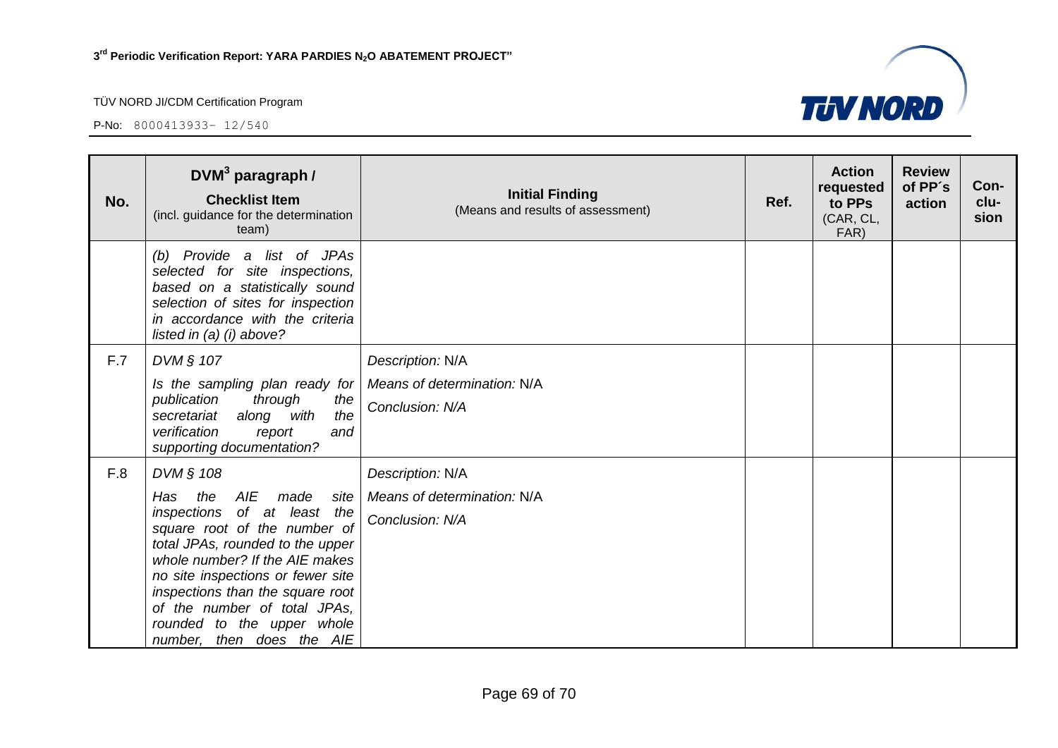| No. | DVM[3] paragraph / **Checklist Item** (incl. guidance for the determination team) | **Initial Finding** (Means and results of assessment) | Ref. | Action requested to PPs (CAR, CL, FAR) | Review of PP´s action | Con-clu-sion |
|---|---|---|---|---|---|---|
| | *(b) Provide a list of JPAs selected for site inspections, based on a statistically sound selection of sites for inspection in accordance with the criteria listed in (a) (i) above?* | | | | | |
| F.7 | *DVM § 107*<br><br>*Is the sampling plan ready for publication through the secretariat along with the verification report and supporting documentation?* | *Description:* N/A<br><br>*Means of determination:* N/A<br><br>*Conclusion: N/A* | | | | |
| F.8 | *DVM § 108*<br><br>*Has the AIE made site inspections of at least the square root of the number of total JPAs, rounded to the upper whole number? If the AIE makes no site inspections or fewer site inspections than the square root of the number of total JPAs, rounded to the upper whole number, then does the AIE* | *Description:* N/A<br><br>*Means of determination:* N/A<br><br>*Conclusion: N/A* | | | | |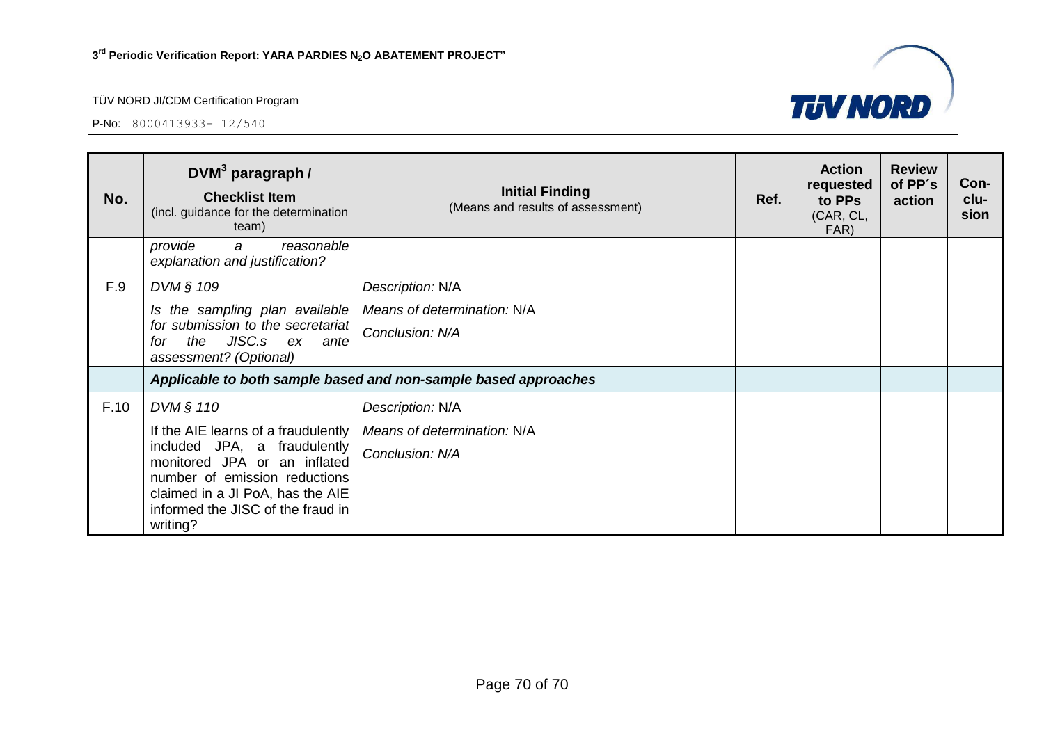| No. | DVM[3] paragraph / **Checklist Item** (incl. guidance for the determination team) | **Initial Finding** (Means and results of assessment) | Ref. | Action requested to PPs (CAR, CL, FAR) | Review of PP´s action | Con-clu-sion |
|---|---|---|---|---|---|---|
| | *provide a reasonable explanation and justification?* | | | | | |
| F.9 | *DVM § 109*<br>*Is the sampling plan available for submission to the secretariat for the JISC.s ex ante assessment? (Optional)* | *Description:* N/A<br>*Means of determination:* N/A<br>*Conclusion: N/A* | | | | |
| | ***Applicable to both sample based and non-sample based approaches*** | | | | | |
| F.10 | *DVM § 110*<br>If the AIE learns of a fraudulently included JPA, a fraudulently monitored JPA or an inflated number of emission reductions claimed in a JI PoA, has the AIE informed the JISC of the fraud in writing? | *Description:* N/A<br>*Means of determination:* N/A<br>*Conclusion: N/A* | | | | |